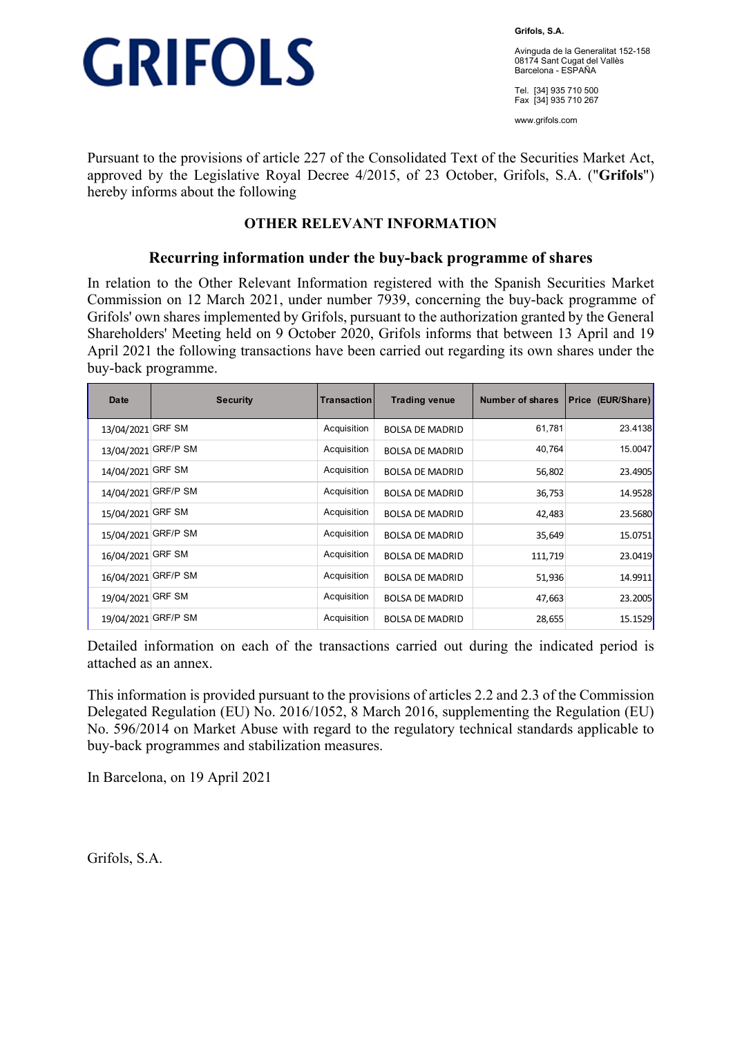GRIFOLS

**Grifols, S.A.**

Avinguda de la Generalitat 152-158
08174 Sant Cugat del Vallès
Barcelona - ESPAÑA

Tel. [34] 935 710 500
Fax [34] 935 710 267

www.grifols.com

Pursuant to the provisions of article 227 of the Consolidated Text of the Securities Market Act, approved by the Legislative Royal Decree 4/2015, of 23 October, Grifols, S.A. ("**Grifols**") hereby informs about the following

## OTHER RELEVANT INFORMATION

### Recurring information under the buy-back programme of shares

In relation to the Other Relevant Information registered with the Spanish Securities Market Commission on 12 March 2021, under number 7939, concerning the buy-back programme of Grifols' own shares implemented by Grifols, pursuant to the authorization granted by the General Shareholders' Meeting held on 9 October 2020, Grifols informs that between 13 April and 19 April 2021 the following transactions have been carried out regarding its own shares under the buy-back programme.

| Date | Security | Transaction | Trading venue | Number of shares | Price (EUR/Share) |
|---|---|---|---|---|---|
| 13/04/2021 | GRF SM | Acquisition | BOLSA DE MADRID | 61,781 | 23.4138 |
| 13/04/2021 | GRF/P SM | Acquisition | BOLSA DE MADRID | 40,764 | 15.0047 |
| 14/04/2021 | GRF SM | Acquisition | BOLSA DE MADRID | 56,802 | 23.4905 |
| 14/04/2021 | GRF/P SM | Acquisition | BOLSA DE MADRID | 36,753 | 14.9528 |
| 15/04/2021 | GRF SM | Acquisition | BOLSA DE MADRID | 42,483 | 23.5680 |
| 15/04/2021 | GRF/P SM | Acquisition | BOLSA DE MADRID | 35,649 | 15.0751 |
| 16/04/2021 | GRF SM | Acquisition | BOLSA DE MADRID | 111,719 | 23.0419 |
| 16/04/2021 | GRF/P SM | Acquisition | BOLSA DE MADRID | 51,936 | 14.9911 |
| 19/04/2021 | GRF SM | Acquisition | BOLSA DE MADRID | 47,663 | 23.2005 |
| 19/04/2021 | GRF/P SM | Acquisition | BOLSA DE MADRID | 28,655 | 15.1529 |

Detailed information on each of the transactions carried out during the indicated period is attached as an annex.

This information is provided pursuant to the provisions of articles 2.2 and 2.3 of the Commission Delegated Regulation (EU) No. 2016/1052, 8 March 2016, supplementing the Regulation (EU) No. 596/2014 on Market Abuse with regard to the regulatory technical standards applicable to buy-back programmes and stabilization measures.

In Barcelona, on 19 April 2021

Grifols, S.A.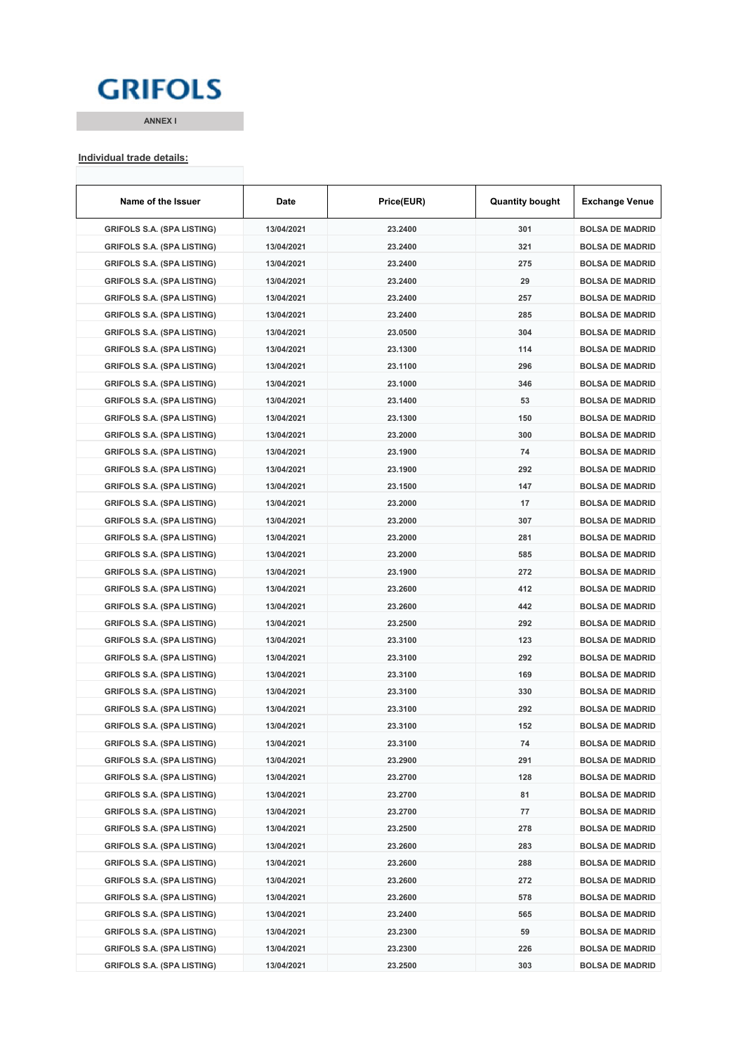**GRIFOLS**

**ANNEX I**

**Individual trade details:**

| Name of the Issuer | Date | Price(EUR) | Quantity bought | Exchange Venue |
|---|---|---|---|---|
| GRIFOLS S.A. (SPA LISTING) | 13/04/2021 | 23.2400 | 301 | BOLSA DE MADRID |
| GRIFOLS S.A. (SPA LISTING) | 13/04/2021 | 23.2400 | 321 | BOLSA DE MADRID |
| GRIFOLS S.A. (SPA LISTING) | 13/04/2021 | 23.2400 | 275 | BOLSA DE MADRID |
| GRIFOLS S.A. (SPA LISTING) | 13/04/2021 | 23.2400 | 29 | BOLSA DE MADRID |
| GRIFOLS S.A. (SPA LISTING) | 13/04/2021 | 23.2400 | 257 | BOLSA DE MADRID |
| GRIFOLS S.A. (SPA LISTING) | 13/04/2021 | 23.2400 | 285 | BOLSA DE MADRID |
| GRIFOLS S.A. (SPA LISTING) | 13/04/2021 | 23.0500 | 304 | BOLSA DE MADRID |
| GRIFOLS S.A. (SPA LISTING) | 13/04/2021 | 23.1300 | 114 | BOLSA DE MADRID |
| GRIFOLS S.A. (SPA LISTING) | 13/04/2021 | 23.1100 | 296 | BOLSA DE MADRID |
| GRIFOLS S.A. (SPA LISTING) | 13/04/2021 | 23.1000 | 346 | BOLSA DE MADRID |
| GRIFOLS S.A. (SPA LISTING) | 13/04/2021 | 23.1400 | 53 | BOLSA DE MADRID |
| GRIFOLS S.A. (SPA LISTING) | 13/04/2021 | 23.1300 | 150 | BOLSA DE MADRID |
| GRIFOLS S.A. (SPA LISTING) | 13/04/2021 | 23.2000 | 300 | BOLSA DE MADRID |
| GRIFOLS S.A. (SPA LISTING) | 13/04/2021 | 23.1900 | 74 | BOLSA DE MADRID |
| GRIFOLS S.A. (SPA LISTING) | 13/04/2021 | 23.1900 | 292 | BOLSA DE MADRID |
| GRIFOLS S.A. (SPA LISTING) | 13/04/2021 | 23.1500 | 147 | BOLSA DE MADRID |
| GRIFOLS S.A. (SPA LISTING) | 13/04/2021 | 23.2000 | 17 | BOLSA DE MADRID |
| GRIFOLS S.A. (SPA LISTING) | 13/04/2021 | 23.2000 | 307 | BOLSA DE MADRID |
| GRIFOLS S.A. (SPA LISTING) | 13/04/2021 | 23.2000 | 281 | BOLSA DE MADRID |
| GRIFOLS S.A. (SPA LISTING) | 13/04/2021 | 23.2000 | 585 | BOLSA DE MADRID |
| GRIFOLS S.A. (SPA LISTING) | 13/04/2021 | 23.1900 | 272 | BOLSA DE MADRID |
| GRIFOLS S.A. (SPA LISTING) | 13/04/2021 | 23.2600 | 412 | BOLSA DE MADRID |
| GRIFOLS S.A. (SPA LISTING) | 13/04/2021 | 23.2600 | 442 | BOLSA DE MADRID |
| GRIFOLS S.A. (SPA LISTING) | 13/04/2021 | 23.2500 | 292 | BOLSA DE MADRID |
| GRIFOLS S.A. (SPA LISTING) | 13/04/2021 | 23.3100 | 123 | BOLSA DE MADRID |
| GRIFOLS S.A. (SPA LISTING) | 13/04/2021 | 23.3100 | 292 | BOLSA DE MADRID |
| GRIFOLS S.A. (SPA LISTING) | 13/04/2021 | 23.3100 | 169 | BOLSA DE MADRID |
| GRIFOLS S.A. (SPA LISTING) | 13/04/2021 | 23.3100 | 330 | BOLSA DE MADRID |
| GRIFOLS S.A. (SPA LISTING) | 13/04/2021 | 23.3100 | 292 | BOLSA DE MADRID |
| GRIFOLS S.A. (SPA LISTING) | 13/04/2021 | 23.3100 | 152 | BOLSA DE MADRID |
| GRIFOLS S.A. (SPA LISTING) | 13/04/2021 | 23.3100 | 74 | BOLSA DE MADRID |
| GRIFOLS S.A. (SPA LISTING) | 13/04/2021 | 23.2900 | 291 | BOLSA DE MADRID |
| GRIFOLS S.A. (SPA LISTING) | 13/04/2021 | 23.2700 | 128 | BOLSA DE MADRID |
| GRIFOLS S.A. (SPA LISTING) | 13/04/2021 | 23.2700 | 81 | BOLSA DE MADRID |
| GRIFOLS S.A. (SPA LISTING) | 13/04/2021 | 23.2700 | 77 | BOLSA DE MADRID |
| GRIFOLS S.A. (SPA LISTING) | 13/04/2021 | 23.2500 | 278 | BOLSA DE MADRID |
| GRIFOLS S.A. (SPA LISTING) | 13/04/2021 | 23.2600 | 283 | BOLSA DE MADRID |
| GRIFOLS S.A. (SPA LISTING) | 13/04/2021 | 23.2600 | 288 | BOLSA DE MADRID |
| GRIFOLS S.A. (SPA LISTING) | 13/04/2021 | 23.2600 | 272 | BOLSA DE MADRID |
| GRIFOLS S.A. (SPA LISTING) | 13/04/2021 | 23.2600 | 578 | BOLSA DE MADRID |
| GRIFOLS S.A. (SPA LISTING) | 13/04/2021 | 23.2400 | 565 | BOLSA DE MADRID |
| GRIFOLS S.A. (SPA LISTING) | 13/04/2021 | 23.2300 | 59 | BOLSA DE MADRID |
| GRIFOLS S.A. (SPA LISTING) | 13/04/2021 | 23.2300 | 226 | BOLSA DE MADRID |
| GRIFOLS S.A. (SPA LISTING) | 13/04/2021 | 23.2500 | 303 | BOLSA DE MADRID |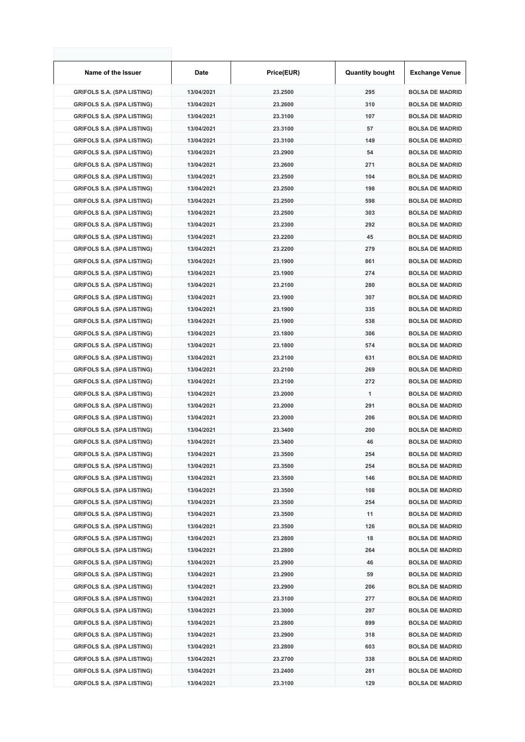| Name of the Issuer | Date | Price(EUR) | Quantity bought | Exchange Venue |
|---|---|---|---|---|
| GRIFOLS S.A. (SPA LISTING) | 13/04/2021 | 23.2500 | 295 | BOLSA DE MADRID |
| GRIFOLS S.A. (SPA LISTING) | 13/04/2021 | 23.2600 | 310 | BOLSA DE MADRID |
| GRIFOLS S.A. (SPA LISTING) | 13/04/2021 | 23.3100 | 107 | BOLSA DE MADRID |
| GRIFOLS S.A. (SPA LISTING) | 13/04/2021 | 23.3100 | 57 | BOLSA DE MADRID |
| GRIFOLS S.A. (SPA LISTING) | 13/04/2021 | 23.3100 | 149 | BOLSA DE MADRID |
| GRIFOLS S.A. (SPA LISTING) | 13/04/2021 | 23.2900 | 54 | BOLSA DE MADRID |
| GRIFOLS S.A. (SPA LISTING) | 13/04/2021 | 23.2600 | 271 | BOLSA DE MADRID |
| GRIFOLS S.A. (SPA LISTING) | 13/04/2021 | 23.2500 | 104 | BOLSA DE MADRID |
| GRIFOLS S.A. (SPA LISTING) | 13/04/2021 | 23.2500 | 198 | BOLSA DE MADRID |
| GRIFOLS S.A. (SPA LISTING) | 13/04/2021 | 23.2500 | 598 | BOLSA DE MADRID |
| GRIFOLS S.A. (SPA LISTING) | 13/04/2021 | 23.2500 | 303 | BOLSA DE MADRID |
| GRIFOLS S.A. (SPA LISTING) | 13/04/2021 | 23.2300 | 292 | BOLSA DE MADRID |
| GRIFOLS S.A. (SPA LISTING) | 13/04/2021 | 23.2200 | 45 | BOLSA DE MADRID |
| GRIFOLS S.A. (SPA LISTING) | 13/04/2021 | 23.2200 | 279 | BOLSA DE MADRID |
| GRIFOLS S.A. (SPA LISTING) | 13/04/2021 | 23.1900 | 861 | BOLSA DE MADRID |
| GRIFOLS S.A. (SPA LISTING) | 13/04/2021 | 23.1900 | 274 | BOLSA DE MADRID |
| GRIFOLS S.A. (SPA LISTING) | 13/04/2021 | 23.2100 | 280 | BOLSA DE MADRID |
| GRIFOLS S.A. (SPA LISTING) | 13/04/2021 | 23.1900 | 307 | BOLSA DE MADRID |
| GRIFOLS S.A. (SPA LISTING) | 13/04/2021 | 23.1900 | 335 | BOLSA DE MADRID |
| GRIFOLS S.A. (SPA LISTING) | 13/04/2021 | 23.1900 | 538 | BOLSA DE MADRID |
| GRIFOLS S.A. (SPA LISTING) | 13/04/2021 | 23.1800 | 306 | BOLSA DE MADRID |
| GRIFOLS S.A. (SPA LISTING) | 13/04/2021 | 23.1800 | 574 | BOLSA DE MADRID |
| GRIFOLS S.A. (SPA LISTING) | 13/04/2021 | 23.2100 | 631 | BOLSA DE MADRID |
| GRIFOLS S.A. (SPA LISTING) | 13/04/2021 | 23.2100 | 269 | BOLSA DE MADRID |
| GRIFOLS S.A. (SPA LISTING) | 13/04/2021 | 23.2100 | 272 | BOLSA DE MADRID |
| GRIFOLS S.A. (SPA LISTING) | 13/04/2021 | 23.2000 | 1 | BOLSA DE MADRID |
| GRIFOLS S.A. (SPA LISTING) | 13/04/2021 | 23.2000 | 291 | BOLSA DE MADRID |
| GRIFOLS S.A. (SPA LISTING) | 13/04/2021 | 23.2000 | 206 | BOLSA DE MADRID |
| GRIFOLS S.A. (SPA LISTING) | 13/04/2021 | 23.3400 | 200 | BOLSA DE MADRID |
| GRIFOLS S.A. (SPA LISTING) | 13/04/2021 | 23.3400 | 46 | BOLSA DE MADRID |
| GRIFOLS S.A. (SPA LISTING) | 13/04/2021 | 23.3500 | 254 | BOLSA DE MADRID |
| GRIFOLS S.A. (SPA LISTING) | 13/04/2021 | 23.3500 | 254 | BOLSA DE MADRID |
| GRIFOLS S.A. (SPA LISTING) | 13/04/2021 | 23.3500 | 146 | BOLSA DE MADRID |
| GRIFOLS S.A. (SPA LISTING) | 13/04/2021 | 23.3500 | 108 | BOLSA DE MADRID |
| GRIFOLS S.A. (SPA LISTING) | 13/04/2021 | 23.3500 | 254 | BOLSA DE MADRID |
| GRIFOLS S.A. (SPA LISTING) | 13/04/2021 | 23.3500 | 11 | BOLSA DE MADRID |
| GRIFOLS S.A. (SPA LISTING) | 13/04/2021 | 23.3500 | 126 | BOLSA DE MADRID |
| GRIFOLS S.A. (SPA LISTING) | 13/04/2021 | 23.2800 | 18 | BOLSA DE MADRID |
| GRIFOLS S.A. (SPA LISTING) | 13/04/2021 | 23.2800 | 264 | BOLSA DE MADRID |
| GRIFOLS S.A. (SPA LISTING) | 13/04/2021 | 23.2900 | 46 | BOLSA DE MADRID |
| GRIFOLS S.A. (SPA LISTING) | 13/04/2021 | 23.2900 | 59 | BOLSA DE MADRID |
| GRIFOLS S.A. (SPA LISTING) | 13/04/2021 | 23.2900 | 206 | BOLSA DE MADRID |
| GRIFOLS S.A. (SPA LISTING) | 13/04/2021 | 23.3100 | 277 | BOLSA DE MADRID |
| GRIFOLS S.A. (SPA LISTING) | 13/04/2021 | 23.3000 | 297 | BOLSA DE MADRID |
| GRIFOLS S.A. (SPA LISTING) | 13/04/2021 | 23.2800 | 899 | BOLSA DE MADRID |
| GRIFOLS S.A. (SPA LISTING) | 13/04/2021 | 23.2900 | 318 | BOLSA DE MADRID |
| GRIFOLS S.A. (SPA LISTING) | 13/04/2021 | 23.2800 | 603 | BOLSA DE MADRID |
| GRIFOLS S.A. (SPA LISTING) | 13/04/2021 | 23.2700 | 338 | BOLSA DE MADRID |
| GRIFOLS S.A. (SPA LISTING) | 13/04/2021 | 23.2400 | 281 | BOLSA DE MADRID |
| GRIFOLS S.A. (SPA LISTING) | 13/04/2021 | 23.3100 | 129 | BOLSA DE MADRID |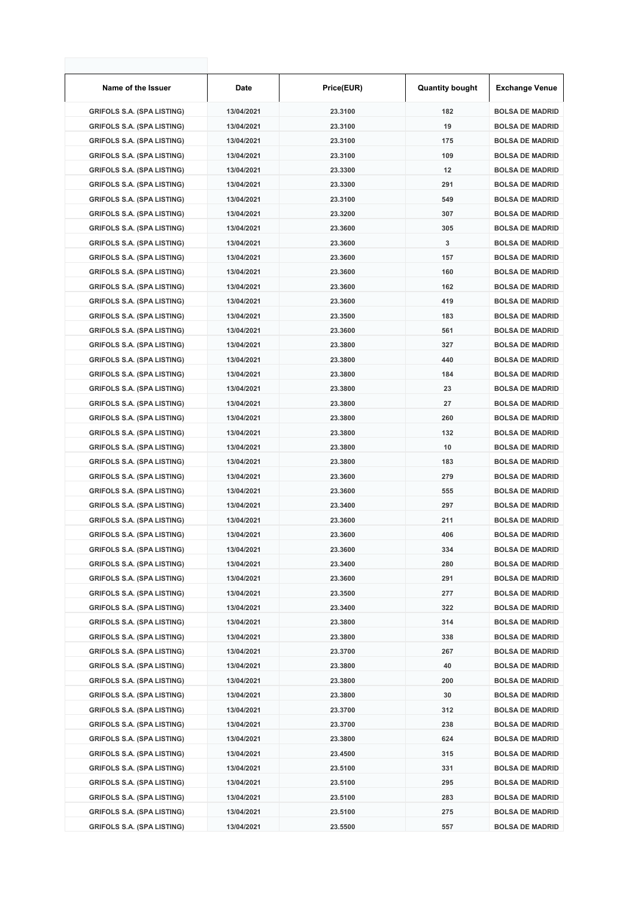| Name of the Issuer | Date | Price(EUR) | Quantity bought | Exchange Venue |
| --- | --- | --- | --- | --- |
| GRIFOLS S.A. (SPA LISTING) | 13/04/2021 | 23.3100 | 182 | BOLSA DE MADRID |
| GRIFOLS S.A. (SPA LISTING) | 13/04/2021 | 23.3100 | 19 | BOLSA DE MADRID |
| GRIFOLS S.A. (SPA LISTING) | 13/04/2021 | 23.3100 | 175 | BOLSA DE MADRID |
| GRIFOLS S.A. (SPA LISTING) | 13/04/2021 | 23.3100 | 109 | BOLSA DE MADRID |
| GRIFOLS S.A. (SPA LISTING) | 13/04/2021 | 23.3300 | 12 | BOLSA DE MADRID |
| GRIFOLS S.A. (SPA LISTING) | 13/04/2021 | 23.3300 | 291 | BOLSA DE MADRID |
| GRIFOLS S.A. (SPA LISTING) | 13/04/2021 | 23.3100 | 549 | BOLSA DE MADRID |
| GRIFOLS S.A. (SPA LISTING) | 13/04/2021 | 23.3200 | 307 | BOLSA DE MADRID |
| GRIFOLS S.A. (SPA LISTING) | 13/04/2021 | 23.3600 | 305 | BOLSA DE MADRID |
| GRIFOLS S.A. (SPA LISTING) | 13/04/2021 | 23.3600 | 3 | BOLSA DE MADRID |
| GRIFOLS S.A. (SPA LISTING) | 13/04/2021 | 23.3600 | 157 | BOLSA DE MADRID |
| GRIFOLS S.A. (SPA LISTING) | 13/04/2021 | 23.3600 | 160 | BOLSA DE MADRID |
| GRIFOLS S.A. (SPA LISTING) | 13/04/2021 | 23.3600 | 162 | BOLSA DE MADRID |
| GRIFOLS S.A. (SPA LISTING) | 13/04/2021 | 23.3600 | 419 | BOLSA DE MADRID |
| GRIFOLS S.A. (SPA LISTING) | 13/04/2021 | 23.3500 | 183 | BOLSA DE MADRID |
| GRIFOLS S.A. (SPA LISTING) | 13/04/2021 | 23.3600 | 561 | BOLSA DE MADRID |
| GRIFOLS S.A. (SPA LISTING) | 13/04/2021 | 23.3800 | 327 | BOLSA DE MADRID |
| GRIFOLS S.A. (SPA LISTING) | 13/04/2021 | 23.3800 | 440 | BOLSA DE MADRID |
| GRIFOLS S.A. (SPA LISTING) | 13/04/2021 | 23.3800 | 184 | BOLSA DE MADRID |
| GRIFOLS S.A. (SPA LISTING) | 13/04/2021 | 23.3800 | 23 | BOLSA DE MADRID |
| GRIFOLS S.A. (SPA LISTING) | 13/04/2021 | 23.3800 | 27 | BOLSA DE MADRID |
| GRIFOLS S.A. (SPA LISTING) | 13/04/2021 | 23.3800 | 260 | BOLSA DE MADRID |
| GRIFOLS S.A. (SPA LISTING) | 13/04/2021 | 23.3800 | 132 | BOLSA DE MADRID |
| GRIFOLS S.A. (SPA LISTING) | 13/04/2021 | 23.3800 | 10 | BOLSA DE MADRID |
| GRIFOLS S.A. (SPA LISTING) | 13/04/2021 | 23.3800 | 183 | BOLSA DE MADRID |
| GRIFOLS S.A. (SPA LISTING) | 13/04/2021 | 23.3600 | 279 | BOLSA DE MADRID |
| GRIFOLS S.A. (SPA LISTING) | 13/04/2021 | 23.3600 | 555 | BOLSA DE MADRID |
| GRIFOLS S.A. (SPA LISTING) | 13/04/2021 | 23.3400 | 297 | BOLSA DE MADRID |
| GRIFOLS S.A. (SPA LISTING) | 13/04/2021 | 23.3600 | 211 | BOLSA DE MADRID |
| GRIFOLS S.A. (SPA LISTING) | 13/04/2021 | 23.3600 | 406 | BOLSA DE MADRID |
| GRIFOLS S.A. (SPA LISTING) | 13/04/2021 | 23.3600 | 334 | BOLSA DE MADRID |
| GRIFOLS S.A. (SPA LISTING) | 13/04/2021 | 23.3400 | 280 | BOLSA DE MADRID |
| GRIFOLS S.A. (SPA LISTING) | 13/04/2021 | 23.3600 | 291 | BOLSA DE MADRID |
| GRIFOLS S.A. (SPA LISTING) | 13/04/2021 | 23.3500 | 277 | BOLSA DE MADRID |
| GRIFOLS S.A. (SPA LISTING) | 13/04/2021 | 23.3400 | 322 | BOLSA DE MADRID |
| GRIFOLS S.A. (SPA LISTING) | 13/04/2021 | 23.3800 | 314 | BOLSA DE MADRID |
| GRIFOLS S.A. (SPA LISTING) | 13/04/2021 | 23.3800 | 338 | BOLSA DE MADRID |
| GRIFOLS S.A. (SPA LISTING) | 13/04/2021 | 23.3700 | 267 | BOLSA DE MADRID |
| GRIFOLS S.A. (SPA LISTING) | 13/04/2021 | 23.3800 | 40 | BOLSA DE MADRID |
| GRIFOLS S.A. (SPA LISTING) | 13/04/2021 | 23.3800 | 200 | BOLSA DE MADRID |
| GRIFOLS S.A. (SPA LISTING) | 13/04/2021 | 23.3800 | 30 | BOLSA DE MADRID |
| GRIFOLS S.A. (SPA LISTING) | 13/04/2021 | 23.3700 | 312 | BOLSA DE MADRID |
| GRIFOLS S.A. (SPA LISTING) | 13/04/2021 | 23.3700 | 238 | BOLSA DE MADRID |
| GRIFOLS S.A. (SPA LISTING) | 13/04/2021 | 23.3800 | 624 | BOLSA DE MADRID |
| GRIFOLS S.A. (SPA LISTING) | 13/04/2021 | 23.4500 | 315 | BOLSA DE MADRID |
| GRIFOLS S.A. (SPA LISTING) | 13/04/2021 | 23.5100 | 331 | BOLSA DE MADRID |
| GRIFOLS S.A. (SPA LISTING) | 13/04/2021 | 23.5100 | 295 | BOLSA DE MADRID |
| GRIFOLS S.A. (SPA LISTING) | 13/04/2021 | 23.5100 | 283 | BOLSA DE MADRID |
| GRIFOLS S.A. (SPA LISTING) | 13/04/2021 | 23.5100 | 275 | BOLSA DE MADRID |
| GRIFOLS S.A. (SPA LISTING) | 13/04/2021 | 23.5500 | 557 | BOLSA DE MADRID |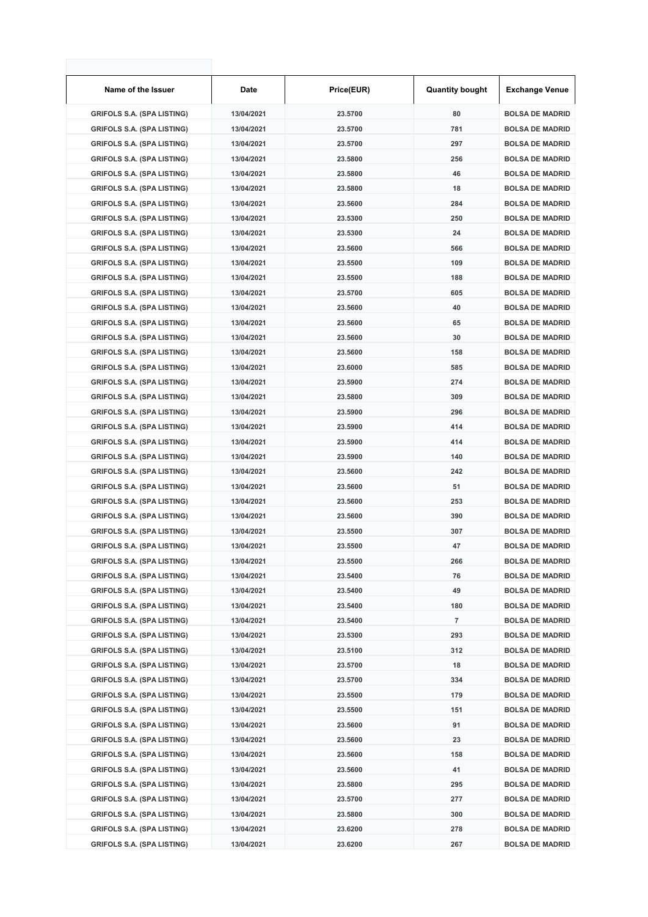| Name of the Issuer | Date | Price(EUR) | Quantity bought | Exchange Venue |
|---|---|---|---|---|
| GRIFOLS S.A. (SPA LISTING) | 13/04/2021 | 23.5700 | 80 | BOLSA DE MADRID |
| GRIFOLS S.A. (SPA LISTING) | 13/04/2021 | 23.5700 | 781 | BOLSA DE MADRID |
| GRIFOLS S.A. (SPA LISTING) | 13/04/2021 | 23.5700 | 297 | BOLSA DE MADRID |
| GRIFOLS S.A. (SPA LISTING) | 13/04/2021 | 23.5800 | 256 | BOLSA DE MADRID |
| GRIFOLS S.A. (SPA LISTING) | 13/04/2021 | 23.5800 | 46 | BOLSA DE MADRID |
| GRIFOLS S.A. (SPA LISTING) | 13/04/2021 | 23.5800 | 18 | BOLSA DE MADRID |
| GRIFOLS S.A. (SPA LISTING) | 13/04/2021 | 23.5600 | 284 | BOLSA DE MADRID |
| GRIFOLS S.A. (SPA LISTING) | 13/04/2021 | 23.5300 | 250 | BOLSA DE MADRID |
| GRIFOLS S.A. (SPA LISTING) | 13/04/2021 | 23.5300 | 24 | BOLSA DE MADRID |
| GRIFOLS S.A. (SPA LISTING) | 13/04/2021 | 23.5600 | 566 | BOLSA DE MADRID |
| GRIFOLS S.A. (SPA LISTING) | 13/04/2021 | 23.5500 | 109 | BOLSA DE MADRID |
| GRIFOLS S.A. (SPA LISTING) | 13/04/2021 | 23.5500 | 188 | BOLSA DE MADRID |
| GRIFOLS S.A. (SPA LISTING) | 13/04/2021 | 23.5700 | 605 | BOLSA DE MADRID |
| GRIFOLS S.A. (SPA LISTING) | 13/04/2021 | 23.5600 | 40 | BOLSA DE MADRID |
| GRIFOLS S.A. (SPA LISTING) | 13/04/2021 | 23.5600 | 65 | BOLSA DE MADRID |
| GRIFOLS S.A. (SPA LISTING) | 13/04/2021 | 23.5600 | 30 | BOLSA DE MADRID |
| GRIFOLS S.A. (SPA LISTING) | 13/04/2021 | 23.5600 | 158 | BOLSA DE MADRID |
| GRIFOLS S.A. (SPA LISTING) | 13/04/2021 | 23.6000 | 585 | BOLSA DE MADRID |
| GRIFOLS S.A. (SPA LISTING) | 13/04/2021 | 23.5900 | 274 | BOLSA DE MADRID |
| GRIFOLS S.A. (SPA LISTING) | 13/04/2021 | 23.5800 | 309 | BOLSA DE MADRID |
| GRIFOLS S.A. (SPA LISTING) | 13/04/2021 | 23.5900 | 296 | BOLSA DE MADRID |
| GRIFOLS S.A. (SPA LISTING) | 13/04/2021 | 23.5900 | 414 | BOLSA DE MADRID |
| GRIFOLS S.A. (SPA LISTING) | 13/04/2021 | 23.5900 | 414 | BOLSA DE MADRID |
| GRIFOLS S.A. (SPA LISTING) | 13/04/2021 | 23.5900 | 140 | BOLSA DE MADRID |
| GRIFOLS S.A. (SPA LISTING) | 13/04/2021 | 23.5600 | 242 | BOLSA DE MADRID |
| GRIFOLS S.A. (SPA LISTING) | 13/04/2021 | 23.5600 | 51 | BOLSA DE MADRID |
| GRIFOLS S.A. (SPA LISTING) | 13/04/2021 | 23.5600 | 253 | BOLSA DE MADRID |
| GRIFOLS S.A. (SPA LISTING) | 13/04/2021 | 23.5600 | 390 | BOLSA DE MADRID |
| GRIFOLS S.A. (SPA LISTING) | 13/04/2021 | 23.5500 | 307 | BOLSA DE MADRID |
| GRIFOLS S.A. (SPA LISTING) | 13/04/2021 | 23.5500 | 47 | BOLSA DE MADRID |
| GRIFOLS S.A. (SPA LISTING) | 13/04/2021 | 23.5500 | 266 | BOLSA DE MADRID |
| GRIFOLS S.A. (SPA LISTING) | 13/04/2021 | 23.5400 | 76 | BOLSA DE MADRID |
| GRIFOLS S.A. (SPA LISTING) | 13/04/2021 | 23.5400 | 49 | BOLSA DE MADRID |
| GRIFOLS S.A. (SPA LISTING) | 13/04/2021 | 23.5400 | 180 | BOLSA DE MADRID |
| GRIFOLS S.A. (SPA LISTING) | 13/04/2021 | 23.5400 | 7 | BOLSA DE MADRID |
| GRIFOLS S.A. (SPA LISTING) | 13/04/2021 | 23.5300 | 293 | BOLSA DE MADRID |
| GRIFOLS S.A. (SPA LISTING) | 13/04/2021 | 23.5100 | 312 | BOLSA DE MADRID |
| GRIFOLS S.A. (SPA LISTING) | 13/04/2021 | 23.5700 | 18 | BOLSA DE MADRID |
| GRIFOLS S.A. (SPA LISTING) | 13/04/2021 | 23.5700 | 334 | BOLSA DE MADRID |
| GRIFOLS S.A. (SPA LISTING) | 13/04/2021 | 23.5500 | 179 | BOLSA DE MADRID |
| GRIFOLS S.A. (SPA LISTING) | 13/04/2021 | 23.5500 | 151 | BOLSA DE MADRID |
| GRIFOLS S.A. (SPA LISTING) | 13/04/2021 | 23.5600 | 91 | BOLSA DE MADRID |
| GRIFOLS S.A. (SPA LISTING) | 13/04/2021 | 23.5600 | 23 | BOLSA DE MADRID |
| GRIFOLS S.A. (SPA LISTING) | 13/04/2021 | 23.5600 | 158 | BOLSA DE MADRID |
| GRIFOLS S.A. (SPA LISTING) | 13/04/2021 | 23.5600 | 41 | BOLSA DE MADRID |
| GRIFOLS S.A. (SPA LISTING) | 13/04/2021 | 23.5800 | 295 | BOLSA DE MADRID |
| GRIFOLS S.A. (SPA LISTING) | 13/04/2021 | 23.5700 | 277 | BOLSA DE MADRID |
| GRIFOLS S.A. (SPA LISTING) | 13/04/2021 | 23.5800 | 300 | BOLSA DE MADRID |
| GRIFOLS S.A. (SPA LISTING) | 13/04/2021 | 23.6200 | 278 | BOLSA DE MADRID |
| GRIFOLS S.A. (SPA LISTING) | 13/04/2021 | 23.6200 | 267 | BOLSA DE MADRID |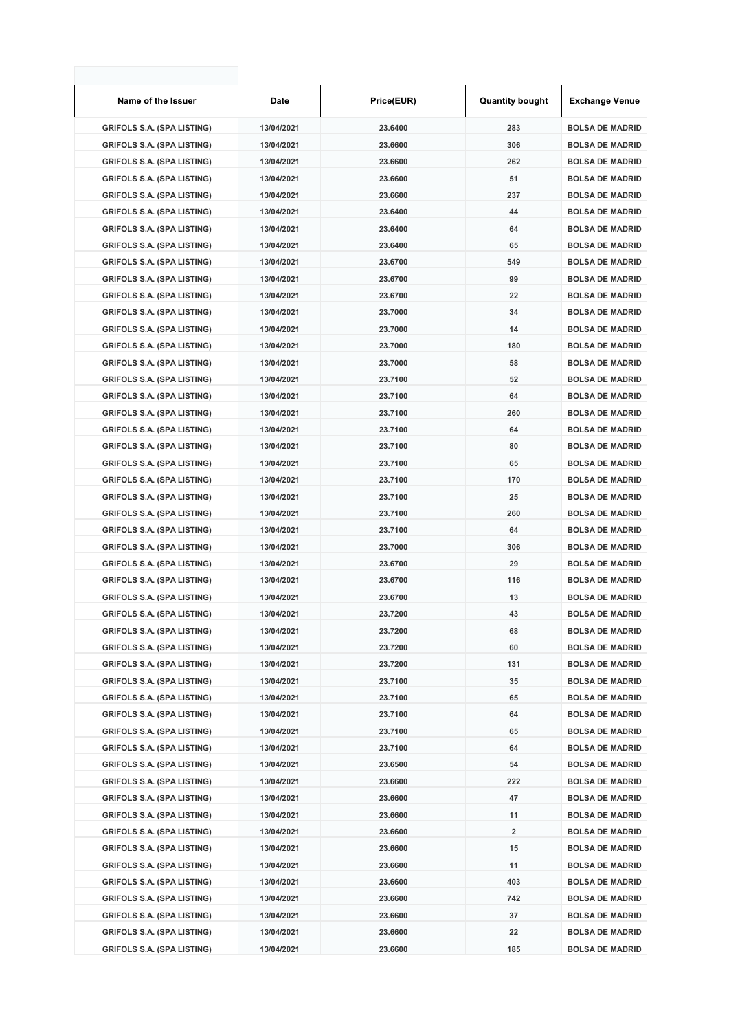| Name of the Issuer | Date | Price(EUR) | Quantity bought | Exchange Venue |
| --- | --- | --- | --- | --- |
| GRIFOLS S.A. (SPA LISTING) | 13/04/2021 | 23.6400 | 283 | BOLSA DE MADRID |
| GRIFOLS S.A. (SPA LISTING) | 13/04/2021 | 23.6600 | 306 | BOLSA DE MADRID |
| GRIFOLS S.A. (SPA LISTING) | 13/04/2021 | 23.6600 | 262 | BOLSA DE MADRID |
| GRIFOLS S.A. (SPA LISTING) | 13/04/2021 | 23.6600 | 51 | BOLSA DE MADRID |
| GRIFOLS S.A. (SPA LISTING) | 13/04/2021 | 23.6600 | 237 | BOLSA DE MADRID |
| GRIFOLS S.A. (SPA LISTING) | 13/04/2021 | 23.6400 | 44 | BOLSA DE MADRID |
| GRIFOLS S.A. (SPA LISTING) | 13/04/2021 | 23.6400 | 64 | BOLSA DE MADRID |
| GRIFOLS S.A. (SPA LISTING) | 13/04/2021 | 23.6400 | 65 | BOLSA DE MADRID |
| GRIFOLS S.A. (SPA LISTING) | 13/04/2021 | 23.6700 | 549 | BOLSA DE MADRID |
| GRIFOLS S.A. (SPA LISTING) | 13/04/2021 | 23.6700 | 99 | BOLSA DE MADRID |
| GRIFOLS S.A. (SPA LISTING) | 13/04/2021 | 23.6700 | 22 | BOLSA DE MADRID |
| GRIFOLS S.A. (SPA LISTING) | 13/04/2021 | 23.7000 | 34 | BOLSA DE MADRID |
| GRIFOLS S.A. (SPA LISTING) | 13/04/2021 | 23.7000 | 14 | BOLSA DE MADRID |
| GRIFOLS S.A. (SPA LISTING) | 13/04/2021 | 23.7000 | 180 | BOLSA DE MADRID |
| GRIFOLS S.A. (SPA LISTING) | 13/04/2021 | 23.7000 | 58 | BOLSA DE MADRID |
| GRIFOLS S.A. (SPA LISTING) | 13/04/2021 | 23.7100 | 52 | BOLSA DE MADRID |
| GRIFOLS S.A. (SPA LISTING) | 13/04/2021 | 23.7100 | 64 | BOLSA DE MADRID |
| GRIFOLS S.A. (SPA LISTING) | 13/04/2021 | 23.7100 | 260 | BOLSA DE MADRID |
| GRIFOLS S.A. (SPA LISTING) | 13/04/2021 | 23.7100 | 64 | BOLSA DE MADRID |
| GRIFOLS S.A. (SPA LISTING) | 13/04/2021 | 23.7100 | 80 | BOLSA DE MADRID |
| GRIFOLS S.A. (SPA LISTING) | 13/04/2021 | 23.7100 | 65 | BOLSA DE MADRID |
| GRIFOLS S.A. (SPA LISTING) | 13/04/2021 | 23.7100 | 170 | BOLSA DE MADRID |
| GRIFOLS S.A. (SPA LISTING) | 13/04/2021 | 23.7100 | 25 | BOLSA DE MADRID |
| GRIFOLS S.A. (SPA LISTING) | 13/04/2021 | 23.7100 | 260 | BOLSA DE MADRID |
| GRIFOLS S.A. (SPA LISTING) | 13/04/2021 | 23.7100 | 64 | BOLSA DE MADRID |
| GRIFOLS S.A. (SPA LISTING) | 13/04/2021 | 23.7000 | 306 | BOLSA DE MADRID |
| GRIFOLS S.A. (SPA LISTING) | 13/04/2021 | 23.6700 | 29 | BOLSA DE MADRID |
| GRIFOLS S.A. (SPA LISTING) | 13/04/2021 | 23.6700 | 116 | BOLSA DE MADRID |
| GRIFOLS S.A. (SPA LISTING) | 13/04/2021 | 23.6700 | 13 | BOLSA DE MADRID |
| GRIFOLS S.A. (SPA LISTING) | 13/04/2021 | 23.7200 | 43 | BOLSA DE MADRID |
| GRIFOLS S.A. (SPA LISTING) | 13/04/2021 | 23.7200 | 68 | BOLSA DE MADRID |
| GRIFOLS S.A. (SPA LISTING) | 13/04/2021 | 23.7200 | 60 | BOLSA DE MADRID |
| GRIFOLS S.A. (SPA LISTING) | 13/04/2021 | 23.7200 | 131 | BOLSA DE MADRID |
| GRIFOLS S.A. (SPA LISTING) | 13/04/2021 | 23.7100 | 35 | BOLSA DE MADRID |
| GRIFOLS S.A. (SPA LISTING) | 13/04/2021 | 23.7100 | 65 | BOLSA DE MADRID |
| GRIFOLS S.A. (SPA LISTING) | 13/04/2021 | 23.7100 | 64 | BOLSA DE MADRID |
| GRIFOLS S.A. (SPA LISTING) | 13/04/2021 | 23.7100 | 65 | BOLSA DE MADRID |
| GRIFOLS S.A. (SPA LISTING) | 13/04/2021 | 23.7100 | 64 | BOLSA DE MADRID |
| GRIFOLS S.A. (SPA LISTING) | 13/04/2021 | 23.6500 | 54 | BOLSA DE MADRID |
| GRIFOLS S.A. (SPA LISTING) | 13/04/2021 | 23.6600 | 222 | BOLSA DE MADRID |
| GRIFOLS S.A. (SPA LISTING) | 13/04/2021 | 23.6600 | 47 | BOLSA DE MADRID |
| GRIFOLS S.A. (SPA LISTING) | 13/04/2021 | 23.6600 | 11 | BOLSA DE MADRID |
| GRIFOLS S.A. (SPA LISTING) | 13/04/2021 | 23.6600 | 2 | BOLSA DE MADRID |
| GRIFOLS S.A. (SPA LISTING) | 13/04/2021 | 23.6600 | 15 | BOLSA DE MADRID |
| GRIFOLS S.A. (SPA LISTING) | 13/04/2021 | 23.6600 | 11 | BOLSA DE MADRID |
| GRIFOLS S.A. (SPA LISTING) | 13/04/2021 | 23.6600 | 403 | BOLSA DE MADRID |
| GRIFOLS S.A. (SPA LISTING) | 13/04/2021 | 23.6600 | 742 | BOLSA DE MADRID |
| GRIFOLS S.A. (SPA LISTING) | 13/04/2021 | 23.6600 | 37 | BOLSA DE MADRID |
| GRIFOLS S.A. (SPA LISTING) | 13/04/2021 | 23.6600 | 22 | BOLSA DE MADRID |
| GRIFOLS S.A. (SPA LISTING) | 13/04/2021 | 23.6600 | 185 | BOLSA DE MADRID |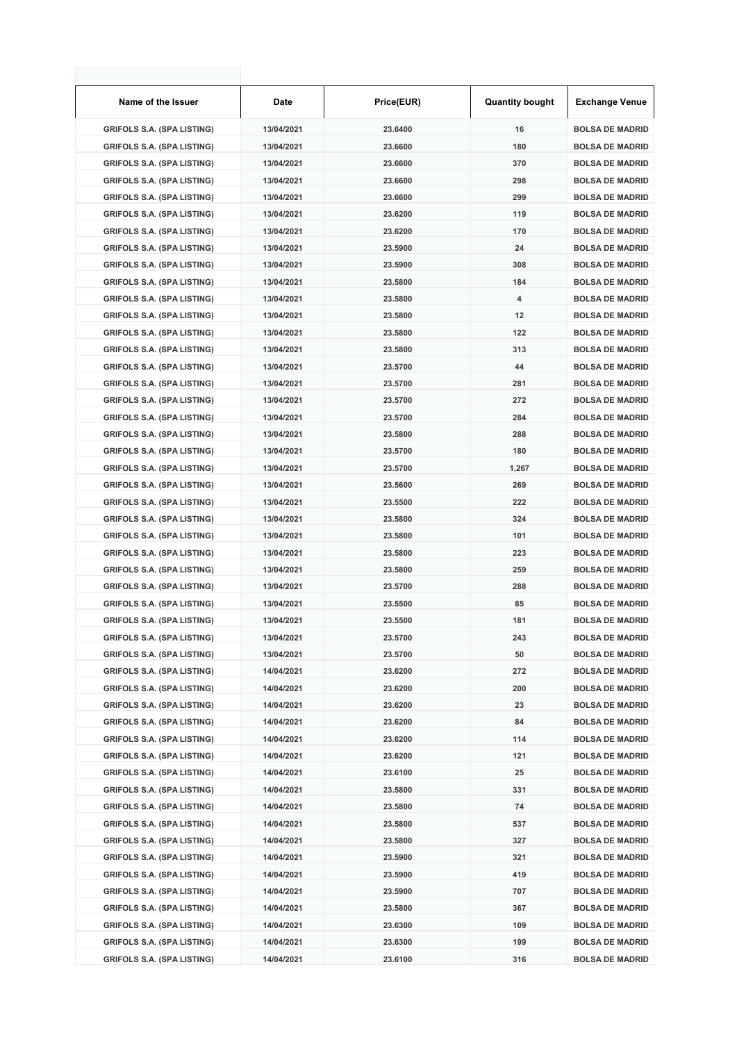| Name of the Issuer | Date | Price(EUR) | Quantity bought | Exchange Venue |
|---|---|---|---|---|
| GRIFOLS S.A. (SPA LISTING) | 13/04/2021 | 23.6400 | 16 | BOLSA DE MADRID |
| GRIFOLS S.A. (SPA LISTING) | 13/04/2021 | 23.6600 | 180 | BOLSA DE MADRID |
| GRIFOLS S.A. (SPA LISTING) | 13/04/2021 | 23.6600 | 370 | BOLSA DE MADRID |
| GRIFOLS S.A. (SPA LISTING) | 13/04/2021 | 23.6600 | 298 | BOLSA DE MADRID |
| GRIFOLS S.A. (SPA LISTING) | 13/04/2021 | 23.6600 | 299 | BOLSA DE MADRID |
| GRIFOLS S.A. (SPA LISTING) | 13/04/2021 | 23.6200 | 119 | BOLSA DE MADRID |
| GRIFOLS S.A. (SPA LISTING) | 13/04/2021 | 23.6200 | 170 | BOLSA DE MADRID |
| GRIFOLS S.A. (SPA LISTING) | 13/04/2021 | 23.5900 | 24 | BOLSA DE MADRID |
| GRIFOLS S.A. (SPA LISTING) | 13/04/2021 | 23.5900 | 308 | BOLSA DE MADRID |
| GRIFOLS S.A. (SPA LISTING) | 13/04/2021 | 23.5800 | 184 | BOLSA DE MADRID |
| GRIFOLS S.A. (SPA LISTING) | 13/04/2021 | 23.5800 | 4 | BOLSA DE MADRID |
| GRIFOLS S.A. (SPA LISTING) | 13/04/2021 | 23.5800 | 12 | BOLSA DE MADRID |
| GRIFOLS S.A. (SPA LISTING) | 13/04/2021 | 23.5800 | 122 | BOLSA DE MADRID |
| GRIFOLS S.A. (SPA LISTING) | 13/04/2021 | 23.5800 | 313 | BOLSA DE MADRID |
| GRIFOLS S.A. (SPA LISTING) | 13/04/2021 | 23.5700 | 44 | BOLSA DE MADRID |
| GRIFOLS S.A. (SPA LISTING) | 13/04/2021 | 23.5700 | 281 | BOLSA DE MADRID |
| GRIFOLS S.A. (SPA LISTING) | 13/04/2021 | 23.5700 | 272 | BOLSA DE MADRID |
| GRIFOLS S.A. (SPA LISTING) | 13/04/2021 | 23.5700 | 284 | BOLSA DE MADRID |
| GRIFOLS S.A. (SPA LISTING) | 13/04/2021 | 23.5800 | 288 | BOLSA DE MADRID |
| GRIFOLS S.A. (SPA LISTING) | 13/04/2021 | 23.5700 | 180 | BOLSA DE MADRID |
| GRIFOLS S.A. (SPA LISTING) | 13/04/2021 | 23.5700 | 1,267 | BOLSA DE MADRID |
| GRIFOLS S.A. (SPA LISTING) | 13/04/2021 | 23.5600 | 269 | BOLSA DE MADRID |
| GRIFOLS S.A. (SPA LISTING) | 13/04/2021 | 23.5500 | 222 | BOLSA DE MADRID |
| GRIFOLS S.A. (SPA LISTING) | 13/04/2021 | 23.5800 | 324 | BOLSA DE MADRID |
| GRIFOLS S.A. (SPA LISTING) | 13/04/2021 | 23.5800 | 101 | BOLSA DE MADRID |
| GRIFOLS S.A. (SPA LISTING) | 13/04/2021 | 23.5800 | 223 | BOLSA DE MADRID |
| GRIFOLS S.A. (SPA LISTING) | 13/04/2021 | 23.5800 | 259 | BOLSA DE MADRID |
| GRIFOLS S.A. (SPA LISTING) | 13/04/2021 | 23.5700 | 288 | BOLSA DE MADRID |
| GRIFOLS S.A. (SPA LISTING) | 13/04/2021 | 23.5500 | 85 | BOLSA DE MADRID |
| GRIFOLS S.A. (SPA LISTING) | 13/04/2021 | 23.5500 | 181 | BOLSA DE MADRID |
| GRIFOLS S.A. (SPA LISTING) | 13/04/2021 | 23.5700 | 243 | BOLSA DE MADRID |
| GRIFOLS S.A. (SPA LISTING) | 13/04/2021 | 23.5700 | 50 | BOLSA DE MADRID |
| GRIFOLS S.A. (SPA LISTING) | 14/04/2021 | 23.6200 | 272 | BOLSA DE MADRID |
| GRIFOLS S.A. (SPA LISTING) | 14/04/2021 | 23.6200 | 200 | BOLSA DE MADRID |
| GRIFOLS S.A. (SPA LISTING) | 14/04/2021 | 23.6200 | 23 | BOLSA DE MADRID |
| GRIFOLS S.A. (SPA LISTING) | 14/04/2021 | 23.6200 | 84 | BOLSA DE MADRID |
| GRIFOLS S.A. (SPA LISTING) | 14/04/2021 | 23.6200 | 114 | BOLSA DE MADRID |
| GRIFOLS S.A. (SPA LISTING) | 14/04/2021 | 23.6200 | 121 | BOLSA DE MADRID |
| GRIFOLS S.A. (SPA LISTING) | 14/04/2021 | 23.6100 | 25 | BOLSA DE MADRID |
| GRIFOLS S.A. (SPA LISTING) | 14/04/2021 | 23.5800 | 331 | BOLSA DE MADRID |
| GRIFOLS S.A. (SPA LISTING) | 14/04/2021 | 23.5800 | 74 | BOLSA DE MADRID |
| GRIFOLS S.A. (SPA LISTING) | 14/04/2021 | 23.5800 | 537 | BOLSA DE MADRID |
| GRIFOLS S.A. (SPA LISTING) | 14/04/2021 | 23.5800 | 327 | BOLSA DE MADRID |
| GRIFOLS S.A. (SPA LISTING) | 14/04/2021 | 23.5900 | 321 | BOLSA DE MADRID |
| GRIFOLS S.A. (SPA LISTING) | 14/04/2021 | 23.5900 | 419 | BOLSA DE MADRID |
| GRIFOLS S.A. (SPA LISTING) | 14/04/2021 | 23.5900 | 707 | BOLSA DE MADRID |
| GRIFOLS S.A. (SPA LISTING) | 14/04/2021 | 23.5800 | 367 | BOLSA DE MADRID |
| GRIFOLS S.A. (SPA LISTING) | 14/04/2021 | 23.6300 | 109 | BOLSA DE MADRID |
| GRIFOLS S.A. (SPA LISTING) | 14/04/2021 | 23.6300 | 199 | BOLSA DE MADRID |
| GRIFOLS S.A. (SPA LISTING) | 14/04/2021 | 23.6100 | 316 | BOLSA DE MADRID |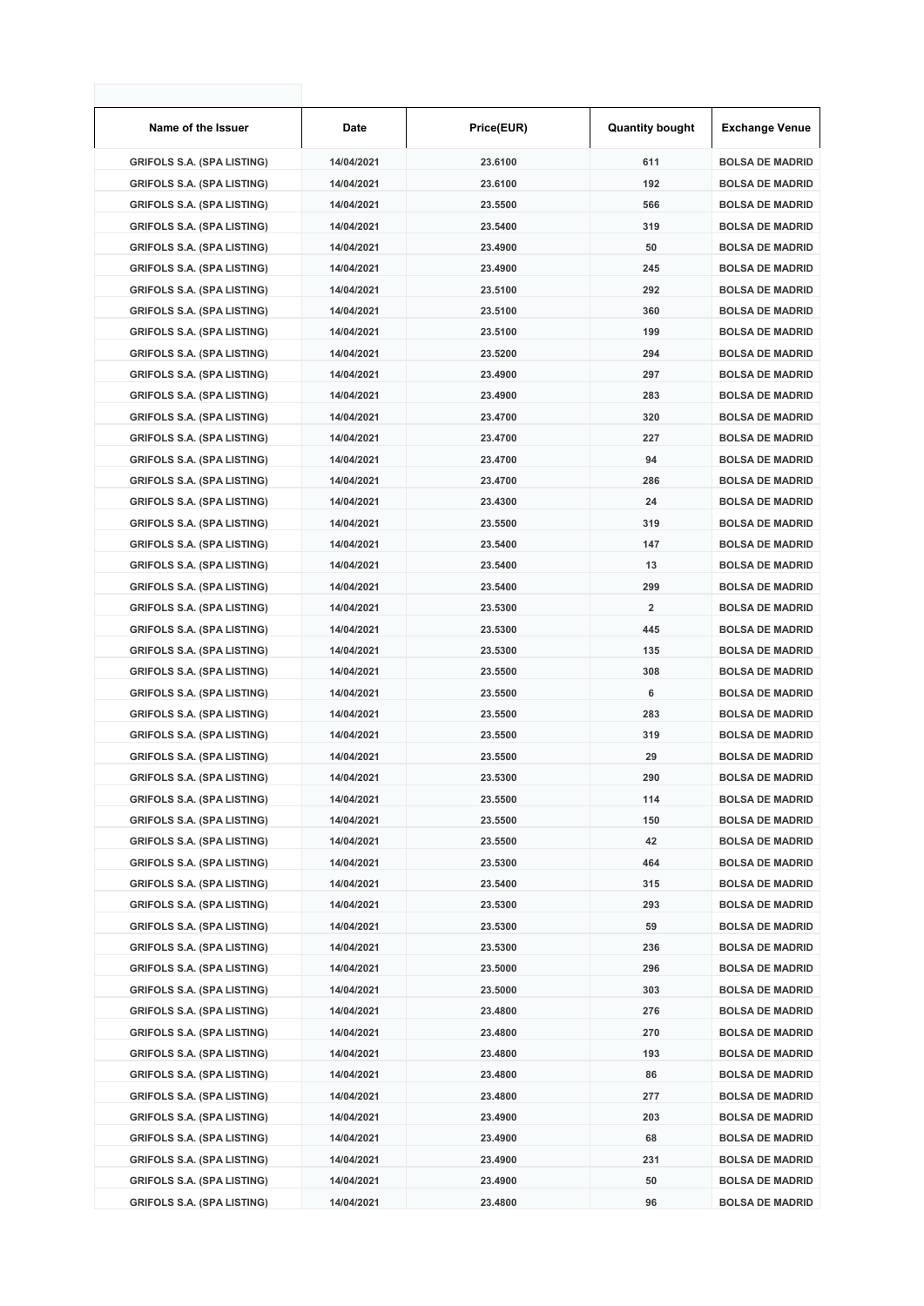| Name of the Issuer | Date | Price(EUR) | Quantity bought | Exchange Venue |
| --- | --- | --- | --- | --- |
| GRIFOLS S.A. (SPA LISTING) | 14/04/2021 | 23.6100 | 611 | BOLSA DE MADRID |
| GRIFOLS S.A. (SPA LISTING) | 14/04/2021 | 23.6100 | 192 | BOLSA DE MADRID |
| GRIFOLS S.A. (SPA LISTING) | 14/04/2021 | 23.5500 | 566 | BOLSA DE MADRID |
| GRIFOLS S.A. (SPA LISTING) | 14/04/2021 | 23.5400 | 319 | BOLSA DE MADRID |
| GRIFOLS S.A. (SPA LISTING) | 14/04/2021 | 23.4900 | 50 | BOLSA DE MADRID |
| GRIFOLS S.A. (SPA LISTING) | 14/04/2021 | 23.4900 | 245 | BOLSA DE MADRID |
| GRIFOLS S.A. (SPA LISTING) | 14/04/2021 | 23.5100 | 292 | BOLSA DE MADRID |
| GRIFOLS S.A. (SPA LISTING) | 14/04/2021 | 23.5100 | 360 | BOLSA DE MADRID |
| GRIFOLS S.A. (SPA LISTING) | 14/04/2021 | 23.5100 | 199 | BOLSA DE MADRID |
| GRIFOLS S.A. (SPA LISTING) | 14/04/2021 | 23.5200 | 294 | BOLSA DE MADRID |
| GRIFOLS S.A. (SPA LISTING) | 14/04/2021 | 23.4900 | 297 | BOLSA DE MADRID |
| GRIFOLS S.A. (SPA LISTING) | 14/04/2021 | 23.4900 | 283 | BOLSA DE MADRID |
| GRIFOLS S.A. (SPA LISTING) | 14/04/2021 | 23.4700 | 320 | BOLSA DE MADRID |
| GRIFOLS S.A. (SPA LISTING) | 14/04/2021 | 23.4700 | 227 | BOLSA DE MADRID |
| GRIFOLS S.A. (SPA LISTING) | 14/04/2021 | 23.4700 | 94 | BOLSA DE MADRID |
| GRIFOLS S.A. (SPA LISTING) | 14/04/2021 | 23.4700 | 286 | BOLSA DE MADRID |
| GRIFOLS S.A. (SPA LISTING) | 14/04/2021 | 23.4300 | 24 | BOLSA DE MADRID |
| GRIFOLS S.A. (SPA LISTING) | 14/04/2021 | 23.5500 | 319 | BOLSA DE MADRID |
| GRIFOLS S.A. (SPA LISTING) | 14/04/2021 | 23.5400 | 147 | BOLSA DE MADRID |
| GRIFOLS S.A. (SPA LISTING) | 14/04/2021 | 23.5400 | 13 | BOLSA DE MADRID |
| GRIFOLS S.A. (SPA LISTING) | 14/04/2021 | 23.5400 | 299 | BOLSA DE MADRID |
| GRIFOLS S.A. (SPA LISTING) | 14/04/2021 | 23.5300 | 2 | BOLSA DE MADRID |
| GRIFOLS S.A. (SPA LISTING) | 14/04/2021 | 23.5300 | 445 | BOLSA DE MADRID |
| GRIFOLS S.A. (SPA LISTING) | 14/04/2021 | 23.5300 | 135 | BOLSA DE MADRID |
| GRIFOLS S.A. (SPA LISTING) | 14/04/2021 | 23.5500 | 308 | BOLSA DE MADRID |
| GRIFOLS S.A. (SPA LISTING) | 14/04/2021 | 23.5500 | 6 | BOLSA DE MADRID |
| GRIFOLS S.A. (SPA LISTING) | 14/04/2021 | 23.5500 | 283 | BOLSA DE MADRID |
| GRIFOLS S.A. (SPA LISTING) | 14/04/2021 | 23.5500 | 319 | BOLSA DE MADRID |
| GRIFOLS S.A. (SPA LISTING) | 14/04/2021 | 23.5500 | 29 | BOLSA DE MADRID |
| GRIFOLS S.A. (SPA LISTING) | 14/04/2021 | 23.5300 | 290 | BOLSA DE MADRID |
| GRIFOLS S.A. (SPA LISTING) | 14/04/2021 | 23.5500 | 114 | BOLSA DE MADRID |
| GRIFOLS S.A. (SPA LISTING) | 14/04/2021 | 23.5500 | 150 | BOLSA DE MADRID |
| GRIFOLS S.A. (SPA LISTING) | 14/04/2021 | 23.5500 | 42 | BOLSA DE MADRID |
| GRIFOLS S.A. (SPA LISTING) | 14/04/2021 | 23.5300 | 464 | BOLSA DE MADRID |
| GRIFOLS S.A. (SPA LISTING) | 14/04/2021 | 23.5400 | 315 | BOLSA DE MADRID |
| GRIFOLS S.A. (SPA LISTING) | 14/04/2021 | 23.5300 | 293 | BOLSA DE MADRID |
| GRIFOLS S.A. (SPA LISTING) | 14/04/2021 | 23.5300 | 59 | BOLSA DE MADRID |
| GRIFOLS S.A. (SPA LISTING) | 14/04/2021 | 23.5300 | 236 | BOLSA DE MADRID |
| GRIFOLS S.A. (SPA LISTING) | 14/04/2021 | 23.5000 | 296 | BOLSA DE MADRID |
| GRIFOLS S.A. (SPA LISTING) | 14/04/2021 | 23.5000 | 303 | BOLSA DE MADRID |
| GRIFOLS S.A. (SPA LISTING) | 14/04/2021 | 23.4800 | 276 | BOLSA DE MADRID |
| GRIFOLS S.A. (SPA LISTING) | 14/04/2021 | 23.4800 | 270 | BOLSA DE MADRID |
| GRIFOLS S.A. (SPA LISTING) | 14/04/2021 | 23.4800 | 193 | BOLSA DE MADRID |
| GRIFOLS S.A. (SPA LISTING) | 14/04/2021 | 23.4800 | 86 | BOLSA DE MADRID |
| GRIFOLS S.A. (SPA LISTING) | 14/04/2021 | 23.4800 | 277 | BOLSA DE MADRID |
| GRIFOLS S.A. (SPA LISTING) | 14/04/2021 | 23.4900 | 203 | BOLSA DE MADRID |
| GRIFOLS S.A. (SPA LISTING) | 14/04/2021 | 23.4900 | 68 | BOLSA DE MADRID |
| GRIFOLS S.A. (SPA LISTING) | 14/04/2021 | 23.4900 | 231 | BOLSA DE MADRID |
| GRIFOLS S.A. (SPA LISTING) | 14/04/2021 | 23.4900 | 50 | BOLSA DE MADRID |
| GRIFOLS S.A. (SPA LISTING) | 14/04/2021 | 23.4800 | 96 | BOLSA DE MADRID |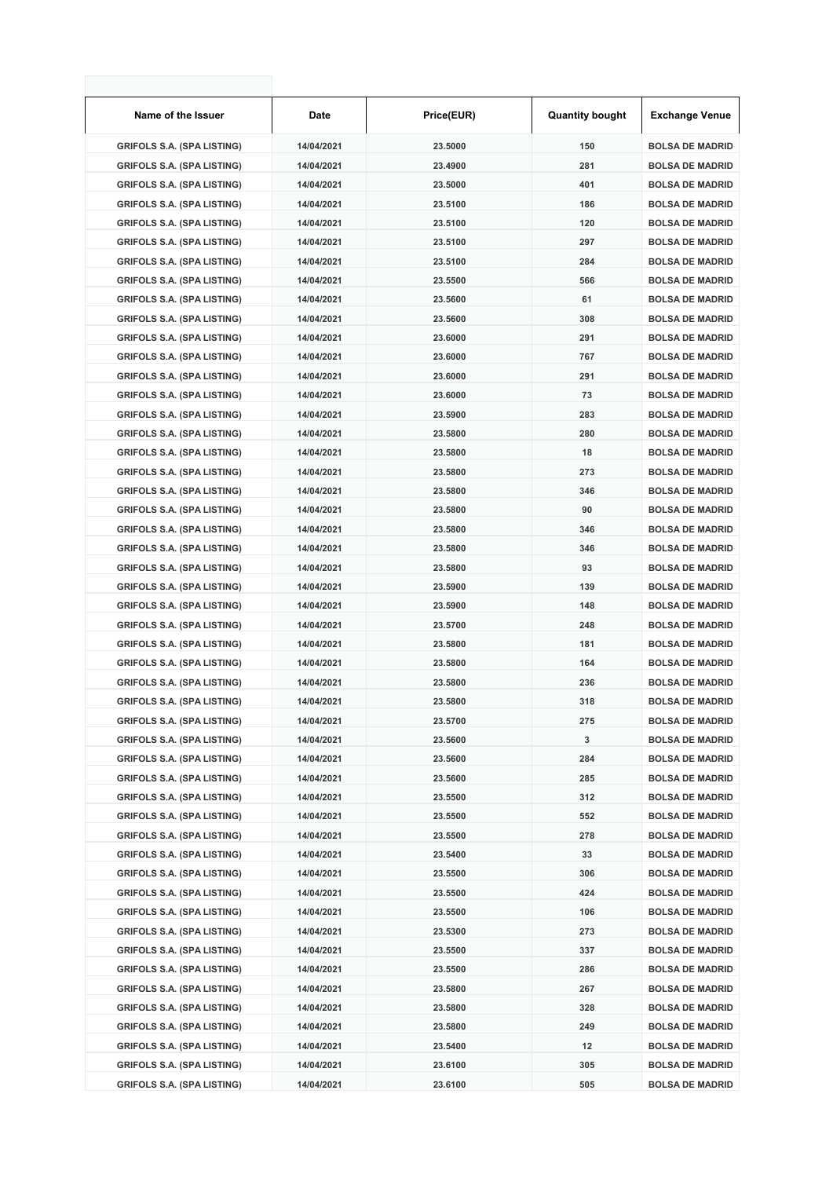| Name of the Issuer | Date | Price(EUR) | Quantity bought | Exchange Venue |
|---|---|---|---|---|
| GRIFOLS S.A. (SPA LISTING) | 14/04/2021 | 23.5000 | 150 | BOLSA DE MADRID |
| GRIFOLS S.A. (SPA LISTING) | 14/04/2021 | 23.4900 | 281 | BOLSA DE MADRID |
| GRIFOLS S.A. (SPA LISTING) | 14/04/2021 | 23.5000 | 401 | BOLSA DE MADRID |
| GRIFOLS S.A. (SPA LISTING) | 14/04/2021 | 23.5100 | 186 | BOLSA DE MADRID |
| GRIFOLS S.A. (SPA LISTING) | 14/04/2021 | 23.5100 | 120 | BOLSA DE MADRID |
| GRIFOLS S.A. (SPA LISTING) | 14/04/2021 | 23.5100 | 297 | BOLSA DE MADRID |
| GRIFOLS S.A. (SPA LISTING) | 14/04/2021 | 23.5100 | 284 | BOLSA DE MADRID |
| GRIFOLS S.A. (SPA LISTING) | 14/04/2021 | 23.5500 | 566 | BOLSA DE MADRID |
| GRIFOLS S.A. (SPA LISTING) | 14/04/2021 | 23.5600 | 61 | BOLSA DE MADRID |
| GRIFOLS S.A. (SPA LISTING) | 14/04/2021 | 23.5600 | 308 | BOLSA DE MADRID |
| GRIFOLS S.A. (SPA LISTING) | 14/04/2021 | 23.6000 | 291 | BOLSA DE MADRID |
| GRIFOLS S.A. (SPA LISTING) | 14/04/2021 | 23.6000 | 767 | BOLSA DE MADRID |
| GRIFOLS S.A. (SPA LISTING) | 14/04/2021 | 23.6000 | 291 | BOLSA DE MADRID |
| GRIFOLS S.A. (SPA LISTING) | 14/04/2021 | 23.6000 | 73 | BOLSA DE MADRID |
| GRIFOLS S.A. (SPA LISTING) | 14/04/2021 | 23.5900 | 283 | BOLSA DE MADRID |
| GRIFOLS S.A. (SPA LISTING) | 14/04/2021 | 23.5800 | 280 | BOLSA DE MADRID |
| GRIFOLS S.A. (SPA LISTING) | 14/04/2021 | 23.5800 | 18 | BOLSA DE MADRID |
| GRIFOLS S.A. (SPA LISTING) | 14/04/2021 | 23.5800 | 273 | BOLSA DE MADRID |
| GRIFOLS S.A. (SPA LISTING) | 14/04/2021 | 23.5800 | 346 | BOLSA DE MADRID |
| GRIFOLS S.A. (SPA LISTING) | 14/04/2021 | 23.5800 | 90 | BOLSA DE MADRID |
| GRIFOLS S.A. (SPA LISTING) | 14/04/2021 | 23.5800 | 346 | BOLSA DE MADRID |
| GRIFOLS S.A. (SPA LISTING) | 14/04/2021 | 23.5800 | 346 | BOLSA DE MADRID |
| GRIFOLS S.A. (SPA LISTING) | 14/04/2021 | 23.5800 | 93 | BOLSA DE MADRID |
| GRIFOLS S.A. (SPA LISTING) | 14/04/2021 | 23.5900 | 139 | BOLSA DE MADRID |
| GRIFOLS S.A. (SPA LISTING) | 14/04/2021 | 23.5900 | 148 | BOLSA DE MADRID |
| GRIFOLS S.A. (SPA LISTING) | 14/04/2021 | 23.5700 | 248 | BOLSA DE MADRID |
| GRIFOLS S.A. (SPA LISTING) | 14/04/2021 | 23.5800 | 181 | BOLSA DE MADRID |
| GRIFOLS S.A. (SPA LISTING) | 14/04/2021 | 23.5800 | 164 | BOLSA DE MADRID |
| GRIFOLS S.A. (SPA LISTING) | 14/04/2021 | 23.5800 | 236 | BOLSA DE MADRID |
| GRIFOLS S.A. (SPA LISTING) | 14/04/2021 | 23.5800 | 318 | BOLSA DE MADRID |
| GRIFOLS S.A. (SPA LISTING) | 14/04/2021 | 23.5700 | 275 | BOLSA DE MADRID |
| GRIFOLS S.A. (SPA LISTING) | 14/04/2021 | 23.5600 | 3 | BOLSA DE MADRID |
| GRIFOLS S.A. (SPA LISTING) | 14/04/2021 | 23.5600 | 284 | BOLSA DE MADRID |
| GRIFOLS S.A. (SPA LISTING) | 14/04/2021 | 23.5600 | 285 | BOLSA DE MADRID |
| GRIFOLS S.A. (SPA LISTING) | 14/04/2021 | 23.5500 | 312 | BOLSA DE MADRID |
| GRIFOLS S.A. (SPA LISTING) | 14/04/2021 | 23.5500 | 552 | BOLSA DE MADRID |
| GRIFOLS S.A. (SPA LISTING) | 14/04/2021 | 23.5500 | 278 | BOLSA DE MADRID |
| GRIFOLS S.A. (SPA LISTING) | 14/04/2021 | 23.5400 | 33 | BOLSA DE MADRID |
| GRIFOLS S.A. (SPA LISTING) | 14/04/2021 | 23.5500 | 306 | BOLSA DE MADRID |
| GRIFOLS S.A. (SPA LISTING) | 14/04/2021 | 23.5500 | 424 | BOLSA DE MADRID |
| GRIFOLS S.A. (SPA LISTING) | 14/04/2021 | 23.5500 | 106 | BOLSA DE MADRID |
| GRIFOLS S.A. (SPA LISTING) | 14/04/2021 | 23.5300 | 273 | BOLSA DE MADRID |
| GRIFOLS S.A. (SPA LISTING) | 14/04/2021 | 23.5500 | 337 | BOLSA DE MADRID |
| GRIFOLS S.A. (SPA LISTING) | 14/04/2021 | 23.5500 | 286 | BOLSA DE MADRID |
| GRIFOLS S.A. (SPA LISTING) | 14/04/2021 | 23.5800 | 267 | BOLSA DE MADRID |
| GRIFOLS S.A. (SPA LISTING) | 14/04/2021 | 23.5800 | 328 | BOLSA DE MADRID |
| GRIFOLS S.A. (SPA LISTING) | 14/04/2021 | 23.5800 | 249 | BOLSA DE MADRID |
| GRIFOLS S.A. (SPA LISTING) | 14/04/2021 | 23.5400 | 12 | BOLSA DE MADRID |
| GRIFOLS S.A. (SPA LISTING) | 14/04/2021 | 23.6100 | 305 | BOLSA DE MADRID |
| GRIFOLS S.A. (SPA LISTING) | 14/04/2021 | 23.6100 | 505 | BOLSA DE MADRID |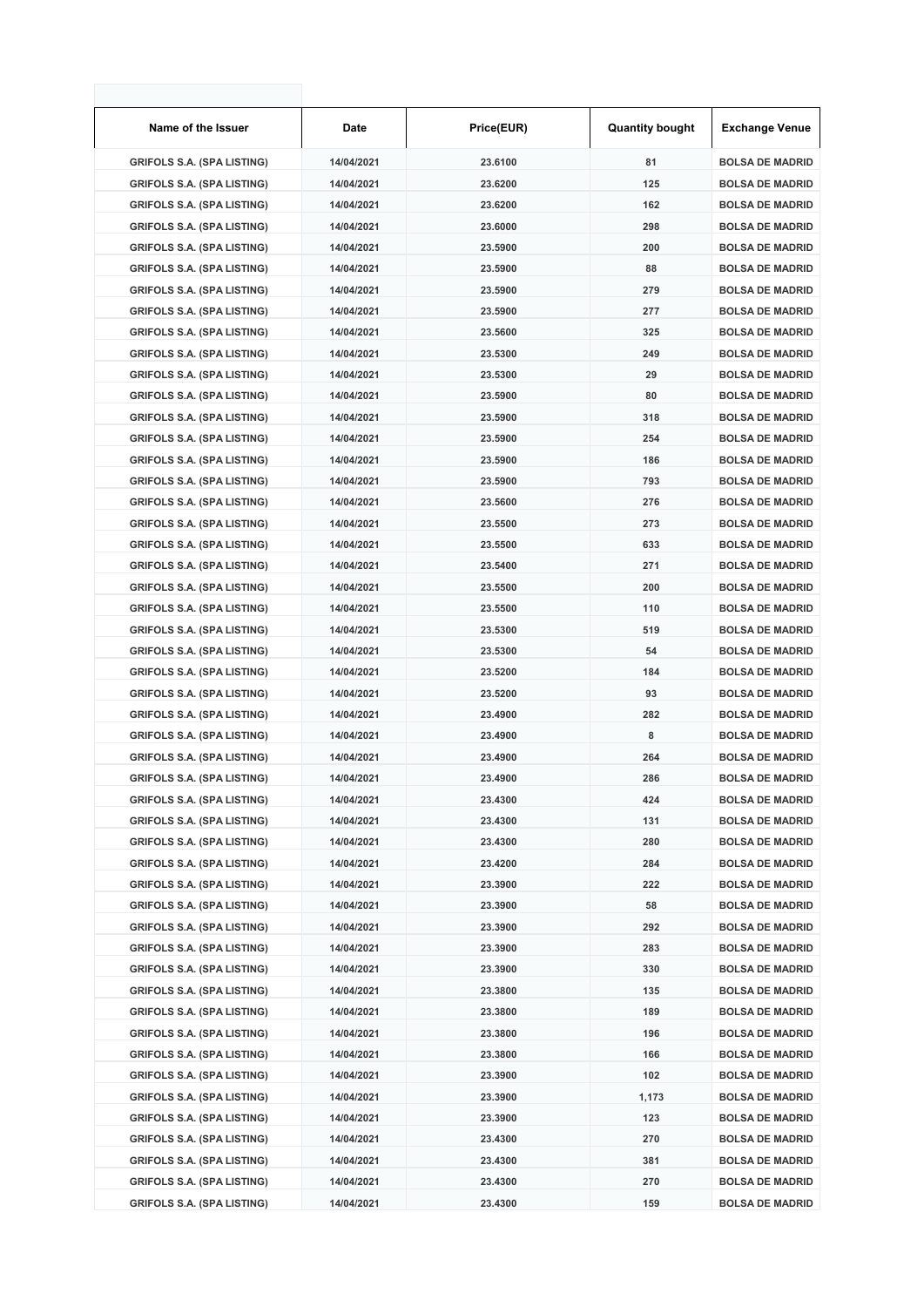| Name of the Issuer | Date | Price(EUR) | Quantity bought | Exchange Venue |
|---|---|---|---|---|
| GRIFOLS S.A. (SPA LISTING) | 14/04/2021 | 23.6100 | 81 | BOLSA DE MADRID |
| GRIFOLS S.A. (SPA LISTING) | 14/04/2021 | 23.6200 | 125 | BOLSA DE MADRID |
| GRIFOLS S.A. (SPA LISTING) | 14/04/2021 | 23.6200 | 162 | BOLSA DE MADRID |
| GRIFOLS S.A. (SPA LISTING) | 14/04/2021 | 23.6000 | 298 | BOLSA DE MADRID |
| GRIFOLS S.A. (SPA LISTING) | 14/04/2021 | 23.5900 | 200 | BOLSA DE MADRID |
| GRIFOLS S.A. (SPA LISTING) | 14/04/2021 | 23.5900 | 88 | BOLSA DE MADRID |
| GRIFOLS S.A. (SPA LISTING) | 14/04/2021 | 23.5900 | 279 | BOLSA DE MADRID |
| GRIFOLS S.A. (SPA LISTING) | 14/04/2021 | 23.5900 | 277 | BOLSA DE MADRID |
| GRIFOLS S.A. (SPA LISTING) | 14/04/2021 | 23.5600 | 325 | BOLSA DE MADRID |
| GRIFOLS S.A. (SPA LISTING) | 14/04/2021 | 23.5300 | 249 | BOLSA DE MADRID |
| GRIFOLS S.A. (SPA LISTING) | 14/04/2021 | 23.5300 | 29 | BOLSA DE MADRID |
| GRIFOLS S.A. (SPA LISTING) | 14/04/2021 | 23.5900 | 80 | BOLSA DE MADRID |
| GRIFOLS S.A. (SPA LISTING) | 14/04/2021 | 23.5900 | 318 | BOLSA DE MADRID |
| GRIFOLS S.A. (SPA LISTING) | 14/04/2021 | 23.5900 | 254 | BOLSA DE MADRID |
| GRIFOLS S.A. (SPA LISTING) | 14/04/2021 | 23.5900 | 186 | BOLSA DE MADRID |
| GRIFOLS S.A. (SPA LISTING) | 14/04/2021 | 23.5900 | 793 | BOLSA DE MADRID |
| GRIFOLS S.A. (SPA LISTING) | 14/04/2021 | 23.5600 | 276 | BOLSA DE MADRID |
| GRIFOLS S.A. (SPA LISTING) | 14/04/2021 | 23.5500 | 273 | BOLSA DE MADRID |
| GRIFOLS S.A. (SPA LISTING) | 14/04/2021 | 23.5500 | 633 | BOLSA DE MADRID |
| GRIFOLS S.A. (SPA LISTING) | 14/04/2021 | 23.5400 | 271 | BOLSA DE MADRID |
| GRIFOLS S.A. (SPA LISTING) | 14/04/2021 | 23.5500 | 200 | BOLSA DE MADRID |
| GRIFOLS S.A. (SPA LISTING) | 14/04/2021 | 23.5500 | 110 | BOLSA DE MADRID |
| GRIFOLS S.A. (SPA LISTING) | 14/04/2021 | 23.5300 | 519 | BOLSA DE MADRID |
| GRIFOLS S.A. (SPA LISTING) | 14/04/2021 | 23.5300 | 54 | BOLSA DE MADRID |
| GRIFOLS S.A. (SPA LISTING) | 14/04/2021 | 23.5200 | 184 | BOLSA DE MADRID |
| GRIFOLS S.A. (SPA LISTING) | 14/04/2021 | 23.5200 | 93 | BOLSA DE MADRID |
| GRIFOLS S.A. (SPA LISTING) | 14/04/2021 | 23.4900 | 282 | BOLSA DE MADRID |
| GRIFOLS S.A. (SPA LISTING) | 14/04/2021 | 23.4900 | 8 | BOLSA DE MADRID |
| GRIFOLS S.A. (SPA LISTING) | 14/04/2021 | 23.4900 | 264 | BOLSA DE MADRID |
| GRIFOLS S.A. (SPA LISTING) | 14/04/2021 | 23.4900 | 286 | BOLSA DE MADRID |
| GRIFOLS S.A. (SPA LISTING) | 14/04/2021 | 23.4300 | 424 | BOLSA DE MADRID |
| GRIFOLS S.A. (SPA LISTING) | 14/04/2021 | 23.4300 | 131 | BOLSA DE MADRID |
| GRIFOLS S.A. (SPA LISTING) | 14/04/2021 | 23.4300 | 280 | BOLSA DE MADRID |
| GRIFOLS S.A. (SPA LISTING) | 14/04/2021 | 23.4200 | 284 | BOLSA DE MADRID |
| GRIFOLS S.A. (SPA LISTING) | 14/04/2021 | 23.3900 | 222 | BOLSA DE MADRID |
| GRIFOLS S.A. (SPA LISTING) | 14/04/2021 | 23.3900 | 58 | BOLSA DE MADRID |
| GRIFOLS S.A. (SPA LISTING) | 14/04/2021 | 23.3900 | 292 | BOLSA DE MADRID |
| GRIFOLS S.A. (SPA LISTING) | 14/04/2021 | 23.3900 | 283 | BOLSA DE MADRID |
| GRIFOLS S.A. (SPA LISTING) | 14/04/2021 | 23.3900 | 330 | BOLSA DE MADRID |
| GRIFOLS S.A. (SPA LISTING) | 14/04/2021 | 23.3800 | 135 | BOLSA DE MADRID |
| GRIFOLS S.A. (SPA LISTING) | 14/04/2021 | 23.3800 | 189 | BOLSA DE MADRID |
| GRIFOLS S.A. (SPA LISTING) | 14/04/2021 | 23.3800 | 196 | BOLSA DE MADRID |
| GRIFOLS S.A. (SPA LISTING) | 14/04/2021 | 23.3800 | 166 | BOLSA DE MADRID |
| GRIFOLS S.A. (SPA LISTING) | 14/04/2021 | 23.3900 | 102 | BOLSA DE MADRID |
| GRIFOLS S.A. (SPA LISTING) | 14/04/2021 | 23.3900 | 1,173 | BOLSA DE MADRID |
| GRIFOLS S.A. (SPA LISTING) | 14/04/2021 | 23.3900 | 123 | BOLSA DE MADRID |
| GRIFOLS S.A. (SPA LISTING) | 14/04/2021 | 23.4300 | 270 | BOLSA DE MADRID |
| GRIFOLS S.A. (SPA LISTING) | 14/04/2021 | 23.4300 | 381 | BOLSA DE MADRID |
| GRIFOLS S.A. (SPA LISTING) | 14/04/2021 | 23.4300 | 270 | BOLSA DE MADRID |
| GRIFOLS S.A. (SPA LISTING) | 14/04/2021 | 23.4300 | 159 | BOLSA DE MADRID |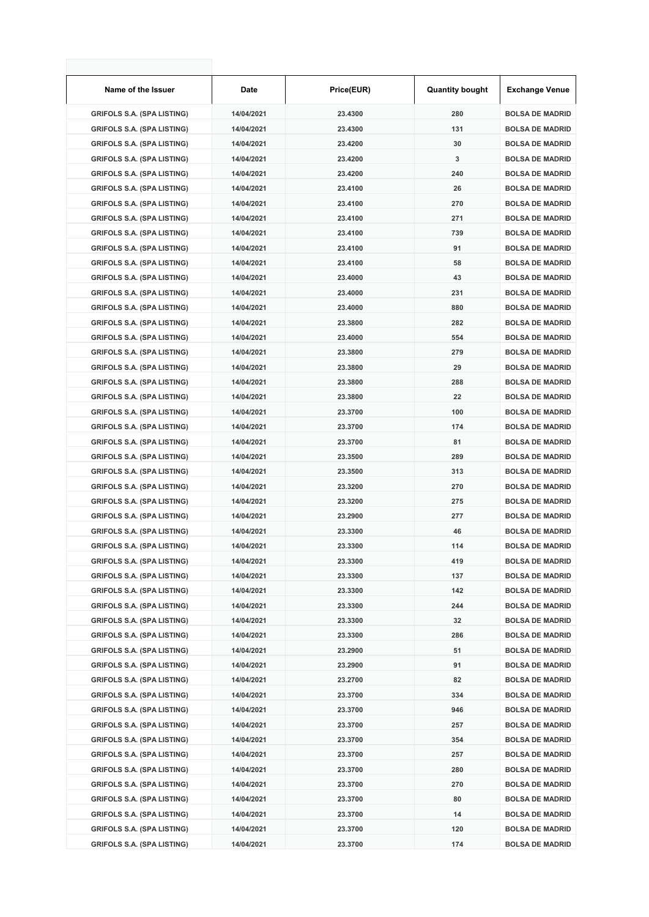| Name of the Issuer | Date | Price(EUR) | Quantity bought | Exchange Venue |
|---|---|---|---|---|
| GRIFOLS S.A. (SPA LISTING) | 14/04/2021 | 23.4300 | 280 | BOLSA DE MADRID |
| GRIFOLS S.A. (SPA LISTING) | 14/04/2021 | 23.4300 | 131 | BOLSA DE MADRID |
| GRIFOLS S.A. (SPA LISTING) | 14/04/2021 | 23.4200 | 30 | BOLSA DE MADRID |
| GRIFOLS S.A. (SPA LISTING) | 14/04/2021 | 23.4200 | 3 | BOLSA DE MADRID |
| GRIFOLS S.A. (SPA LISTING) | 14/04/2021 | 23.4200 | 240 | BOLSA DE MADRID |
| GRIFOLS S.A. (SPA LISTING) | 14/04/2021 | 23.4100 | 26 | BOLSA DE MADRID |
| GRIFOLS S.A. (SPA LISTING) | 14/04/2021 | 23.4100 | 270 | BOLSA DE MADRID |
| GRIFOLS S.A. (SPA LISTING) | 14/04/2021 | 23.4100 | 271 | BOLSA DE MADRID |
| GRIFOLS S.A. (SPA LISTING) | 14/04/2021 | 23.4100 | 739 | BOLSA DE MADRID |
| GRIFOLS S.A. (SPA LISTING) | 14/04/2021 | 23.4100 | 91 | BOLSA DE MADRID |
| GRIFOLS S.A. (SPA LISTING) | 14/04/2021 | 23.4100 | 58 | BOLSA DE MADRID |
| GRIFOLS S.A. (SPA LISTING) | 14/04/2021 | 23.4000 | 43 | BOLSA DE MADRID |
| GRIFOLS S.A. (SPA LISTING) | 14/04/2021 | 23.4000 | 231 | BOLSA DE MADRID |
| GRIFOLS S.A. (SPA LISTING) | 14/04/2021 | 23.4000 | 880 | BOLSA DE MADRID |
| GRIFOLS S.A. (SPA LISTING) | 14/04/2021 | 23.3800 | 282 | BOLSA DE MADRID |
| GRIFOLS S.A. (SPA LISTING) | 14/04/2021 | 23.4000 | 554 | BOLSA DE MADRID |
| GRIFOLS S.A. (SPA LISTING) | 14/04/2021 | 23.3800 | 279 | BOLSA DE MADRID |
| GRIFOLS S.A. (SPA LISTING) | 14/04/2021 | 23.3800 | 29 | BOLSA DE MADRID |
| GRIFOLS S.A. (SPA LISTING) | 14/04/2021 | 23.3800 | 288 | BOLSA DE MADRID |
| GRIFOLS S.A. (SPA LISTING) | 14/04/2021 | 23.3800 | 22 | BOLSA DE MADRID |
| GRIFOLS S.A. (SPA LISTING) | 14/04/2021 | 23.3700 | 100 | BOLSA DE MADRID |
| GRIFOLS S.A. (SPA LISTING) | 14/04/2021 | 23.3700 | 174 | BOLSA DE MADRID |
| GRIFOLS S.A. (SPA LISTING) | 14/04/2021 | 23.3700 | 81 | BOLSA DE MADRID |
| GRIFOLS S.A. (SPA LISTING) | 14/04/2021 | 23.3500 | 289 | BOLSA DE MADRID |
| GRIFOLS S.A. (SPA LISTING) | 14/04/2021 | 23.3500 | 313 | BOLSA DE MADRID |
| GRIFOLS S.A. (SPA LISTING) | 14/04/2021 | 23.3200 | 270 | BOLSA DE MADRID |
| GRIFOLS S.A. (SPA LISTING) | 14/04/2021 | 23.3200 | 275 | BOLSA DE MADRID |
| GRIFOLS S.A. (SPA LISTING) | 14/04/2021 | 23.2900 | 277 | BOLSA DE MADRID |
| GRIFOLS S.A. (SPA LISTING) | 14/04/2021 | 23.3300 | 46 | BOLSA DE MADRID |
| GRIFOLS S.A. (SPA LISTING) | 14/04/2021 | 23.3300 | 114 | BOLSA DE MADRID |
| GRIFOLS S.A. (SPA LISTING) | 14/04/2021 | 23.3300 | 419 | BOLSA DE MADRID |
| GRIFOLS S.A. (SPA LISTING) | 14/04/2021 | 23.3300 | 137 | BOLSA DE MADRID |
| GRIFOLS S.A. (SPA LISTING) | 14/04/2021 | 23.3300 | 142 | BOLSA DE MADRID |
| GRIFOLS S.A. (SPA LISTING) | 14/04/2021 | 23.3300 | 244 | BOLSA DE MADRID |
| GRIFOLS S.A. (SPA LISTING) | 14/04/2021 | 23.3300 | 32 | BOLSA DE MADRID |
| GRIFOLS S.A. (SPA LISTING) | 14/04/2021 | 23.3300 | 286 | BOLSA DE MADRID |
| GRIFOLS S.A. (SPA LISTING) | 14/04/2021 | 23.2900 | 51 | BOLSA DE MADRID |
| GRIFOLS S.A. (SPA LISTING) | 14/04/2021 | 23.2900 | 91 | BOLSA DE MADRID |
| GRIFOLS S.A. (SPA LISTING) | 14/04/2021 | 23.2700 | 82 | BOLSA DE MADRID |
| GRIFOLS S.A. (SPA LISTING) | 14/04/2021 | 23.3700 | 334 | BOLSA DE MADRID |
| GRIFOLS S.A. (SPA LISTING) | 14/04/2021 | 23.3700 | 946 | BOLSA DE MADRID |
| GRIFOLS S.A. (SPA LISTING) | 14/04/2021 | 23.3700 | 257 | BOLSA DE MADRID |
| GRIFOLS S.A. (SPA LISTING) | 14/04/2021 | 23.3700 | 354 | BOLSA DE MADRID |
| GRIFOLS S.A. (SPA LISTING) | 14/04/2021 | 23.3700 | 257 | BOLSA DE MADRID |
| GRIFOLS S.A. (SPA LISTING) | 14/04/2021 | 23.3700 | 280 | BOLSA DE MADRID |
| GRIFOLS S.A. (SPA LISTING) | 14/04/2021 | 23.3700 | 270 | BOLSA DE MADRID |
| GRIFOLS S.A. (SPA LISTING) | 14/04/2021 | 23.3700 | 80 | BOLSA DE MADRID |
| GRIFOLS S.A. (SPA LISTING) | 14/04/2021 | 23.3700 | 14 | BOLSA DE MADRID |
| GRIFOLS S.A. (SPA LISTING) | 14/04/2021 | 23.3700 | 120 | BOLSA DE MADRID |
| GRIFOLS S.A. (SPA LISTING) | 14/04/2021 | 23.3700 | 174 | BOLSA DE MADRID |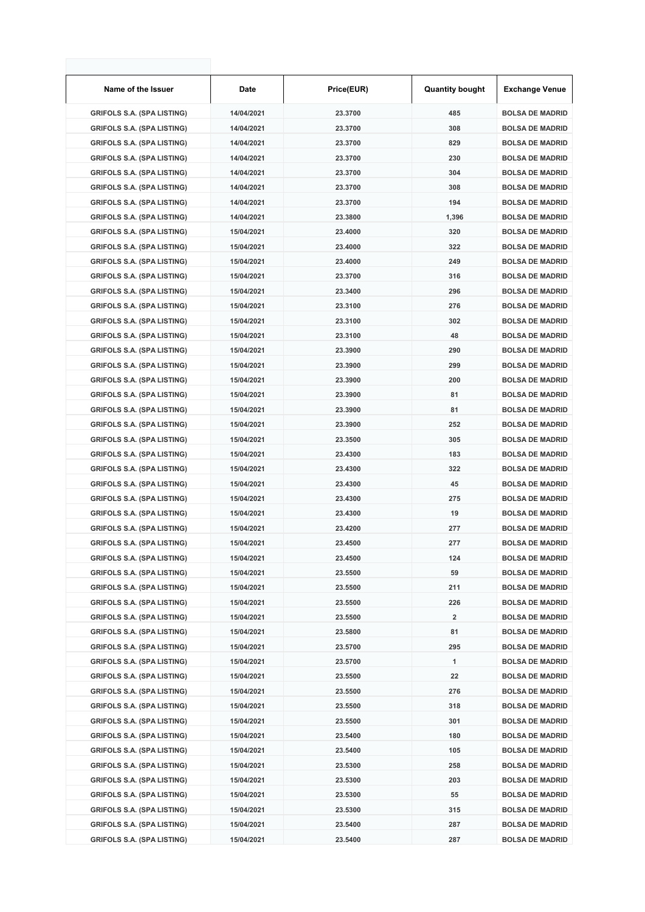| Name of the Issuer | Date | Price(EUR) | Quantity bought | Exchange Venue |
|---|---|---|---|---|
| GRIFOLS S.A. (SPA LISTING) | 14/04/2021 | 23.3700 | 485 | BOLSA DE MADRID |
| GRIFOLS S.A. (SPA LISTING) | 14/04/2021 | 23.3700 | 308 | BOLSA DE MADRID |
| GRIFOLS S.A. (SPA LISTING) | 14/04/2021 | 23.3700 | 829 | BOLSA DE MADRID |
| GRIFOLS S.A. (SPA LISTING) | 14/04/2021 | 23.3700 | 230 | BOLSA DE MADRID |
| GRIFOLS S.A. (SPA LISTING) | 14/04/2021 | 23.3700 | 304 | BOLSA DE MADRID |
| GRIFOLS S.A. (SPA LISTING) | 14/04/2021 | 23.3700 | 308 | BOLSA DE MADRID |
| GRIFOLS S.A. (SPA LISTING) | 14/04/2021 | 23.3700 | 194 | BOLSA DE MADRID |
| GRIFOLS S.A. (SPA LISTING) | 14/04/2021 | 23.3800 | 1,396 | BOLSA DE MADRID |
| GRIFOLS S.A. (SPA LISTING) | 15/04/2021 | 23.4000 | 320 | BOLSA DE MADRID |
| GRIFOLS S.A. (SPA LISTING) | 15/04/2021 | 23.4000 | 322 | BOLSA DE MADRID |
| GRIFOLS S.A. (SPA LISTING) | 15/04/2021 | 23.4000 | 249 | BOLSA DE MADRID |
| GRIFOLS S.A. (SPA LISTING) | 15/04/2021 | 23.3700 | 316 | BOLSA DE MADRID |
| GRIFOLS S.A. (SPA LISTING) | 15/04/2021 | 23.3400 | 296 | BOLSA DE MADRID |
| GRIFOLS S.A. (SPA LISTING) | 15/04/2021 | 23.3100 | 276 | BOLSA DE MADRID |
| GRIFOLS S.A. (SPA LISTING) | 15/04/2021 | 23.3100 | 302 | BOLSA DE MADRID |
| GRIFOLS S.A. (SPA LISTING) | 15/04/2021 | 23.3100 | 48 | BOLSA DE MADRID |
| GRIFOLS S.A. (SPA LISTING) | 15/04/2021 | 23.3900 | 290 | BOLSA DE MADRID |
| GRIFOLS S.A. (SPA LISTING) | 15/04/2021 | 23.3900 | 299 | BOLSA DE MADRID |
| GRIFOLS S.A. (SPA LISTING) | 15/04/2021 | 23.3900 | 200 | BOLSA DE MADRID |
| GRIFOLS S.A. (SPA LISTING) | 15/04/2021 | 23.3900 | 81 | BOLSA DE MADRID |
| GRIFOLS S.A. (SPA LISTING) | 15/04/2021 | 23.3900 | 81 | BOLSA DE MADRID |
| GRIFOLS S.A. (SPA LISTING) | 15/04/2021 | 23.3900 | 252 | BOLSA DE MADRID |
| GRIFOLS S.A. (SPA LISTING) | 15/04/2021 | 23.3500 | 305 | BOLSA DE MADRID |
| GRIFOLS S.A. (SPA LISTING) | 15/04/2021 | 23.4300 | 183 | BOLSA DE MADRID |
| GRIFOLS S.A. (SPA LISTING) | 15/04/2021 | 23.4300 | 322 | BOLSA DE MADRID |
| GRIFOLS S.A. (SPA LISTING) | 15/04/2021 | 23.4300 | 45 | BOLSA DE MADRID |
| GRIFOLS S.A. (SPA LISTING) | 15/04/2021 | 23.4300 | 275 | BOLSA DE MADRID |
| GRIFOLS S.A. (SPA LISTING) | 15/04/2021 | 23.4300 | 19 | BOLSA DE MADRID |
| GRIFOLS S.A. (SPA LISTING) | 15/04/2021 | 23.4200 | 277 | BOLSA DE MADRID |
| GRIFOLS S.A. (SPA LISTING) | 15/04/2021 | 23.4500 | 277 | BOLSA DE MADRID |
| GRIFOLS S.A. (SPA LISTING) | 15/04/2021 | 23.4500 | 124 | BOLSA DE MADRID |
| GRIFOLS S.A. (SPA LISTING) | 15/04/2021 | 23.5500 | 59 | BOLSA DE MADRID |
| GRIFOLS S.A. (SPA LISTING) | 15/04/2021 | 23.5500 | 211 | BOLSA DE MADRID |
| GRIFOLS S.A. (SPA LISTING) | 15/04/2021 | 23.5500 | 226 | BOLSA DE MADRID |
| GRIFOLS S.A. (SPA LISTING) | 15/04/2021 | 23.5500 | 2 | BOLSA DE MADRID |
| GRIFOLS S.A. (SPA LISTING) | 15/04/2021 | 23.5800 | 81 | BOLSA DE MADRID |
| GRIFOLS S.A. (SPA LISTING) | 15/04/2021 | 23.5700 | 295 | BOLSA DE MADRID |
| GRIFOLS S.A. (SPA LISTING) | 15/04/2021 | 23.5700 | 1 | BOLSA DE MADRID |
| GRIFOLS S.A. (SPA LISTING) | 15/04/2021 | 23.5500 | 22 | BOLSA DE MADRID |
| GRIFOLS S.A. (SPA LISTING) | 15/04/2021 | 23.5500 | 276 | BOLSA DE MADRID |
| GRIFOLS S.A. (SPA LISTING) | 15/04/2021 | 23.5500 | 318 | BOLSA DE MADRID |
| GRIFOLS S.A. (SPA LISTING) | 15/04/2021 | 23.5500 | 301 | BOLSA DE MADRID |
| GRIFOLS S.A. (SPA LISTING) | 15/04/2021 | 23.5400 | 180 | BOLSA DE MADRID |
| GRIFOLS S.A. (SPA LISTING) | 15/04/2021 | 23.5400 | 105 | BOLSA DE MADRID |
| GRIFOLS S.A. (SPA LISTING) | 15/04/2021 | 23.5300 | 258 | BOLSA DE MADRID |
| GRIFOLS S.A. (SPA LISTING) | 15/04/2021 | 23.5300 | 203 | BOLSA DE MADRID |
| GRIFOLS S.A. (SPA LISTING) | 15/04/2021 | 23.5300 | 55 | BOLSA DE MADRID |
| GRIFOLS S.A. (SPA LISTING) | 15/04/2021 | 23.5300 | 315 | BOLSA DE MADRID |
| GRIFOLS S.A. (SPA LISTING) | 15/04/2021 | 23.5400 | 287 | BOLSA DE MADRID |
| GRIFOLS S.A. (SPA LISTING) | 15/04/2021 | 23.5400 | 287 | BOLSA DE MADRID |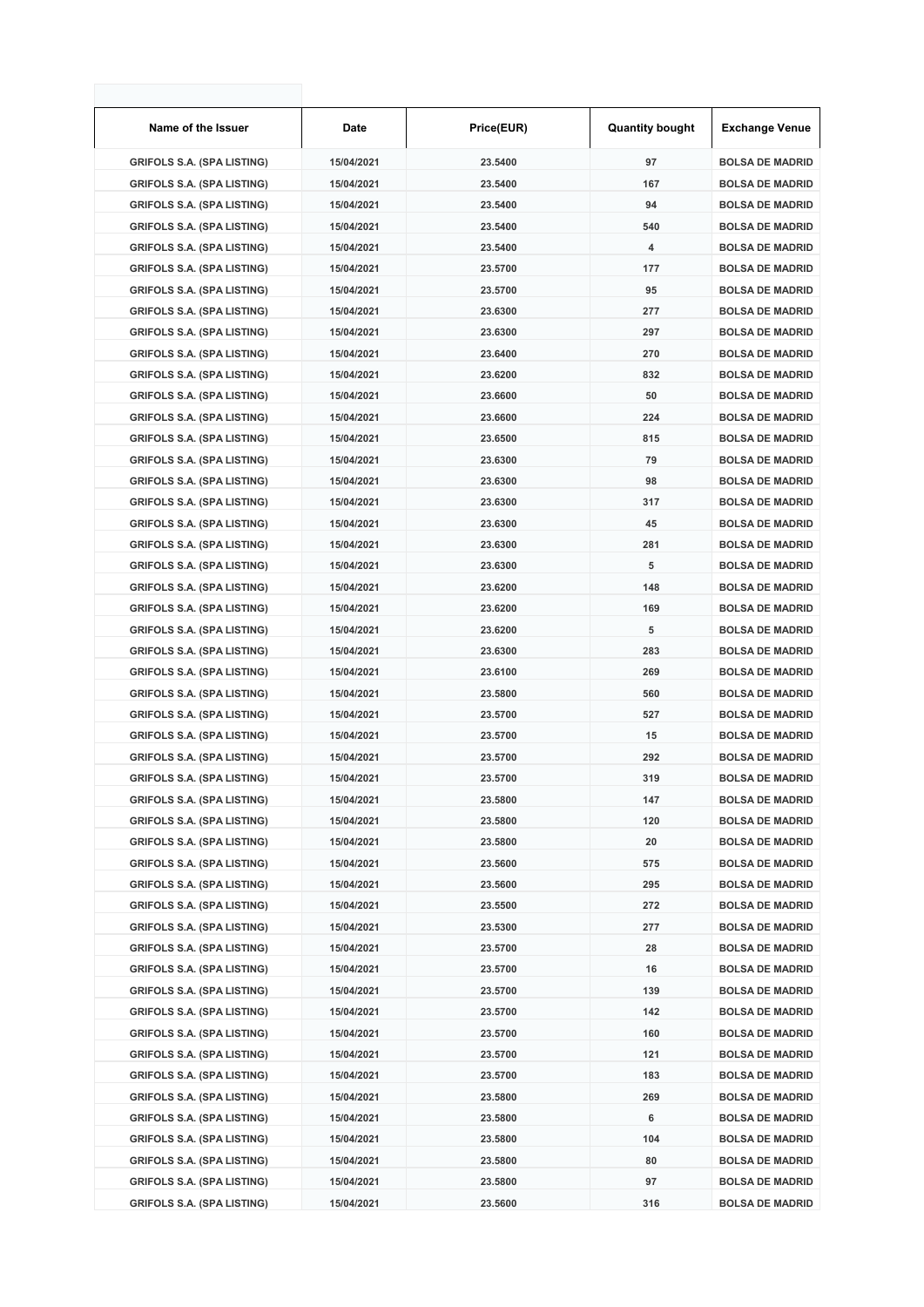| Name of the Issuer | Date | Price(EUR) | Quantity bought | Exchange Venue |
|---|---|---|---|---|
| GRIFOLS S.A. (SPA LISTING) | 15/04/2021 | 23.5400 | 97 | BOLSA DE MADRID |
| GRIFOLS S.A. (SPA LISTING) | 15/04/2021 | 23.5400 | 167 | BOLSA DE MADRID |
| GRIFOLS S.A. (SPA LISTING) | 15/04/2021 | 23.5400 | 94 | BOLSA DE MADRID |
| GRIFOLS S.A. (SPA LISTING) | 15/04/2021 | 23.5400 | 540 | BOLSA DE MADRID |
| GRIFOLS S.A. (SPA LISTING) | 15/04/2021 | 23.5400 | 4 | BOLSA DE MADRID |
| GRIFOLS S.A. (SPA LISTING) | 15/04/2021 | 23.5700 | 177 | BOLSA DE MADRID |
| GRIFOLS S.A. (SPA LISTING) | 15/04/2021 | 23.5700 | 95 | BOLSA DE MADRID |
| GRIFOLS S.A. (SPA LISTING) | 15/04/2021 | 23.6300 | 277 | BOLSA DE MADRID |
| GRIFOLS S.A. (SPA LISTING) | 15/04/2021 | 23.6300 | 297 | BOLSA DE MADRID |
| GRIFOLS S.A. (SPA LISTING) | 15/04/2021 | 23.6400 | 270 | BOLSA DE MADRID |
| GRIFOLS S.A. (SPA LISTING) | 15/04/2021 | 23.6200 | 832 | BOLSA DE MADRID |
| GRIFOLS S.A. (SPA LISTING) | 15/04/2021 | 23.6600 | 50 | BOLSA DE MADRID |
| GRIFOLS S.A. (SPA LISTING) | 15/04/2021 | 23.6600 | 224 | BOLSA DE MADRID |
| GRIFOLS S.A. (SPA LISTING) | 15/04/2021 | 23.6500 | 815 | BOLSA DE MADRID |
| GRIFOLS S.A. (SPA LISTING) | 15/04/2021 | 23.6300 | 79 | BOLSA DE MADRID |
| GRIFOLS S.A. (SPA LISTING) | 15/04/2021 | 23.6300 | 98 | BOLSA DE MADRID |
| GRIFOLS S.A. (SPA LISTING) | 15/04/2021 | 23.6300 | 317 | BOLSA DE MADRID |
| GRIFOLS S.A. (SPA LISTING) | 15/04/2021 | 23.6300 | 45 | BOLSA DE MADRID |
| GRIFOLS S.A. (SPA LISTING) | 15/04/2021 | 23.6300 | 281 | BOLSA DE MADRID |
| GRIFOLS S.A. (SPA LISTING) | 15/04/2021 | 23.6300 | 5 | BOLSA DE MADRID |
| GRIFOLS S.A. (SPA LISTING) | 15/04/2021 | 23.6200 | 148 | BOLSA DE MADRID |
| GRIFOLS S.A. (SPA LISTING) | 15/04/2021 | 23.6200 | 169 | BOLSA DE MADRID |
| GRIFOLS S.A. (SPA LISTING) | 15/04/2021 | 23.6200 | 5 | BOLSA DE MADRID |
| GRIFOLS S.A. (SPA LISTING) | 15/04/2021 | 23.6300 | 283 | BOLSA DE MADRID |
| GRIFOLS S.A. (SPA LISTING) | 15/04/2021 | 23.6100 | 269 | BOLSA DE MADRID |
| GRIFOLS S.A. (SPA LISTING) | 15/04/2021 | 23.5800 | 560 | BOLSA DE MADRID |
| GRIFOLS S.A. (SPA LISTING) | 15/04/2021 | 23.5700 | 527 | BOLSA DE MADRID |
| GRIFOLS S.A. (SPA LISTING) | 15/04/2021 | 23.5700 | 15 | BOLSA DE MADRID |
| GRIFOLS S.A. (SPA LISTING) | 15/04/2021 | 23.5700 | 292 | BOLSA DE MADRID |
| GRIFOLS S.A. (SPA LISTING) | 15/04/2021 | 23.5700 | 319 | BOLSA DE MADRID |
| GRIFOLS S.A. (SPA LISTING) | 15/04/2021 | 23.5800 | 147 | BOLSA DE MADRID |
| GRIFOLS S.A. (SPA LISTING) | 15/04/2021 | 23.5800 | 120 | BOLSA DE MADRID |
| GRIFOLS S.A. (SPA LISTING) | 15/04/2021 | 23.5800 | 20 | BOLSA DE MADRID |
| GRIFOLS S.A. (SPA LISTING) | 15/04/2021 | 23.5600 | 575 | BOLSA DE MADRID |
| GRIFOLS S.A. (SPA LISTING) | 15/04/2021 | 23.5600 | 295 | BOLSA DE MADRID |
| GRIFOLS S.A. (SPA LISTING) | 15/04/2021 | 23.5500 | 272 | BOLSA DE MADRID |
| GRIFOLS S.A. (SPA LISTING) | 15/04/2021 | 23.5300 | 277 | BOLSA DE MADRID |
| GRIFOLS S.A. (SPA LISTING) | 15/04/2021 | 23.5700 | 28 | BOLSA DE MADRID |
| GRIFOLS S.A. (SPA LISTING) | 15/04/2021 | 23.5700 | 16 | BOLSA DE MADRID |
| GRIFOLS S.A. (SPA LISTING) | 15/04/2021 | 23.5700 | 139 | BOLSA DE MADRID |
| GRIFOLS S.A. (SPA LISTING) | 15/04/2021 | 23.5700 | 142 | BOLSA DE MADRID |
| GRIFOLS S.A. (SPA LISTING) | 15/04/2021 | 23.5700 | 160 | BOLSA DE MADRID |
| GRIFOLS S.A. (SPA LISTING) | 15/04/2021 | 23.5700 | 121 | BOLSA DE MADRID |
| GRIFOLS S.A. (SPA LISTING) | 15/04/2021 | 23.5700 | 183 | BOLSA DE MADRID |
| GRIFOLS S.A. (SPA LISTING) | 15/04/2021 | 23.5800 | 269 | BOLSA DE MADRID |
| GRIFOLS S.A. (SPA LISTING) | 15/04/2021 | 23.5800 | 6 | BOLSA DE MADRID |
| GRIFOLS S.A. (SPA LISTING) | 15/04/2021 | 23.5800 | 104 | BOLSA DE MADRID |
| GRIFOLS S.A. (SPA LISTING) | 15/04/2021 | 23.5800 | 80 | BOLSA DE MADRID |
| GRIFOLS S.A. (SPA LISTING) | 15/04/2021 | 23.5800 | 97 | BOLSA DE MADRID |
| GRIFOLS S.A. (SPA LISTING) | 15/04/2021 | 23.5600 | 316 | BOLSA DE MADRID |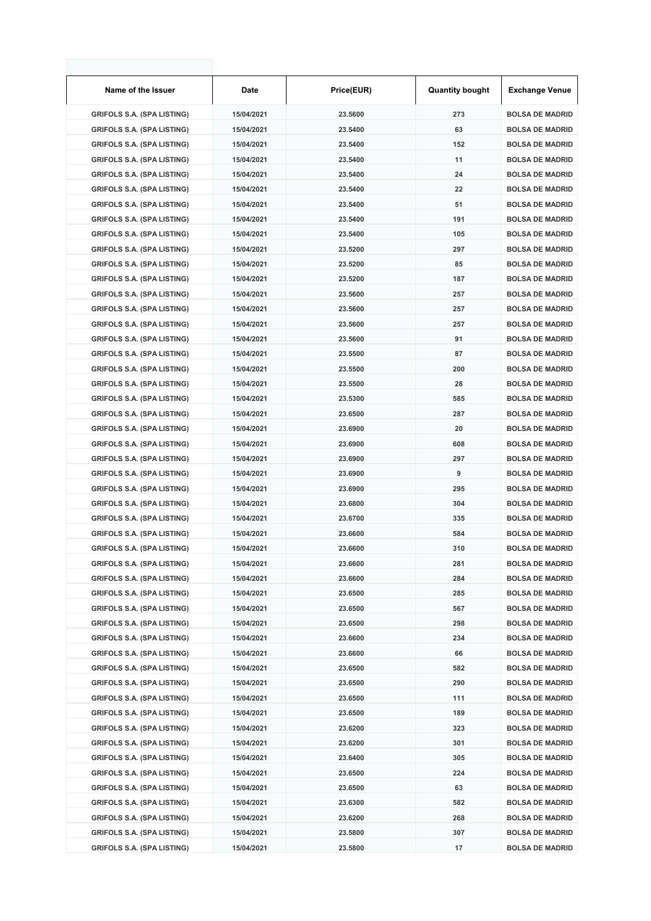| Name of the Issuer | Date | Price(EUR) | Quantity bought | Exchange Venue |
|---|---|---|---|---|
| GRIFOLS S.A. (SPA LISTING) | 15/04/2021 | 23.5600 | 273 | BOLSA DE MADRID |
| GRIFOLS S.A. (SPA LISTING) | 15/04/2021 | 23.5400 | 63 | BOLSA DE MADRID |
| GRIFOLS S.A. (SPA LISTING) | 15/04/2021 | 23.5400 | 152 | BOLSA DE MADRID |
| GRIFOLS S.A. (SPA LISTING) | 15/04/2021 | 23.5400 | 11 | BOLSA DE MADRID |
| GRIFOLS S.A. (SPA LISTING) | 15/04/2021 | 23.5400 | 24 | BOLSA DE MADRID |
| GRIFOLS S.A. (SPA LISTING) | 15/04/2021 | 23.5400 | 22 | BOLSA DE MADRID |
| GRIFOLS S.A. (SPA LISTING) | 15/04/2021 | 23.5400 | 51 | BOLSA DE MADRID |
| GRIFOLS S.A. (SPA LISTING) | 15/04/2021 | 23.5400 | 191 | BOLSA DE MADRID |
| GRIFOLS S.A. (SPA LISTING) | 15/04/2021 | 23.5400 | 105 | BOLSA DE MADRID |
| GRIFOLS S.A. (SPA LISTING) | 15/04/2021 | 23.5200 | 297 | BOLSA DE MADRID |
| GRIFOLS S.A. (SPA LISTING) | 15/04/2021 | 23.5200 | 85 | BOLSA DE MADRID |
| GRIFOLS S.A. (SPA LISTING) | 15/04/2021 | 23.5200 | 187 | BOLSA DE MADRID |
| GRIFOLS S.A. (SPA LISTING) | 15/04/2021 | 23.5600 | 257 | BOLSA DE MADRID |
| GRIFOLS S.A. (SPA LISTING) | 15/04/2021 | 23.5600 | 257 | BOLSA DE MADRID |
| GRIFOLS S.A. (SPA LISTING) | 15/04/2021 | 23.5600 | 257 | BOLSA DE MADRID |
| GRIFOLS S.A. (SPA LISTING) | 15/04/2021 | 23.5600 | 91 | BOLSA DE MADRID |
| GRIFOLS S.A. (SPA LISTING) | 15/04/2021 | 23.5500 | 87 | BOLSA DE MADRID |
| GRIFOLS S.A. (SPA LISTING) | 15/04/2021 | 23.5500 | 200 | BOLSA DE MADRID |
| GRIFOLS S.A. (SPA LISTING) | 15/04/2021 | 23.5500 | 28 | BOLSA DE MADRID |
| GRIFOLS S.A. (SPA LISTING) | 15/04/2021 | 23.5300 | 585 | BOLSA DE MADRID |
| GRIFOLS S.A. (SPA LISTING) | 15/04/2021 | 23.6500 | 287 | BOLSA DE MADRID |
| GRIFOLS S.A. (SPA LISTING) | 15/04/2021 | 23.6900 | 20 | BOLSA DE MADRID |
| GRIFOLS S.A. (SPA LISTING) | 15/04/2021 | 23.6900 | 608 | BOLSA DE MADRID |
| GRIFOLS S.A. (SPA LISTING) | 15/04/2021 | 23.6900 | 297 | BOLSA DE MADRID |
| GRIFOLS S.A. (SPA LISTING) | 15/04/2021 | 23.6900 | 9 | BOLSA DE MADRID |
| GRIFOLS S.A. (SPA LISTING) | 15/04/2021 | 23.6900 | 295 | BOLSA DE MADRID |
| GRIFOLS S.A. (SPA LISTING) | 15/04/2021 | 23.6800 | 304 | BOLSA DE MADRID |
| GRIFOLS S.A. (SPA LISTING) | 15/04/2021 | 23.6700 | 335 | BOLSA DE MADRID |
| GRIFOLS S.A. (SPA LISTING) | 15/04/2021 | 23.6600 | 584 | BOLSA DE MADRID |
| GRIFOLS S.A. (SPA LISTING) | 15/04/2021 | 23.6600 | 310 | BOLSA DE MADRID |
| GRIFOLS S.A. (SPA LISTING) | 15/04/2021 | 23.6600 | 281 | BOLSA DE MADRID |
| GRIFOLS S.A. (SPA LISTING) | 15/04/2021 | 23.6600 | 284 | BOLSA DE MADRID |
| GRIFOLS S.A. (SPA LISTING) | 15/04/2021 | 23.6500 | 285 | BOLSA DE MADRID |
| GRIFOLS S.A. (SPA LISTING) | 15/04/2021 | 23.6500 | 567 | BOLSA DE MADRID |
| GRIFOLS S.A. (SPA LISTING) | 15/04/2021 | 23.6500 | 298 | BOLSA DE MADRID |
| GRIFOLS S.A. (SPA LISTING) | 15/04/2021 | 23.6600 | 234 | BOLSA DE MADRID |
| GRIFOLS S.A. (SPA LISTING) | 15/04/2021 | 23.6600 | 66 | BOLSA DE MADRID |
| GRIFOLS S.A. (SPA LISTING) | 15/04/2021 | 23.6500 | 582 | BOLSA DE MADRID |
| GRIFOLS S.A. (SPA LISTING) | 15/04/2021 | 23.6500 | 290 | BOLSA DE MADRID |
| GRIFOLS S.A. (SPA LISTING) | 15/04/2021 | 23.6500 | 111 | BOLSA DE MADRID |
| GRIFOLS S.A. (SPA LISTING) | 15/04/2021 | 23.6500 | 189 | BOLSA DE MADRID |
| GRIFOLS S.A. (SPA LISTING) | 15/04/2021 | 23.6200 | 323 | BOLSA DE MADRID |
| GRIFOLS S.A. (SPA LISTING) | 15/04/2021 | 23.6200 | 301 | BOLSA DE MADRID |
| GRIFOLS S.A. (SPA LISTING) | 15/04/2021 | 23.6400 | 305 | BOLSA DE MADRID |
| GRIFOLS S.A. (SPA LISTING) | 15/04/2021 | 23.6500 | 224 | BOLSA DE MADRID |
| GRIFOLS S.A. (SPA LISTING) | 15/04/2021 | 23.6500 | 63 | BOLSA DE MADRID |
| GRIFOLS S.A. (SPA LISTING) | 15/04/2021 | 23.6300 | 582 | BOLSA DE MADRID |
| GRIFOLS S.A. (SPA LISTING) | 15/04/2021 | 23.6200 | 268 | BOLSA DE MADRID |
| GRIFOLS S.A. (SPA LISTING) | 15/04/2021 | 23.5800 | 307 | BOLSA DE MADRID |
| GRIFOLS S.A. (SPA LISTING) | 15/04/2021 | 23.5800 | 17 | BOLSA DE MADRID |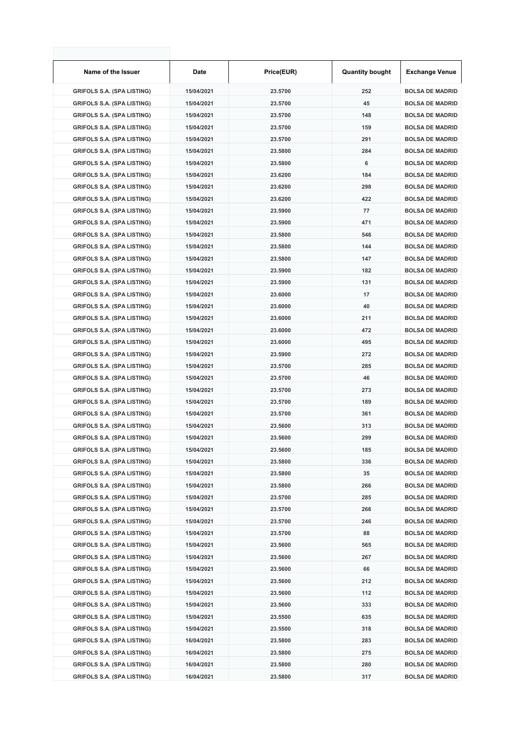| Name of the Issuer | Date | Price(EUR) | Quantity bought | Exchange Venue |
|---|---|---|---|---|
| GRIFOLS S.A. (SPA LISTING) | 15/04/2021 | 23.5700 | 252 | BOLSA DE MADRID |
| GRIFOLS S.A. (SPA LISTING) | 15/04/2021 | 23.5700 | 45 | BOLSA DE MADRID |
| GRIFOLS S.A. (SPA LISTING) | 15/04/2021 | 23.5700 | 148 | BOLSA DE MADRID |
| GRIFOLS S.A. (SPA LISTING) | 15/04/2021 | 23.5700 | 159 | BOLSA DE MADRID |
| GRIFOLS S.A. (SPA LISTING) | 15/04/2021 | 23.5700 | 291 | BOLSA DE MADRID |
| GRIFOLS S.A. (SPA LISTING) | 15/04/2021 | 23.5800 | 284 | BOLSA DE MADRID |
| GRIFOLS S.A. (SPA LISTING) | 15/04/2021 | 23.5800 | 6 | BOLSA DE MADRID |
| GRIFOLS S.A. (SPA LISTING) | 15/04/2021 | 23.6200 | 184 | BOLSA DE MADRID |
| GRIFOLS S.A. (SPA LISTING) | 15/04/2021 | 23.6200 | 298 | BOLSA DE MADRID |
| GRIFOLS S.A. (SPA LISTING) | 15/04/2021 | 23.6200 | 422 | BOLSA DE MADRID |
| GRIFOLS S.A. (SPA LISTING) | 15/04/2021 | 23.5900 | 77 | BOLSA DE MADRID |
| GRIFOLS S.A. (SPA LISTING) | 15/04/2021 | 23.5900 | 471 | BOLSA DE MADRID |
| GRIFOLS S.A. (SPA LISTING) | 15/04/2021 | 23.5800 | 546 | BOLSA DE MADRID |
| GRIFOLS S.A. (SPA LISTING) | 15/04/2021 | 23.5800 | 144 | BOLSA DE MADRID |
| GRIFOLS S.A. (SPA LISTING) | 15/04/2021 | 23.5800 | 147 | BOLSA DE MADRID |
| GRIFOLS S.A. (SPA LISTING) | 15/04/2021 | 23.5900 | 182 | BOLSA DE MADRID |
| GRIFOLS S.A. (SPA LISTING) | 15/04/2021 | 23.5900 | 131 | BOLSA DE MADRID |
| GRIFOLS S.A. (SPA LISTING) | 15/04/2021 | 23.6000 | 17 | BOLSA DE MADRID |
| GRIFOLS S.A. (SPA LISTING) | 15/04/2021 | 23.6000 | 40 | BOLSA DE MADRID |
| GRIFOLS S.A. (SPA LISTING) | 15/04/2021 | 23.6000 | 211 | BOLSA DE MADRID |
| GRIFOLS S.A. (SPA LISTING) | 15/04/2021 | 23.6000 | 472 | BOLSA DE MADRID |
| GRIFOLS S.A. (SPA LISTING) | 15/04/2021 | 23.6000 | 495 | BOLSA DE MADRID |
| GRIFOLS S.A. (SPA LISTING) | 15/04/2021 | 23.5900 | 272 | BOLSA DE MADRID |
| GRIFOLS S.A. (SPA LISTING) | 15/04/2021 | 23.5700 | 285 | BOLSA DE MADRID |
| GRIFOLS S.A. (SPA LISTING) | 15/04/2021 | 23.5700 | 46 | BOLSA DE MADRID |
| GRIFOLS S.A. (SPA LISTING) | 15/04/2021 | 23.5700 | 273 | BOLSA DE MADRID |
| GRIFOLS S.A. (SPA LISTING) | 15/04/2021 | 23.5700 | 189 | BOLSA DE MADRID |
| GRIFOLS S.A. (SPA LISTING) | 15/04/2021 | 23.5700 | 361 | BOLSA DE MADRID |
| GRIFOLS S.A. (SPA LISTING) | 15/04/2021 | 23.5600 | 313 | BOLSA DE MADRID |
| GRIFOLS S.A. (SPA LISTING) | 15/04/2021 | 23.5600 | 299 | BOLSA DE MADRID |
| GRIFOLS S.A. (SPA LISTING) | 15/04/2021 | 23.5600 | 185 | BOLSA DE MADRID |
| GRIFOLS S.A. (SPA LISTING) | 15/04/2021 | 23.5800 | 336 | BOLSA DE MADRID |
| GRIFOLS S.A. (SPA LISTING) | 15/04/2021 | 23.5800 | 35 | BOLSA DE MADRID |
| GRIFOLS S.A. (SPA LISTING) | 15/04/2021 | 23.5800 | 266 | BOLSA DE MADRID |
| GRIFOLS S.A. (SPA LISTING) | 15/04/2021 | 23.5700 | 285 | BOLSA DE MADRID |
| GRIFOLS S.A. (SPA LISTING) | 15/04/2021 | 23.5700 | 266 | BOLSA DE MADRID |
| GRIFOLS S.A. (SPA LISTING) | 15/04/2021 | 23.5700 | 246 | BOLSA DE MADRID |
| GRIFOLS S.A. (SPA LISTING) | 15/04/2021 | 23.5700 | 88 | BOLSA DE MADRID |
| GRIFOLS S.A. (SPA LISTING) | 15/04/2021 | 23.5600 | 565 | BOLSA DE MADRID |
| GRIFOLS S.A. (SPA LISTING) | 15/04/2021 | 23.5600 | 267 | BOLSA DE MADRID |
| GRIFOLS S.A. (SPA LISTING) | 15/04/2021 | 23.5600 | 66 | BOLSA DE MADRID |
| GRIFOLS S.A. (SPA LISTING) | 15/04/2021 | 23.5600 | 212 | BOLSA DE MADRID |
| GRIFOLS S.A. (SPA LISTING) | 15/04/2021 | 23.5600 | 112 | BOLSA DE MADRID |
| GRIFOLS S.A. (SPA LISTING) | 15/04/2021 | 23.5600 | 333 | BOLSA DE MADRID |
| GRIFOLS S.A. (SPA LISTING) | 15/04/2021 | 23.5500 | 635 | BOLSA DE MADRID |
| GRIFOLS S.A. (SPA LISTING) | 15/04/2021 | 23.5500 | 318 | BOLSA DE MADRID |
| GRIFOLS S.A. (SPA LISTING) | 16/04/2021 | 23.5800 | 283 | BOLSA DE MADRID |
| GRIFOLS S.A. (SPA LISTING) | 16/04/2021 | 23.5800 | 275 | BOLSA DE MADRID |
| GRIFOLS S.A. (SPA LISTING) | 16/04/2021 | 23.5800 | 280 | BOLSA DE MADRID |
| GRIFOLS S.A. (SPA LISTING) | 16/04/2021 | 23.5800 | 317 | BOLSA DE MADRID |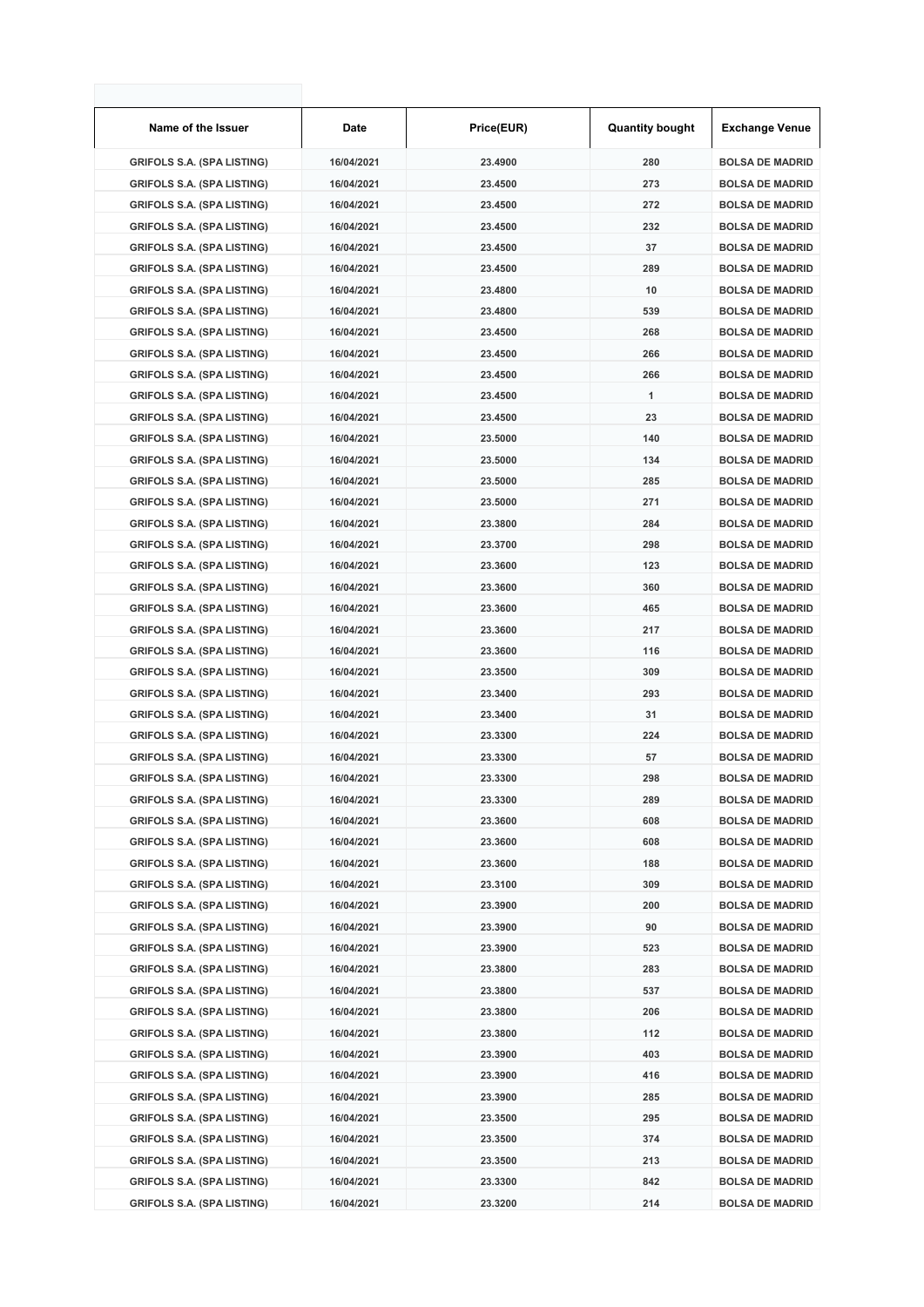| Name of the Issuer | Date | Price(EUR) | Quantity bought | Exchange Venue |
| --- | --- | --- | --- | --- |
| GRIFOLS S.A. (SPA LISTING) | 16/04/2021 | 23.4900 | 280 | BOLSA DE MADRID |
| GRIFOLS S.A. (SPA LISTING) | 16/04/2021 | 23.4500 | 273 | BOLSA DE MADRID |
| GRIFOLS S.A. (SPA LISTING) | 16/04/2021 | 23.4500 | 272 | BOLSA DE MADRID |
| GRIFOLS S.A. (SPA LISTING) | 16/04/2021 | 23.4500 | 232 | BOLSA DE MADRID |
| GRIFOLS S.A. (SPA LISTING) | 16/04/2021 | 23.4500 | 37 | BOLSA DE MADRID |
| GRIFOLS S.A. (SPA LISTING) | 16/04/2021 | 23.4500 | 289 | BOLSA DE MADRID |
| GRIFOLS S.A. (SPA LISTING) | 16/04/2021 | 23.4800 | 10 | BOLSA DE MADRID |
| GRIFOLS S.A. (SPA LISTING) | 16/04/2021 | 23.4800 | 539 | BOLSA DE MADRID |
| GRIFOLS S.A. (SPA LISTING) | 16/04/2021 | 23.4500 | 268 | BOLSA DE MADRID |
| GRIFOLS S.A. (SPA LISTING) | 16/04/2021 | 23.4500 | 266 | BOLSA DE MADRID |
| GRIFOLS S.A. (SPA LISTING) | 16/04/2021 | 23.4500 | 266 | BOLSA DE MADRID |
| GRIFOLS S.A. (SPA LISTING) | 16/04/2021 | 23.4500 | 1 | BOLSA DE MADRID |
| GRIFOLS S.A. (SPA LISTING) | 16/04/2021 | 23.4500 | 23 | BOLSA DE MADRID |
| GRIFOLS S.A. (SPA LISTING) | 16/04/2021 | 23.5000 | 140 | BOLSA DE MADRID |
| GRIFOLS S.A. (SPA LISTING) | 16/04/2021 | 23.5000 | 134 | BOLSA DE MADRID |
| GRIFOLS S.A. (SPA LISTING) | 16/04/2021 | 23.5000 | 285 | BOLSA DE MADRID |
| GRIFOLS S.A. (SPA LISTING) | 16/04/2021 | 23.5000 | 271 | BOLSA DE MADRID |
| GRIFOLS S.A. (SPA LISTING) | 16/04/2021 | 23.3800 | 284 | BOLSA DE MADRID |
| GRIFOLS S.A. (SPA LISTING) | 16/04/2021 | 23.3700 | 298 | BOLSA DE MADRID |
| GRIFOLS S.A. (SPA LISTING) | 16/04/2021 | 23.3600 | 123 | BOLSA DE MADRID |
| GRIFOLS S.A. (SPA LISTING) | 16/04/2021 | 23.3600 | 360 | BOLSA DE MADRID |
| GRIFOLS S.A. (SPA LISTING) | 16/04/2021 | 23.3600 | 465 | BOLSA DE MADRID |
| GRIFOLS S.A. (SPA LISTING) | 16/04/2021 | 23.3600 | 217 | BOLSA DE MADRID |
| GRIFOLS S.A. (SPA LISTING) | 16/04/2021 | 23.3600 | 116 | BOLSA DE MADRID |
| GRIFOLS S.A. (SPA LISTING) | 16/04/2021 | 23.3500 | 309 | BOLSA DE MADRID |
| GRIFOLS S.A. (SPA LISTING) | 16/04/2021 | 23.3400 | 293 | BOLSA DE MADRID |
| GRIFOLS S.A. (SPA LISTING) | 16/04/2021 | 23.3400 | 31 | BOLSA DE MADRID |
| GRIFOLS S.A. (SPA LISTING) | 16/04/2021 | 23.3300 | 224 | BOLSA DE MADRID |
| GRIFOLS S.A. (SPA LISTING) | 16/04/2021 | 23.3300 | 57 | BOLSA DE MADRID |
| GRIFOLS S.A. (SPA LISTING) | 16/04/2021 | 23.3300 | 298 | BOLSA DE MADRID |
| GRIFOLS S.A. (SPA LISTING) | 16/04/2021 | 23.3300 | 289 | BOLSA DE MADRID |
| GRIFOLS S.A. (SPA LISTING) | 16/04/2021 | 23.3600 | 608 | BOLSA DE MADRID |
| GRIFOLS S.A. (SPA LISTING) | 16/04/2021 | 23.3600 | 608 | BOLSA DE MADRID |
| GRIFOLS S.A. (SPA LISTING) | 16/04/2021 | 23.3600 | 188 | BOLSA DE MADRID |
| GRIFOLS S.A. (SPA LISTING) | 16/04/2021 | 23.3100 | 309 | BOLSA DE MADRID |
| GRIFOLS S.A. (SPA LISTING) | 16/04/2021 | 23.3900 | 200 | BOLSA DE MADRID |
| GRIFOLS S.A. (SPA LISTING) | 16/04/2021 | 23.3900 | 90 | BOLSA DE MADRID |
| GRIFOLS S.A. (SPA LISTING) | 16/04/2021 | 23.3900 | 523 | BOLSA DE MADRID |
| GRIFOLS S.A. (SPA LISTING) | 16/04/2021 | 23.3800 | 283 | BOLSA DE MADRID |
| GRIFOLS S.A. (SPA LISTING) | 16/04/2021 | 23.3800 | 537 | BOLSA DE MADRID |
| GRIFOLS S.A. (SPA LISTING) | 16/04/2021 | 23.3800 | 206 | BOLSA DE MADRID |
| GRIFOLS S.A. (SPA LISTING) | 16/04/2021 | 23.3800 | 112 | BOLSA DE MADRID |
| GRIFOLS S.A. (SPA LISTING) | 16/04/2021 | 23.3900 | 403 | BOLSA DE MADRID |
| GRIFOLS S.A. (SPA LISTING) | 16/04/2021 | 23.3900 | 416 | BOLSA DE MADRID |
| GRIFOLS S.A. (SPA LISTING) | 16/04/2021 | 23.3900 | 285 | BOLSA DE MADRID |
| GRIFOLS S.A. (SPA LISTING) | 16/04/2021 | 23.3500 | 295 | BOLSA DE MADRID |
| GRIFOLS S.A. (SPA LISTING) | 16/04/2021 | 23.3500 | 374 | BOLSA DE MADRID |
| GRIFOLS S.A. (SPA LISTING) | 16/04/2021 | 23.3500 | 213 | BOLSA DE MADRID |
| GRIFOLS S.A. (SPA LISTING) | 16/04/2021 | 23.3300 | 842 | BOLSA DE MADRID |
| GRIFOLS S.A. (SPA LISTING) | 16/04/2021 | 23.3200 | 214 | BOLSA DE MADRID |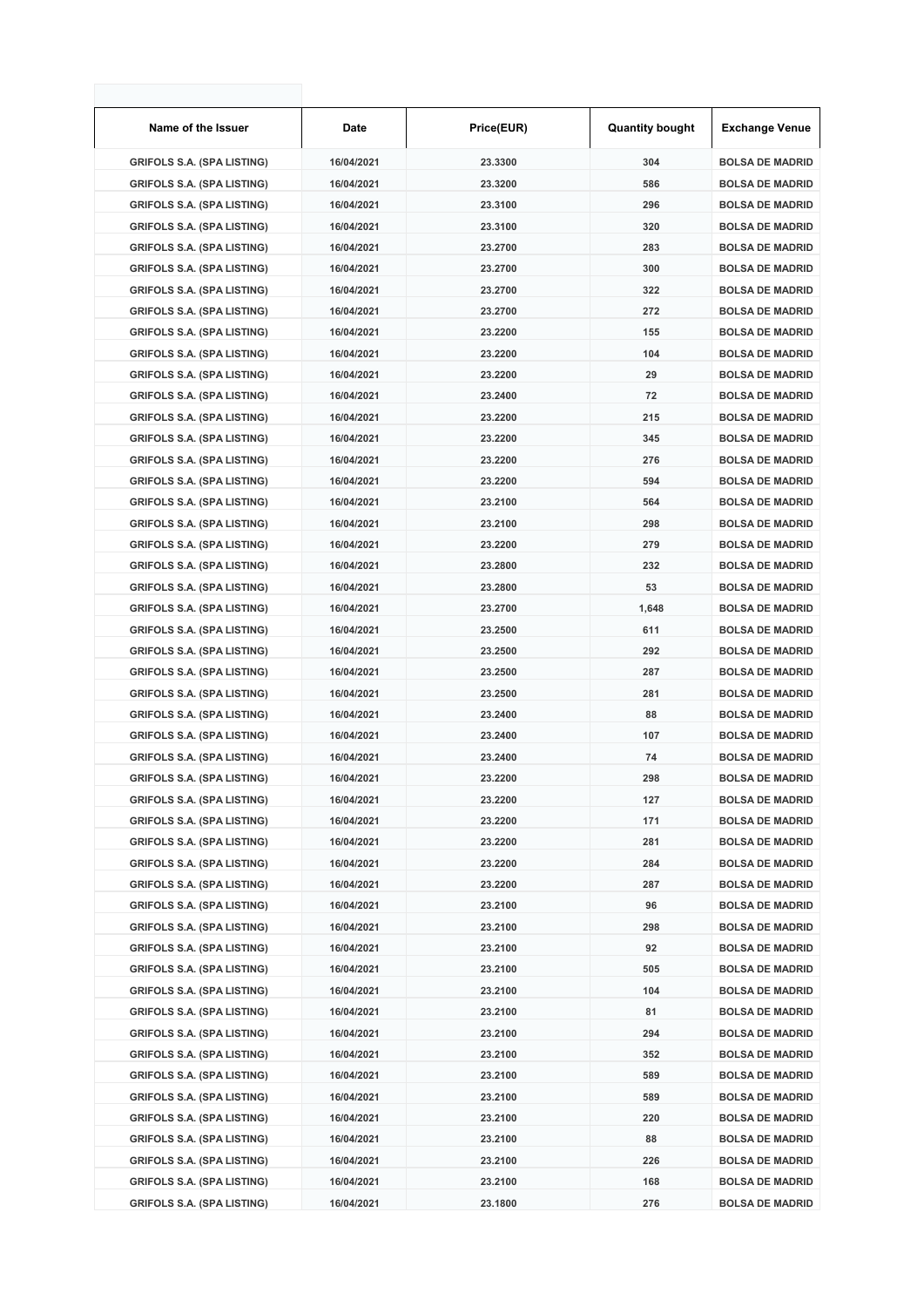| Name of the Issuer | Date | Price(EUR) | Quantity bought | Exchange Venue |
|---|---|---|---|---|
| GRIFOLS S.A. (SPA LISTING) | 16/04/2021 | 23.3300 | 304 | BOLSA DE MADRID |
| GRIFOLS S.A. (SPA LISTING) | 16/04/2021 | 23.3200 | 586 | BOLSA DE MADRID |
| GRIFOLS S.A. (SPA LISTING) | 16/04/2021 | 23.3100 | 296 | BOLSA DE MADRID |
| GRIFOLS S.A. (SPA LISTING) | 16/04/2021 | 23.3100 | 320 | BOLSA DE MADRID |
| GRIFOLS S.A. (SPA LISTING) | 16/04/2021 | 23.2700 | 283 | BOLSA DE MADRID |
| GRIFOLS S.A. (SPA LISTING) | 16/04/2021 | 23.2700 | 300 | BOLSA DE MADRID |
| GRIFOLS S.A. (SPA LISTING) | 16/04/2021 | 23.2700 | 322 | BOLSA DE MADRID |
| GRIFOLS S.A. (SPA LISTING) | 16/04/2021 | 23.2700 | 272 | BOLSA DE MADRID |
| GRIFOLS S.A. (SPA LISTING) | 16/04/2021 | 23.2200 | 155 | BOLSA DE MADRID |
| GRIFOLS S.A. (SPA LISTING) | 16/04/2021 | 23.2200 | 104 | BOLSA DE MADRID |
| GRIFOLS S.A. (SPA LISTING) | 16/04/2021 | 23.2200 | 29 | BOLSA DE MADRID |
| GRIFOLS S.A. (SPA LISTING) | 16/04/2021 | 23.2400 | 72 | BOLSA DE MADRID |
| GRIFOLS S.A. (SPA LISTING) | 16/04/2021 | 23.2200 | 215 | BOLSA DE MADRID |
| GRIFOLS S.A. (SPA LISTING) | 16/04/2021 | 23.2200 | 345 | BOLSA DE MADRID |
| GRIFOLS S.A. (SPA LISTING) | 16/04/2021 | 23.2200 | 276 | BOLSA DE MADRID |
| GRIFOLS S.A. (SPA LISTING) | 16/04/2021 | 23.2200 | 594 | BOLSA DE MADRID |
| GRIFOLS S.A. (SPA LISTING) | 16/04/2021 | 23.2100 | 564 | BOLSA DE MADRID |
| GRIFOLS S.A. (SPA LISTING) | 16/04/2021 | 23.2100 | 298 | BOLSA DE MADRID |
| GRIFOLS S.A. (SPA LISTING) | 16/04/2021 | 23.2200 | 279 | BOLSA DE MADRID |
| GRIFOLS S.A. (SPA LISTING) | 16/04/2021 | 23.2800 | 232 | BOLSA DE MADRID |
| GRIFOLS S.A. (SPA LISTING) | 16/04/2021 | 23.2800 | 53 | BOLSA DE MADRID |
| GRIFOLS S.A. (SPA LISTING) | 16/04/2021 | 23.2700 | 1,648 | BOLSA DE MADRID |
| GRIFOLS S.A. (SPA LISTING) | 16/04/2021 | 23.2500 | 611 | BOLSA DE MADRID |
| GRIFOLS S.A. (SPA LISTING) | 16/04/2021 | 23.2500 | 292 | BOLSA DE MADRID |
| GRIFOLS S.A. (SPA LISTING) | 16/04/2021 | 23.2500 | 287 | BOLSA DE MADRID |
| GRIFOLS S.A. (SPA LISTING) | 16/04/2021 | 23.2500 | 281 | BOLSA DE MADRID |
| GRIFOLS S.A. (SPA LISTING) | 16/04/2021 | 23.2400 | 88 | BOLSA DE MADRID |
| GRIFOLS S.A. (SPA LISTING) | 16/04/2021 | 23.2400 | 107 | BOLSA DE MADRID |
| GRIFOLS S.A. (SPA LISTING) | 16/04/2021 | 23.2400 | 74 | BOLSA DE MADRID |
| GRIFOLS S.A. (SPA LISTING) | 16/04/2021 | 23.2200 | 298 | BOLSA DE MADRID |
| GRIFOLS S.A. (SPA LISTING) | 16/04/2021 | 23.2200 | 127 | BOLSA DE MADRID |
| GRIFOLS S.A. (SPA LISTING) | 16/04/2021 | 23.2200 | 171 | BOLSA DE MADRID |
| GRIFOLS S.A. (SPA LISTING) | 16/04/2021 | 23.2200 | 281 | BOLSA DE MADRID |
| GRIFOLS S.A. (SPA LISTING) | 16/04/2021 | 23.2200 | 284 | BOLSA DE MADRID |
| GRIFOLS S.A. (SPA LISTING) | 16/04/2021 | 23.2200 | 287 | BOLSA DE MADRID |
| GRIFOLS S.A. (SPA LISTING) | 16/04/2021 | 23.2100 | 96 | BOLSA DE MADRID |
| GRIFOLS S.A. (SPA LISTING) | 16/04/2021 | 23.2100 | 298 | BOLSA DE MADRID |
| GRIFOLS S.A. (SPA LISTING) | 16/04/2021 | 23.2100 | 92 | BOLSA DE MADRID |
| GRIFOLS S.A. (SPA LISTING) | 16/04/2021 | 23.2100 | 505 | BOLSA DE MADRID |
| GRIFOLS S.A. (SPA LISTING) | 16/04/2021 | 23.2100 | 104 | BOLSA DE MADRID |
| GRIFOLS S.A. (SPA LISTING) | 16/04/2021 | 23.2100 | 81 | BOLSA DE MADRID |
| GRIFOLS S.A. (SPA LISTING) | 16/04/2021 | 23.2100 | 294 | BOLSA DE MADRID |
| GRIFOLS S.A. (SPA LISTING) | 16/04/2021 | 23.2100 | 352 | BOLSA DE MADRID |
| GRIFOLS S.A. (SPA LISTING) | 16/04/2021 | 23.2100 | 589 | BOLSA DE MADRID |
| GRIFOLS S.A. (SPA LISTING) | 16/04/2021 | 23.2100 | 589 | BOLSA DE MADRID |
| GRIFOLS S.A. (SPA LISTING) | 16/04/2021 | 23.2100 | 220 | BOLSA DE MADRID |
| GRIFOLS S.A. (SPA LISTING) | 16/04/2021 | 23.2100 | 88 | BOLSA DE MADRID |
| GRIFOLS S.A. (SPA LISTING) | 16/04/2021 | 23.2100 | 226 | BOLSA DE MADRID |
| GRIFOLS S.A. (SPA LISTING) | 16/04/2021 | 23.2100 | 168 | BOLSA DE MADRID |
| GRIFOLS S.A. (SPA LISTING) | 16/04/2021 | 23.1800 | 276 | BOLSA DE MADRID |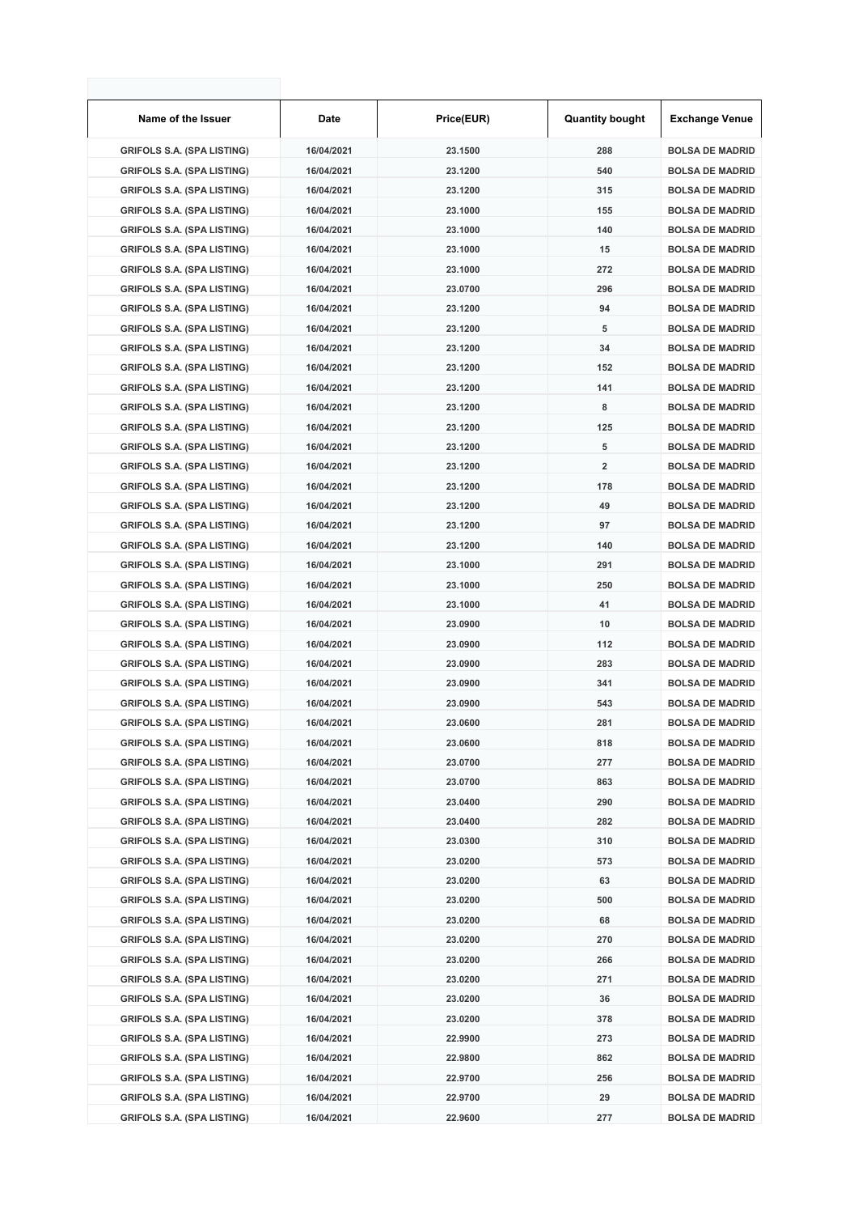| Name of the Issuer | Date | Price(EUR) | Quantity bought | Exchange Venue |
|---|---|---|---|---|
| GRIFOLS S.A. (SPA LISTING) | 16/04/2021 | 23.1500 | 288 | BOLSA DE MADRID |
| GRIFOLS S.A. (SPA LISTING) | 16/04/2021 | 23.1200 | 540 | BOLSA DE MADRID |
| GRIFOLS S.A. (SPA LISTING) | 16/04/2021 | 23.1200 | 315 | BOLSA DE MADRID |
| GRIFOLS S.A. (SPA LISTING) | 16/04/2021 | 23.1000 | 155 | BOLSA DE MADRID |
| GRIFOLS S.A. (SPA LISTING) | 16/04/2021 | 23.1000 | 140 | BOLSA DE MADRID |
| GRIFOLS S.A. (SPA LISTING) | 16/04/2021 | 23.1000 | 15 | BOLSA DE MADRID |
| GRIFOLS S.A. (SPA LISTING) | 16/04/2021 | 23.1000 | 272 | BOLSA DE MADRID |
| GRIFOLS S.A. (SPA LISTING) | 16/04/2021 | 23.0700 | 296 | BOLSA DE MADRID |
| GRIFOLS S.A. (SPA LISTING) | 16/04/2021 | 23.1200 | 94 | BOLSA DE MADRID |
| GRIFOLS S.A. (SPA LISTING) | 16/04/2021 | 23.1200 | 5 | BOLSA DE MADRID |
| GRIFOLS S.A. (SPA LISTING) | 16/04/2021 | 23.1200 | 34 | BOLSA DE MADRID |
| GRIFOLS S.A. (SPA LISTING) | 16/04/2021 | 23.1200 | 152 | BOLSA DE MADRID |
| GRIFOLS S.A. (SPA LISTING) | 16/04/2021 | 23.1200 | 141 | BOLSA DE MADRID |
| GRIFOLS S.A. (SPA LISTING) | 16/04/2021 | 23.1200 | 8 | BOLSA DE MADRID |
| GRIFOLS S.A. (SPA LISTING) | 16/04/2021 | 23.1200 | 125 | BOLSA DE MADRID |
| GRIFOLS S.A. (SPA LISTING) | 16/04/2021 | 23.1200 | 5 | BOLSA DE MADRID |
| GRIFOLS S.A. (SPA LISTING) | 16/04/2021 | 23.1200 | 2 | BOLSA DE MADRID |
| GRIFOLS S.A. (SPA LISTING) | 16/04/2021 | 23.1200 | 178 | BOLSA DE MADRID |
| GRIFOLS S.A. (SPA LISTING) | 16/04/2021 | 23.1200 | 49 | BOLSA DE MADRID |
| GRIFOLS S.A. (SPA LISTING) | 16/04/2021 | 23.1200 | 97 | BOLSA DE MADRID |
| GRIFOLS S.A. (SPA LISTING) | 16/04/2021 | 23.1200 | 140 | BOLSA DE MADRID |
| GRIFOLS S.A. (SPA LISTING) | 16/04/2021 | 23.1000 | 291 | BOLSA DE MADRID |
| GRIFOLS S.A. (SPA LISTING) | 16/04/2021 | 23.1000 | 250 | BOLSA DE MADRID |
| GRIFOLS S.A. (SPA LISTING) | 16/04/2021 | 23.1000 | 41 | BOLSA DE MADRID |
| GRIFOLS S.A. (SPA LISTING) | 16/04/2021 | 23.0900 | 10 | BOLSA DE MADRID |
| GRIFOLS S.A. (SPA LISTING) | 16/04/2021 | 23.0900 | 112 | BOLSA DE MADRID |
| GRIFOLS S.A. (SPA LISTING) | 16/04/2021 | 23.0900 | 283 | BOLSA DE MADRID |
| GRIFOLS S.A. (SPA LISTING) | 16/04/2021 | 23.0900 | 341 | BOLSA DE MADRID |
| GRIFOLS S.A. (SPA LISTING) | 16/04/2021 | 23.0900 | 543 | BOLSA DE MADRID |
| GRIFOLS S.A. (SPA LISTING) | 16/04/2021 | 23.0600 | 281 | BOLSA DE MADRID |
| GRIFOLS S.A. (SPA LISTING) | 16/04/2021 | 23.0600 | 818 | BOLSA DE MADRID |
| GRIFOLS S.A. (SPA LISTING) | 16/04/2021 | 23.0700 | 277 | BOLSA DE MADRID |
| GRIFOLS S.A. (SPA LISTING) | 16/04/2021 | 23.0700 | 863 | BOLSA DE MADRID |
| GRIFOLS S.A. (SPA LISTING) | 16/04/2021 | 23.0400 | 290 | BOLSA DE MADRID |
| GRIFOLS S.A. (SPA LISTING) | 16/04/2021 | 23.0400 | 282 | BOLSA DE MADRID |
| GRIFOLS S.A. (SPA LISTING) | 16/04/2021 | 23.0300 | 310 | BOLSA DE MADRID |
| GRIFOLS S.A. (SPA LISTING) | 16/04/2021 | 23.0200 | 573 | BOLSA DE MADRID |
| GRIFOLS S.A. (SPA LISTING) | 16/04/2021 | 23.0200 | 63 | BOLSA DE MADRID |
| GRIFOLS S.A. (SPA LISTING) | 16/04/2021 | 23.0200 | 500 | BOLSA DE MADRID |
| GRIFOLS S.A. (SPA LISTING) | 16/04/2021 | 23.0200 | 68 | BOLSA DE MADRID |
| GRIFOLS S.A. (SPA LISTING) | 16/04/2021 | 23.0200 | 270 | BOLSA DE MADRID |
| GRIFOLS S.A. (SPA LISTING) | 16/04/2021 | 23.0200 | 266 | BOLSA DE MADRID |
| GRIFOLS S.A. (SPA LISTING) | 16/04/2021 | 23.0200 | 271 | BOLSA DE MADRID |
| GRIFOLS S.A. (SPA LISTING) | 16/04/2021 | 23.0200 | 36 | BOLSA DE MADRID |
| GRIFOLS S.A. (SPA LISTING) | 16/04/2021 | 23.0200 | 378 | BOLSA DE MADRID |
| GRIFOLS S.A. (SPA LISTING) | 16/04/2021 | 22.9900 | 273 | BOLSA DE MADRID |
| GRIFOLS S.A. (SPA LISTING) | 16/04/2021 | 22.9800 | 862 | BOLSA DE MADRID |
| GRIFOLS S.A. (SPA LISTING) | 16/04/2021 | 22.9700 | 256 | BOLSA DE MADRID |
| GRIFOLS S.A. (SPA LISTING) | 16/04/2021 | 22.9700 | 29 | BOLSA DE MADRID |
| GRIFOLS S.A. (SPA LISTING) | 16/04/2021 | 22.9600 | 277 | BOLSA DE MADRID |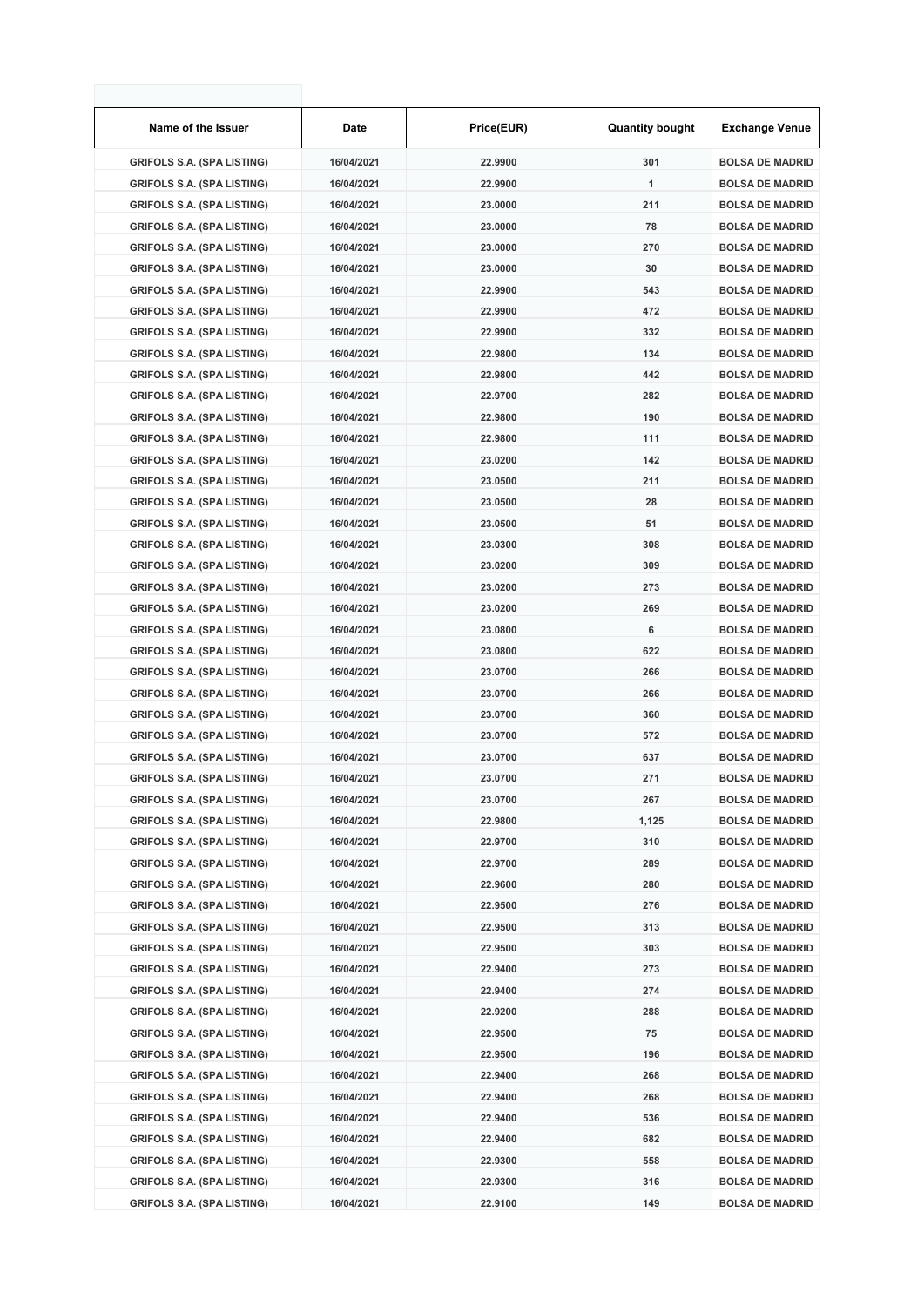| Name of the Issuer | Date | Price(EUR) | Quantity bought | Exchange Venue |
|---|---|---|---|---|
| GRIFOLS S.A. (SPA LISTING) | 16/04/2021 | 22.9900 | 301 | BOLSA DE MADRID |
| GRIFOLS S.A. (SPA LISTING) | 16/04/2021 | 22.9900 | 1 | BOLSA DE MADRID |
| GRIFOLS S.A. (SPA LISTING) | 16/04/2021 | 23.0000 | 211 | BOLSA DE MADRID |
| GRIFOLS S.A. (SPA LISTING) | 16/04/2021 | 23.0000 | 78 | BOLSA DE MADRID |
| GRIFOLS S.A. (SPA LISTING) | 16/04/2021 | 23.0000 | 270 | BOLSA DE MADRID |
| GRIFOLS S.A. (SPA LISTING) | 16/04/2021 | 23.0000 | 30 | BOLSA DE MADRID |
| GRIFOLS S.A. (SPA LISTING) | 16/04/2021 | 22.9900 | 543 | BOLSA DE MADRID |
| GRIFOLS S.A. (SPA LISTING) | 16/04/2021 | 22.9900 | 472 | BOLSA DE MADRID |
| GRIFOLS S.A. (SPA LISTING) | 16/04/2021 | 22.9900 | 332 | BOLSA DE MADRID |
| GRIFOLS S.A. (SPA LISTING) | 16/04/2021 | 22.9800 | 134 | BOLSA DE MADRID |
| GRIFOLS S.A. (SPA LISTING) | 16/04/2021 | 22.9800 | 442 | BOLSA DE MADRID |
| GRIFOLS S.A. (SPA LISTING) | 16/04/2021 | 22.9700 | 282 | BOLSA DE MADRID |
| GRIFOLS S.A. (SPA LISTING) | 16/04/2021 | 22.9800 | 190 | BOLSA DE MADRID |
| GRIFOLS S.A. (SPA LISTING) | 16/04/2021 | 22.9800 | 111 | BOLSA DE MADRID |
| GRIFOLS S.A. (SPA LISTING) | 16/04/2021 | 23.0200 | 142 | BOLSA DE MADRID |
| GRIFOLS S.A. (SPA LISTING) | 16/04/2021 | 23.0500 | 211 | BOLSA DE MADRID |
| GRIFOLS S.A. (SPA LISTING) | 16/04/2021 | 23.0500 | 28 | BOLSA DE MADRID |
| GRIFOLS S.A. (SPA LISTING) | 16/04/2021 | 23.0500 | 51 | BOLSA DE MADRID |
| GRIFOLS S.A. (SPA LISTING) | 16/04/2021 | 23.0300 | 308 | BOLSA DE MADRID |
| GRIFOLS S.A. (SPA LISTING) | 16/04/2021 | 23.0200 | 309 | BOLSA DE MADRID |
| GRIFOLS S.A. (SPA LISTING) | 16/04/2021 | 23.0200 | 273 | BOLSA DE MADRID |
| GRIFOLS S.A. (SPA LISTING) | 16/04/2021 | 23.0200 | 269 | BOLSA DE MADRID |
| GRIFOLS S.A. (SPA LISTING) | 16/04/2021 | 23.0800 | 6 | BOLSA DE MADRID |
| GRIFOLS S.A. (SPA LISTING) | 16/04/2021 | 23.0800 | 622 | BOLSA DE MADRID |
| GRIFOLS S.A. (SPA LISTING) | 16/04/2021 | 23.0700 | 266 | BOLSA DE MADRID |
| GRIFOLS S.A. (SPA LISTING) | 16/04/2021 | 23.0700 | 266 | BOLSA DE MADRID |
| GRIFOLS S.A. (SPA LISTING) | 16/04/2021 | 23.0700 | 360 | BOLSA DE MADRID |
| GRIFOLS S.A. (SPA LISTING) | 16/04/2021 | 23.0700 | 572 | BOLSA DE MADRID |
| GRIFOLS S.A. (SPA LISTING) | 16/04/2021 | 23.0700 | 637 | BOLSA DE MADRID |
| GRIFOLS S.A. (SPA LISTING) | 16/04/2021 | 23.0700 | 271 | BOLSA DE MADRID |
| GRIFOLS S.A. (SPA LISTING) | 16/04/2021 | 23.0700 | 267 | BOLSA DE MADRID |
| GRIFOLS S.A. (SPA LISTING) | 16/04/2021 | 22.9800 | 1,125 | BOLSA DE MADRID |
| GRIFOLS S.A. (SPA LISTING) | 16/04/2021 | 22.9700 | 310 | BOLSA DE MADRID |
| GRIFOLS S.A. (SPA LISTING) | 16/04/2021 | 22.9700 | 289 | BOLSA DE MADRID |
| GRIFOLS S.A. (SPA LISTING) | 16/04/2021 | 22.9600 | 280 | BOLSA DE MADRID |
| GRIFOLS S.A. (SPA LISTING) | 16/04/2021 | 22.9500 | 276 | BOLSA DE MADRID |
| GRIFOLS S.A. (SPA LISTING) | 16/04/2021 | 22.9500 | 313 | BOLSA DE MADRID |
| GRIFOLS S.A. (SPA LISTING) | 16/04/2021 | 22.9500 | 303 | BOLSA DE MADRID |
| GRIFOLS S.A. (SPA LISTING) | 16/04/2021 | 22.9400 | 273 | BOLSA DE MADRID |
| GRIFOLS S.A. (SPA LISTING) | 16/04/2021 | 22.9400 | 274 | BOLSA DE MADRID |
| GRIFOLS S.A. (SPA LISTING) | 16/04/2021 | 22.9200 | 288 | BOLSA DE MADRID |
| GRIFOLS S.A. (SPA LISTING) | 16/04/2021 | 22.9500 | 75 | BOLSA DE MADRID |
| GRIFOLS S.A. (SPA LISTING) | 16/04/2021 | 22.9500 | 196 | BOLSA DE MADRID |
| GRIFOLS S.A. (SPA LISTING) | 16/04/2021 | 22.9400 | 268 | BOLSA DE MADRID |
| GRIFOLS S.A. (SPA LISTING) | 16/04/2021 | 22.9400 | 268 | BOLSA DE MADRID |
| GRIFOLS S.A. (SPA LISTING) | 16/04/2021 | 22.9400 | 536 | BOLSA DE MADRID |
| GRIFOLS S.A. (SPA LISTING) | 16/04/2021 | 22.9400 | 682 | BOLSA DE MADRID |
| GRIFOLS S.A. (SPA LISTING) | 16/04/2021 | 22.9300 | 558 | BOLSA DE MADRID |
| GRIFOLS S.A. (SPA LISTING) | 16/04/2021 | 22.9300 | 316 | BOLSA DE MADRID |
| GRIFOLS S.A. (SPA LISTING) | 16/04/2021 | 22.9100 | 149 | BOLSA DE MADRID |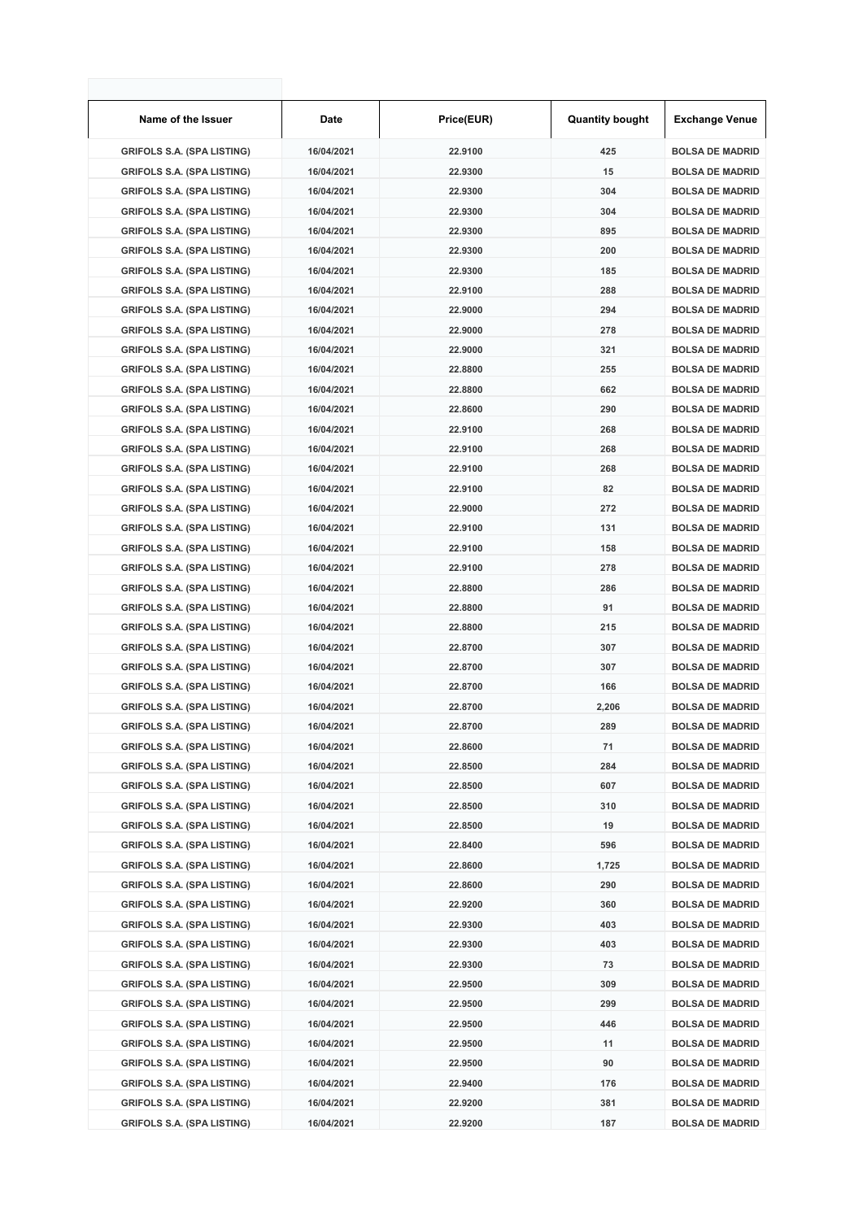| Name of the Issuer | Date | Price(EUR) | Quantity bought | Exchange Venue |
|---|---|---|---|---|
| GRIFOLS S.A. (SPA LISTING) | 16/04/2021 | 22.9100 | 425 | BOLSA DE MADRID |
| GRIFOLS S.A. (SPA LISTING) | 16/04/2021 | 22.9300 | 15 | BOLSA DE MADRID |
| GRIFOLS S.A. (SPA LISTING) | 16/04/2021 | 22.9300 | 304 | BOLSA DE MADRID |
| GRIFOLS S.A. (SPA LISTING) | 16/04/2021 | 22.9300 | 304 | BOLSA DE MADRID |
| GRIFOLS S.A. (SPA LISTING) | 16/04/2021 | 22.9300 | 895 | BOLSA DE MADRID |
| GRIFOLS S.A. (SPA LISTING) | 16/04/2021 | 22.9300 | 200 | BOLSA DE MADRID |
| GRIFOLS S.A. (SPA LISTING) | 16/04/2021 | 22.9300 | 185 | BOLSA DE MADRID |
| GRIFOLS S.A. (SPA LISTING) | 16/04/2021 | 22.9100 | 288 | BOLSA DE MADRID |
| GRIFOLS S.A. (SPA LISTING) | 16/04/2021 | 22.9000 | 294 | BOLSA DE MADRID |
| GRIFOLS S.A. (SPA LISTING) | 16/04/2021 | 22.9000 | 278 | BOLSA DE MADRID |
| GRIFOLS S.A. (SPA LISTING) | 16/04/2021 | 22.9000 | 321 | BOLSA DE MADRID |
| GRIFOLS S.A. (SPA LISTING) | 16/04/2021 | 22.8800 | 255 | BOLSA DE MADRID |
| GRIFOLS S.A. (SPA LISTING) | 16/04/2021 | 22.8800 | 662 | BOLSA DE MADRID |
| GRIFOLS S.A. (SPA LISTING) | 16/04/2021 | 22.8600 | 290 | BOLSA DE MADRID |
| GRIFOLS S.A. (SPA LISTING) | 16/04/2021 | 22.9100 | 268 | BOLSA DE MADRID |
| GRIFOLS S.A. (SPA LISTING) | 16/04/2021 | 22.9100 | 268 | BOLSA DE MADRID |
| GRIFOLS S.A. (SPA LISTING) | 16/04/2021 | 22.9100 | 268 | BOLSA DE MADRID |
| GRIFOLS S.A. (SPA LISTING) | 16/04/2021 | 22.9100 | 82 | BOLSA DE MADRID |
| GRIFOLS S.A. (SPA LISTING) | 16/04/2021 | 22.9000 | 272 | BOLSA DE MADRID |
| GRIFOLS S.A. (SPA LISTING) | 16/04/2021 | 22.9100 | 131 | BOLSA DE MADRID |
| GRIFOLS S.A. (SPA LISTING) | 16/04/2021 | 22.9100 | 158 | BOLSA DE MADRID |
| GRIFOLS S.A. (SPA LISTING) | 16/04/2021 | 22.9100 | 278 | BOLSA DE MADRID |
| GRIFOLS S.A. (SPA LISTING) | 16/04/2021 | 22.8800 | 286 | BOLSA DE MADRID |
| GRIFOLS S.A. (SPA LISTING) | 16/04/2021 | 22.8800 | 91 | BOLSA DE MADRID |
| GRIFOLS S.A. (SPA LISTING) | 16/04/2021 | 22.8800 | 215 | BOLSA DE MADRID |
| GRIFOLS S.A. (SPA LISTING) | 16/04/2021 | 22.8700 | 307 | BOLSA DE MADRID |
| GRIFOLS S.A. (SPA LISTING) | 16/04/2021 | 22.8700 | 307 | BOLSA DE MADRID |
| GRIFOLS S.A. (SPA LISTING) | 16/04/2021 | 22.8700 | 166 | BOLSA DE MADRID |
| GRIFOLS S.A. (SPA LISTING) | 16/04/2021 | 22.8700 | 2,206 | BOLSA DE MADRID |
| GRIFOLS S.A. (SPA LISTING) | 16/04/2021 | 22.8700 | 289 | BOLSA DE MADRID |
| GRIFOLS S.A. (SPA LISTING) | 16/04/2021 | 22.8600 | 71 | BOLSA DE MADRID |
| GRIFOLS S.A. (SPA LISTING) | 16/04/2021 | 22.8500 | 284 | BOLSA DE MADRID |
| GRIFOLS S.A. (SPA LISTING) | 16/04/2021 | 22.8500 | 607 | BOLSA DE MADRID |
| GRIFOLS S.A. (SPA LISTING) | 16/04/2021 | 22.8500 | 310 | BOLSA DE MADRID |
| GRIFOLS S.A. (SPA LISTING) | 16/04/2021 | 22.8500 | 19 | BOLSA DE MADRID |
| GRIFOLS S.A. (SPA LISTING) | 16/04/2021 | 22.8400 | 596 | BOLSA DE MADRID |
| GRIFOLS S.A. (SPA LISTING) | 16/04/2021 | 22.8600 | 1,725 | BOLSA DE MADRID |
| GRIFOLS S.A. (SPA LISTING) | 16/04/2021 | 22.8600 | 290 | BOLSA DE MADRID |
| GRIFOLS S.A. (SPA LISTING) | 16/04/2021 | 22.9200 | 360 | BOLSA DE MADRID |
| GRIFOLS S.A. (SPA LISTING) | 16/04/2021 | 22.9300 | 403 | BOLSA DE MADRID |
| GRIFOLS S.A. (SPA LISTING) | 16/04/2021 | 22.9300 | 403 | BOLSA DE MADRID |
| GRIFOLS S.A. (SPA LISTING) | 16/04/2021 | 22.9300 | 73 | BOLSA DE MADRID |
| GRIFOLS S.A. (SPA LISTING) | 16/04/2021 | 22.9500 | 309 | BOLSA DE MADRID |
| GRIFOLS S.A. (SPA LISTING) | 16/04/2021 | 22.9500 | 299 | BOLSA DE MADRID |
| GRIFOLS S.A. (SPA LISTING) | 16/04/2021 | 22.9500 | 446 | BOLSA DE MADRID |
| GRIFOLS S.A. (SPA LISTING) | 16/04/2021 | 22.9500 | 11 | BOLSA DE MADRID |
| GRIFOLS S.A. (SPA LISTING) | 16/04/2021 | 22.9500 | 90 | BOLSA DE MADRID |
| GRIFOLS S.A. (SPA LISTING) | 16/04/2021 | 22.9400 | 176 | BOLSA DE MADRID |
| GRIFOLS S.A. (SPA LISTING) | 16/04/2021 | 22.9200 | 381 | BOLSA DE MADRID |
| GRIFOLS S.A. (SPA LISTING) | 16/04/2021 | 22.9200 | 187 | BOLSA DE MADRID |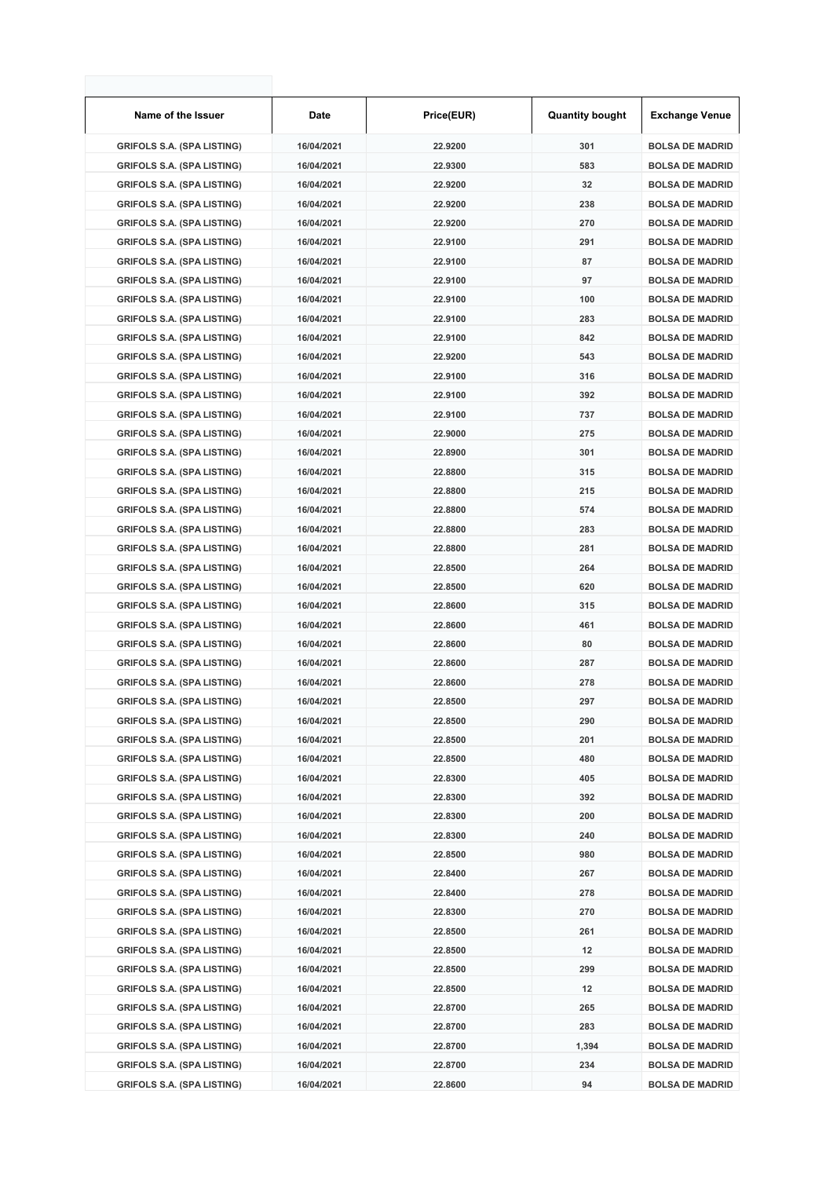| Name of the Issuer | Date | Price(EUR) | Quantity bought | Exchange Venue |
|---|---|---|---|---|
| GRIFOLS S.A. (SPA LISTING) | 16/04/2021 | 22.9200 | 301 | BOLSA DE MADRID |
| GRIFOLS S.A. (SPA LISTING) | 16/04/2021 | 22.9300 | 583 | BOLSA DE MADRID |
| GRIFOLS S.A. (SPA LISTING) | 16/04/2021 | 22.9200 | 32 | BOLSA DE MADRID |
| GRIFOLS S.A. (SPA LISTING) | 16/04/2021 | 22.9200 | 238 | BOLSA DE MADRID |
| GRIFOLS S.A. (SPA LISTING) | 16/04/2021 | 22.9200 | 270 | BOLSA DE MADRID |
| GRIFOLS S.A. (SPA LISTING) | 16/04/2021 | 22.9100 | 291 | BOLSA DE MADRID |
| GRIFOLS S.A. (SPA LISTING) | 16/04/2021 | 22.9100 | 87 | BOLSA DE MADRID |
| GRIFOLS S.A. (SPA LISTING) | 16/04/2021 | 22.9100 | 97 | BOLSA DE MADRID |
| GRIFOLS S.A. (SPA LISTING) | 16/04/2021 | 22.9100 | 100 | BOLSA DE MADRID |
| GRIFOLS S.A. (SPA LISTING) | 16/04/2021 | 22.9100 | 283 | BOLSA DE MADRID |
| GRIFOLS S.A. (SPA LISTING) | 16/04/2021 | 22.9100 | 842 | BOLSA DE MADRID |
| GRIFOLS S.A. (SPA LISTING) | 16/04/2021 | 22.9200 | 543 | BOLSA DE MADRID |
| GRIFOLS S.A. (SPA LISTING) | 16/04/2021 | 22.9100 | 316 | BOLSA DE MADRID |
| GRIFOLS S.A. (SPA LISTING) | 16/04/2021 | 22.9100 | 392 | BOLSA DE MADRID |
| GRIFOLS S.A. (SPA LISTING) | 16/04/2021 | 22.9100 | 737 | BOLSA DE MADRID |
| GRIFOLS S.A. (SPA LISTING) | 16/04/2021 | 22.9000 | 275 | BOLSA DE MADRID |
| GRIFOLS S.A. (SPA LISTING) | 16/04/2021 | 22.8900 | 301 | BOLSA DE MADRID |
| GRIFOLS S.A. (SPA LISTING) | 16/04/2021 | 22.8800 | 315 | BOLSA DE MADRID |
| GRIFOLS S.A. (SPA LISTING) | 16/04/2021 | 22.8800 | 215 | BOLSA DE MADRID |
| GRIFOLS S.A. (SPA LISTING) | 16/04/2021 | 22.8800 | 574 | BOLSA DE MADRID |
| GRIFOLS S.A. (SPA LISTING) | 16/04/2021 | 22.8800 | 283 | BOLSA DE MADRID |
| GRIFOLS S.A. (SPA LISTING) | 16/04/2021 | 22.8800 | 281 | BOLSA DE MADRID |
| GRIFOLS S.A. (SPA LISTING) | 16/04/2021 | 22.8500 | 264 | BOLSA DE MADRID |
| GRIFOLS S.A. (SPA LISTING) | 16/04/2021 | 22.8500 | 620 | BOLSA DE MADRID |
| GRIFOLS S.A. (SPA LISTING) | 16/04/2021 | 22.8600 | 315 | BOLSA DE MADRID |
| GRIFOLS S.A. (SPA LISTING) | 16/04/2021 | 22.8600 | 461 | BOLSA DE MADRID |
| GRIFOLS S.A. (SPA LISTING) | 16/04/2021 | 22.8600 | 80 | BOLSA DE MADRID |
| GRIFOLS S.A. (SPA LISTING) | 16/04/2021 | 22.8600 | 287 | BOLSA DE MADRID |
| GRIFOLS S.A. (SPA LISTING) | 16/04/2021 | 22.8600 | 278 | BOLSA DE MADRID |
| GRIFOLS S.A. (SPA LISTING) | 16/04/2021 | 22.8500 | 297 | BOLSA DE MADRID |
| GRIFOLS S.A. (SPA LISTING) | 16/04/2021 | 22.8500 | 290 | BOLSA DE MADRID |
| GRIFOLS S.A. (SPA LISTING) | 16/04/2021 | 22.8500 | 201 | BOLSA DE MADRID |
| GRIFOLS S.A. (SPA LISTING) | 16/04/2021 | 22.8500 | 480 | BOLSA DE MADRID |
| GRIFOLS S.A. (SPA LISTING) | 16/04/2021 | 22.8300 | 405 | BOLSA DE MADRID |
| GRIFOLS S.A. (SPA LISTING) | 16/04/2021 | 22.8300 | 392 | BOLSA DE MADRID |
| GRIFOLS S.A. (SPA LISTING) | 16/04/2021 | 22.8300 | 200 | BOLSA DE MADRID |
| GRIFOLS S.A. (SPA LISTING) | 16/04/2021 | 22.8300 | 240 | BOLSA DE MADRID |
| GRIFOLS S.A. (SPA LISTING) | 16/04/2021 | 22.8500 | 980 | BOLSA DE MADRID |
| GRIFOLS S.A. (SPA LISTING) | 16/04/2021 | 22.8400 | 267 | BOLSA DE MADRID |
| GRIFOLS S.A. (SPA LISTING) | 16/04/2021 | 22.8400 | 278 | BOLSA DE MADRID |
| GRIFOLS S.A. (SPA LISTING) | 16/04/2021 | 22.8300 | 270 | BOLSA DE MADRID |
| GRIFOLS S.A. (SPA LISTING) | 16/04/2021 | 22.8500 | 261 | BOLSA DE MADRID |
| GRIFOLS S.A. (SPA LISTING) | 16/04/2021 | 22.8500 | 12 | BOLSA DE MADRID |
| GRIFOLS S.A. (SPA LISTING) | 16/04/2021 | 22.8500 | 299 | BOLSA DE MADRID |
| GRIFOLS S.A. (SPA LISTING) | 16/04/2021 | 22.8500 | 12 | BOLSA DE MADRID |
| GRIFOLS S.A. (SPA LISTING) | 16/04/2021 | 22.8700 | 265 | BOLSA DE MADRID |
| GRIFOLS S.A. (SPA LISTING) | 16/04/2021 | 22.8700 | 283 | BOLSA DE MADRID |
| GRIFOLS S.A. (SPA LISTING) | 16/04/2021 | 22.8700 | 1,394 | BOLSA DE MADRID |
| GRIFOLS S.A. (SPA LISTING) | 16/04/2021 | 22.8700 | 234 | BOLSA DE MADRID |
| GRIFOLS S.A. (SPA LISTING) | 16/04/2021 | 22.8600 | 94 | BOLSA DE MADRID |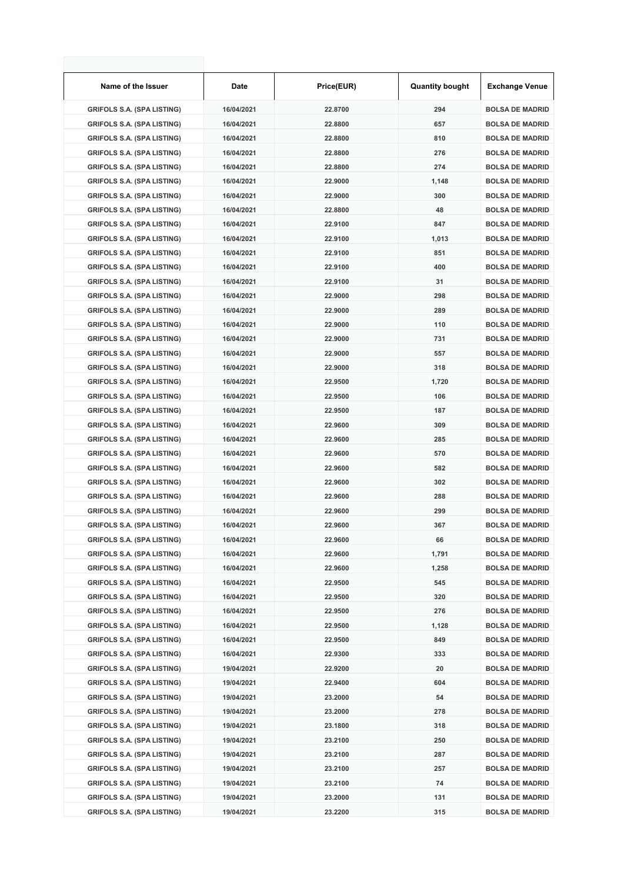| Name of the Issuer | Date | Price(EUR) | Quantity bought | Exchange Venue |
|---|---|---|---|---|
| GRIFOLS S.A. (SPA LISTING) | 16/04/2021 | 22.8700 | 294 | BOLSA DE MADRID |
| GRIFOLS S.A. (SPA LISTING) | 16/04/2021 | 22.8800 | 657 | BOLSA DE MADRID |
| GRIFOLS S.A. (SPA LISTING) | 16/04/2021 | 22.8800 | 810 | BOLSA DE MADRID |
| GRIFOLS S.A. (SPA LISTING) | 16/04/2021 | 22.8800 | 276 | BOLSA DE MADRID |
| GRIFOLS S.A. (SPA LISTING) | 16/04/2021 | 22.8800 | 274 | BOLSA DE MADRID |
| GRIFOLS S.A. (SPA LISTING) | 16/04/2021 | 22.9000 | 1,148 | BOLSA DE MADRID |
| GRIFOLS S.A. (SPA LISTING) | 16/04/2021 | 22.9000 | 300 | BOLSA DE MADRID |
| GRIFOLS S.A. (SPA LISTING) | 16/04/2021 | 22.8800 | 48 | BOLSA DE MADRID |
| GRIFOLS S.A. (SPA LISTING) | 16/04/2021 | 22.9100 | 847 | BOLSA DE MADRID |
| GRIFOLS S.A. (SPA LISTING) | 16/04/2021 | 22.9100 | 1,013 | BOLSA DE MADRID |
| GRIFOLS S.A. (SPA LISTING) | 16/04/2021 | 22.9100 | 851 | BOLSA DE MADRID |
| GRIFOLS S.A. (SPA LISTING) | 16/04/2021 | 22.9100 | 400 | BOLSA DE MADRID |
| GRIFOLS S.A. (SPA LISTING) | 16/04/2021 | 22.9100 | 31 | BOLSA DE MADRID |
| GRIFOLS S.A. (SPA LISTING) | 16/04/2021 | 22.9000 | 298 | BOLSA DE MADRID |
| GRIFOLS S.A. (SPA LISTING) | 16/04/2021 | 22.9000 | 289 | BOLSA DE MADRID |
| GRIFOLS S.A. (SPA LISTING) | 16/04/2021 | 22.9000 | 110 | BOLSA DE MADRID |
| GRIFOLS S.A. (SPA LISTING) | 16/04/2021 | 22.9000 | 731 | BOLSA DE MADRID |
| GRIFOLS S.A. (SPA LISTING) | 16/04/2021 | 22.9000 | 557 | BOLSA DE MADRID |
| GRIFOLS S.A. (SPA LISTING) | 16/04/2021 | 22.9000 | 318 | BOLSA DE MADRID |
| GRIFOLS S.A. (SPA LISTING) | 16/04/2021 | 22.9500 | 1,720 | BOLSA DE MADRID |
| GRIFOLS S.A. (SPA LISTING) | 16/04/2021 | 22.9500 | 106 | BOLSA DE MADRID |
| GRIFOLS S.A. (SPA LISTING) | 16/04/2021 | 22.9500 | 187 | BOLSA DE MADRID |
| GRIFOLS S.A. (SPA LISTING) | 16/04/2021 | 22.9600 | 309 | BOLSA DE MADRID |
| GRIFOLS S.A. (SPA LISTING) | 16/04/2021 | 22.9600 | 285 | BOLSA DE MADRID |
| GRIFOLS S.A. (SPA LISTING) | 16/04/2021 | 22.9600 | 570 | BOLSA DE MADRID |
| GRIFOLS S.A. (SPA LISTING) | 16/04/2021 | 22.9600 | 582 | BOLSA DE MADRID |
| GRIFOLS S.A. (SPA LISTING) | 16/04/2021 | 22.9600 | 302 | BOLSA DE MADRID |
| GRIFOLS S.A. (SPA LISTING) | 16/04/2021 | 22.9600 | 288 | BOLSA DE MADRID |
| GRIFOLS S.A. (SPA LISTING) | 16/04/2021 | 22.9600 | 299 | BOLSA DE MADRID |
| GRIFOLS S.A. (SPA LISTING) | 16/04/2021 | 22.9600 | 367 | BOLSA DE MADRID |
| GRIFOLS S.A. (SPA LISTING) | 16/04/2021 | 22.9600 | 66 | BOLSA DE MADRID |
| GRIFOLS S.A. (SPA LISTING) | 16/04/2021 | 22.9600 | 1,791 | BOLSA DE MADRID |
| GRIFOLS S.A. (SPA LISTING) | 16/04/2021 | 22.9600 | 1,258 | BOLSA DE MADRID |
| GRIFOLS S.A. (SPA LISTING) | 16/04/2021 | 22.9500 | 545 | BOLSA DE MADRID |
| GRIFOLS S.A. (SPA LISTING) | 16/04/2021 | 22.9500 | 320 | BOLSA DE MADRID |
| GRIFOLS S.A. (SPA LISTING) | 16/04/2021 | 22.9500 | 276 | BOLSA DE MADRID |
| GRIFOLS S.A. (SPA LISTING) | 16/04/2021 | 22.9500 | 1,128 | BOLSA DE MADRID |
| GRIFOLS S.A. (SPA LISTING) | 16/04/2021 | 22.9500 | 849 | BOLSA DE MADRID |
| GRIFOLS S.A. (SPA LISTING) | 16/04/2021 | 22.9300 | 333 | BOLSA DE MADRID |
| GRIFOLS S.A. (SPA LISTING) | 19/04/2021 | 22.9200 | 20 | BOLSA DE MADRID |
| GRIFOLS S.A. (SPA LISTING) | 19/04/2021 | 22.9400 | 604 | BOLSA DE MADRID |
| GRIFOLS S.A. (SPA LISTING) | 19/04/2021 | 23.2000 | 54 | BOLSA DE MADRID |
| GRIFOLS S.A. (SPA LISTING) | 19/04/2021 | 23.2000 | 278 | BOLSA DE MADRID |
| GRIFOLS S.A. (SPA LISTING) | 19/04/2021 | 23.1800 | 318 | BOLSA DE MADRID |
| GRIFOLS S.A. (SPA LISTING) | 19/04/2021 | 23.2100 | 250 | BOLSA DE MADRID |
| GRIFOLS S.A. (SPA LISTING) | 19/04/2021 | 23.2100 | 287 | BOLSA DE MADRID |
| GRIFOLS S.A. (SPA LISTING) | 19/04/2021 | 23.2100 | 257 | BOLSA DE MADRID |
| GRIFOLS S.A. (SPA LISTING) | 19/04/2021 | 23.2100 | 74 | BOLSA DE MADRID |
| GRIFOLS S.A. (SPA LISTING) | 19/04/2021 | 23.2000 | 131 | BOLSA DE MADRID |
| GRIFOLS S.A. (SPA LISTING) | 19/04/2021 | 23.2200 | 315 | BOLSA DE MADRID |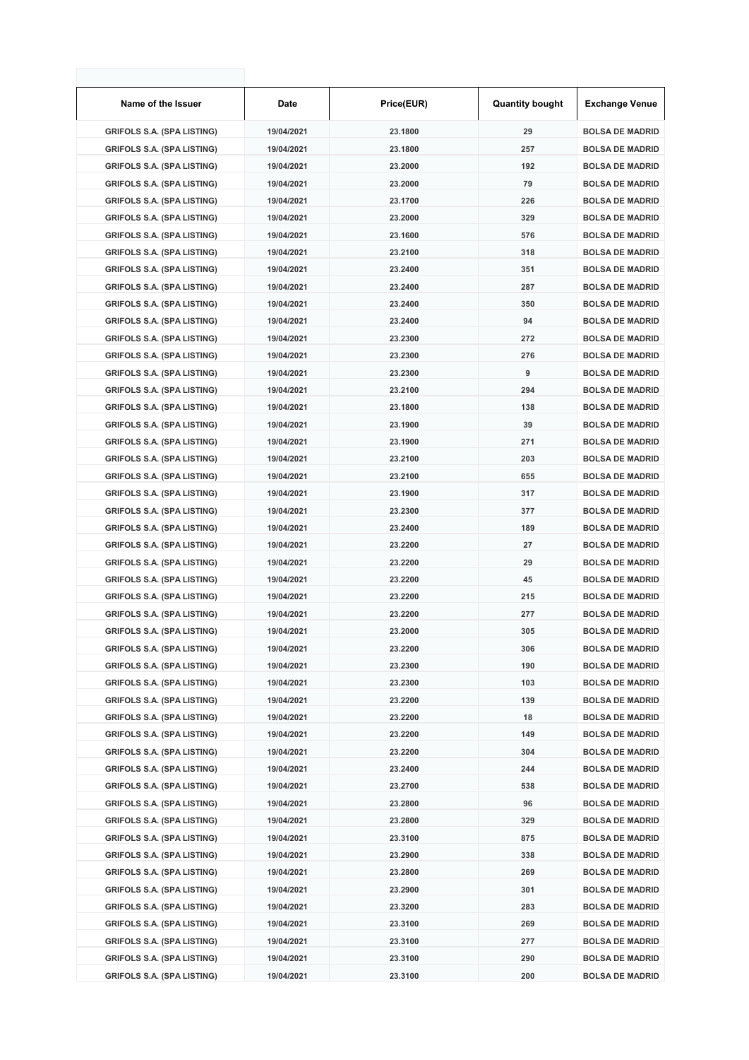| Name of the Issuer | Date | Price(EUR) | Quantity bought | Exchange Venue |
| --- | --- | --- | --- | --- |
| GRIFOLS S.A. (SPA LISTING) | 19/04/2021 | 23.1800 | 29 | BOLSA DE MADRID |
| GRIFOLS S.A. (SPA LISTING) | 19/04/2021 | 23.1800 | 257 | BOLSA DE MADRID |
| GRIFOLS S.A. (SPA LISTING) | 19/04/2021 | 23.2000 | 192 | BOLSA DE MADRID |
| GRIFOLS S.A. (SPA LISTING) | 19/04/2021 | 23.2000 | 79 | BOLSA DE MADRID |
| GRIFOLS S.A. (SPA LISTING) | 19/04/2021 | 23.1700 | 226 | BOLSA DE MADRID |
| GRIFOLS S.A. (SPA LISTING) | 19/04/2021 | 23.2000 | 329 | BOLSA DE MADRID |
| GRIFOLS S.A. (SPA LISTING) | 19/04/2021 | 23.1600 | 576 | BOLSA DE MADRID |
| GRIFOLS S.A. (SPA LISTING) | 19/04/2021 | 23.2100 | 318 | BOLSA DE MADRID |
| GRIFOLS S.A. (SPA LISTING) | 19/04/2021 | 23.2400 | 351 | BOLSA DE MADRID |
| GRIFOLS S.A. (SPA LISTING) | 19/04/2021 | 23.2400 | 287 | BOLSA DE MADRID |
| GRIFOLS S.A. (SPA LISTING) | 19/04/2021 | 23.2400 | 350 | BOLSA DE MADRID |
| GRIFOLS S.A. (SPA LISTING) | 19/04/2021 | 23.2400 | 94 | BOLSA DE MADRID |
| GRIFOLS S.A. (SPA LISTING) | 19/04/2021 | 23.2300 | 272 | BOLSA DE MADRID |
| GRIFOLS S.A. (SPA LISTING) | 19/04/2021 | 23.2300 | 276 | BOLSA DE MADRID |
| GRIFOLS S.A. (SPA LISTING) | 19/04/2021 | 23.2300 | 9 | BOLSA DE MADRID |
| GRIFOLS S.A. (SPA LISTING) | 19/04/2021 | 23.2100 | 294 | BOLSA DE MADRID |
| GRIFOLS S.A. (SPA LISTING) | 19/04/2021 | 23.1800 | 138 | BOLSA DE MADRID |
| GRIFOLS S.A. (SPA LISTING) | 19/04/2021 | 23.1900 | 39 | BOLSA DE MADRID |
| GRIFOLS S.A. (SPA LISTING) | 19/04/2021 | 23.1900 | 271 | BOLSA DE MADRID |
| GRIFOLS S.A. (SPA LISTING) | 19/04/2021 | 23.2100 | 203 | BOLSA DE MADRID |
| GRIFOLS S.A. (SPA LISTING) | 19/04/2021 | 23.2100 | 655 | BOLSA DE MADRID |
| GRIFOLS S.A. (SPA LISTING) | 19/04/2021 | 23.1900 | 317 | BOLSA DE MADRID |
| GRIFOLS S.A. (SPA LISTING) | 19/04/2021 | 23.2300 | 377 | BOLSA DE MADRID |
| GRIFOLS S.A. (SPA LISTING) | 19/04/2021 | 23.2400 | 189 | BOLSA DE MADRID |
| GRIFOLS S.A. (SPA LISTING) | 19/04/2021 | 23.2200 | 27 | BOLSA DE MADRID |
| GRIFOLS S.A. (SPA LISTING) | 19/04/2021 | 23.2200 | 29 | BOLSA DE MADRID |
| GRIFOLS S.A. (SPA LISTING) | 19/04/2021 | 23.2200 | 45 | BOLSA DE MADRID |
| GRIFOLS S.A. (SPA LISTING) | 19/04/2021 | 23.2200 | 215 | BOLSA DE MADRID |
| GRIFOLS S.A. (SPA LISTING) | 19/04/2021 | 23.2200 | 277 | BOLSA DE MADRID |
| GRIFOLS S.A. (SPA LISTING) | 19/04/2021 | 23.2000 | 305 | BOLSA DE MADRID |
| GRIFOLS S.A. (SPA LISTING) | 19/04/2021 | 23.2200 | 306 | BOLSA DE MADRID |
| GRIFOLS S.A. (SPA LISTING) | 19/04/2021 | 23.2300 | 190 | BOLSA DE MADRID |
| GRIFOLS S.A. (SPA LISTING) | 19/04/2021 | 23.2300 | 103 | BOLSA DE MADRID |
| GRIFOLS S.A. (SPA LISTING) | 19/04/2021 | 23.2200 | 139 | BOLSA DE MADRID |
| GRIFOLS S.A. (SPA LISTING) | 19/04/2021 | 23.2200 | 18 | BOLSA DE MADRID |
| GRIFOLS S.A. (SPA LISTING) | 19/04/2021 | 23.2200 | 149 | BOLSA DE MADRID |
| GRIFOLS S.A. (SPA LISTING) | 19/04/2021 | 23.2200 | 304 | BOLSA DE MADRID |
| GRIFOLS S.A. (SPA LISTING) | 19/04/2021 | 23.2400 | 244 | BOLSA DE MADRID |
| GRIFOLS S.A. (SPA LISTING) | 19/04/2021 | 23.2700 | 538 | BOLSA DE MADRID |
| GRIFOLS S.A. (SPA LISTING) | 19/04/2021 | 23.2800 | 96 | BOLSA DE MADRID |
| GRIFOLS S.A. (SPA LISTING) | 19/04/2021 | 23.2800 | 329 | BOLSA DE MADRID |
| GRIFOLS S.A. (SPA LISTING) | 19/04/2021 | 23.3100 | 875 | BOLSA DE MADRID |
| GRIFOLS S.A. (SPA LISTING) | 19/04/2021 | 23.2900 | 338 | BOLSA DE MADRID |
| GRIFOLS S.A. (SPA LISTING) | 19/04/2021 | 23.2800 | 269 | BOLSA DE MADRID |
| GRIFOLS S.A. (SPA LISTING) | 19/04/2021 | 23.2900 | 301 | BOLSA DE MADRID |
| GRIFOLS S.A. (SPA LISTING) | 19/04/2021 | 23.3200 | 283 | BOLSA DE MADRID |
| GRIFOLS S.A. (SPA LISTING) | 19/04/2021 | 23.3100 | 269 | BOLSA DE MADRID |
| GRIFOLS S.A. (SPA LISTING) | 19/04/2021 | 23.3100 | 277 | BOLSA DE MADRID |
| GRIFOLS S.A. (SPA LISTING) | 19/04/2021 | 23.3100 | 290 | BOLSA DE MADRID |
| GRIFOLS S.A. (SPA LISTING) | 19/04/2021 | 23.3100 | 200 | BOLSA DE MADRID |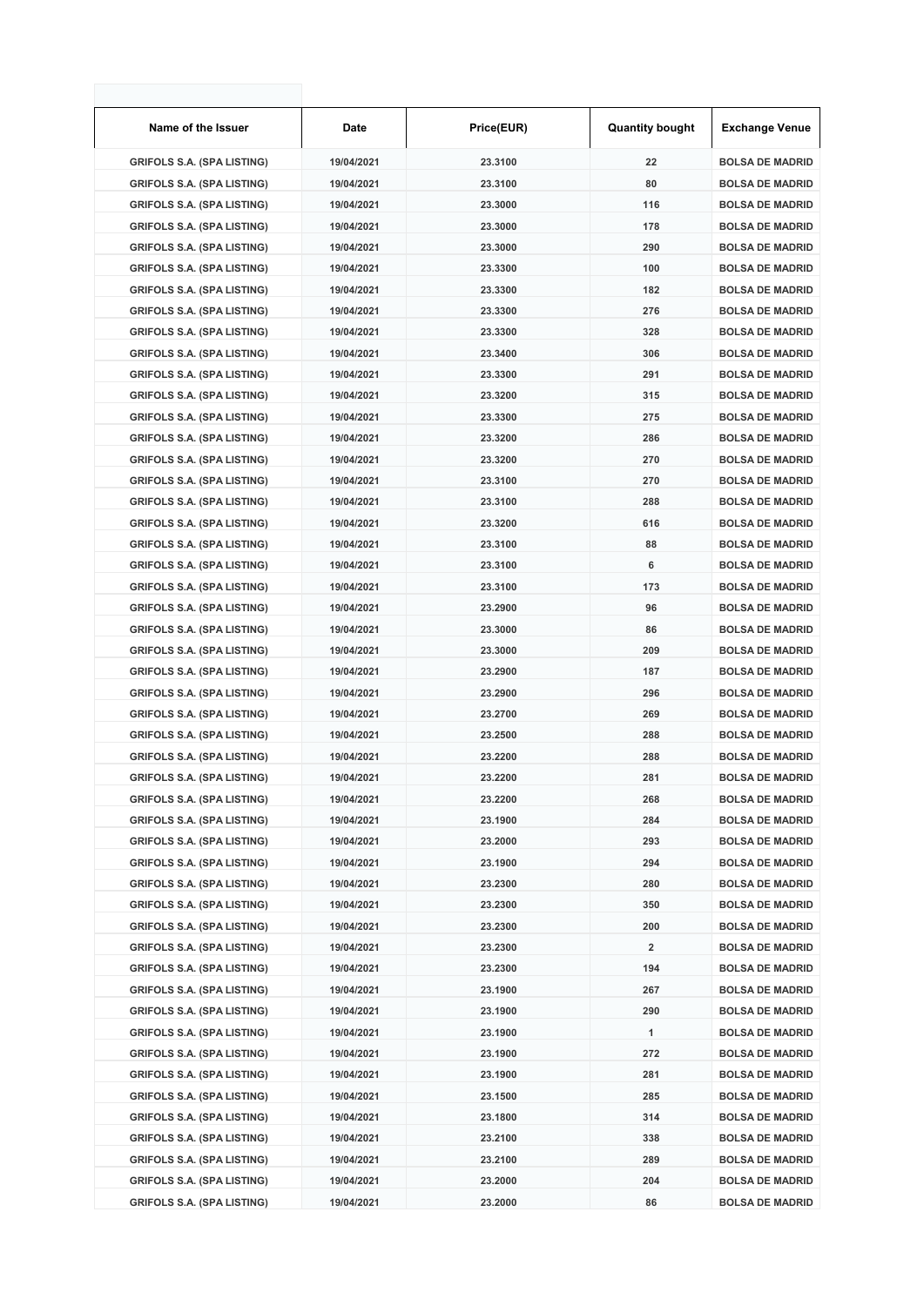| Name of the Issuer | Date | Price(EUR) | Quantity bought | Exchange Venue |
|---|---|---|---|---|
| GRIFOLS S.A. (SPA LISTING) | 19/04/2021 | 23.3100 | 22 | BOLSA DE MADRID |
| GRIFOLS S.A. (SPA LISTING) | 19/04/2021 | 23.3100 | 80 | BOLSA DE MADRID |
| GRIFOLS S.A. (SPA LISTING) | 19/04/2021 | 23.3000 | 116 | BOLSA DE MADRID |
| GRIFOLS S.A. (SPA LISTING) | 19/04/2021 | 23.3000 | 178 | BOLSA DE MADRID |
| GRIFOLS S.A. (SPA LISTING) | 19/04/2021 | 23.3000 | 290 | BOLSA DE MADRID |
| GRIFOLS S.A. (SPA LISTING) | 19/04/2021 | 23.3300 | 100 | BOLSA DE MADRID |
| GRIFOLS S.A. (SPA LISTING) | 19/04/2021 | 23.3300 | 182 | BOLSA DE MADRID |
| GRIFOLS S.A. (SPA LISTING) | 19/04/2021 | 23.3300 | 276 | BOLSA DE MADRID |
| GRIFOLS S.A. (SPA LISTING) | 19/04/2021 | 23.3300 | 328 | BOLSA DE MADRID |
| GRIFOLS S.A. (SPA LISTING) | 19/04/2021 | 23.3400 | 306 | BOLSA DE MADRID |
| GRIFOLS S.A. (SPA LISTING) | 19/04/2021 | 23.3300 | 291 | BOLSA DE MADRID |
| GRIFOLS S.A. (SPA LISTING) | 19/04/2021 | 23.3200 | 315 | BOLSA DE MADRID |
| GRIFOLS S.A. (SPA LISTING) | 19/04/2021 | 23.3300 | 275 | BOLSA DE MADRID |
| GRIFOLS S.A. (SPA LISTING) | 19/04/2021 | 23.3200 | 286 | BOLSA DE MADRID |
| GRIFOLS S.A. (SPA LISTING) | 19/04/2021 | 23.3200 | 270 | BOLSA DE MADRID |
| GRIFOLS S.A. (SPA LISTING) | 19/04/2021 | 23.3100 | 270 | BOLSA DE MADRID |
| GRIFOLS S.A. (SPA LISTING) | 19/04/2021 | 23.3100 | 288 | BOLSA DE MADRID |
| GRIFOLS S.A. (SPA LISTING) | 19/04/2021 | 23.3200 | 616 | BOLSA DE MADRID |
| GRIFOLS S.A. (SPA LISTING) | 19/04/2021 | 23.3100 | 88 | BOLSA DE MADRID |
| GRIFOLS S.A. (SPA LISTING) | 19/04/2021 | 23.3100 | 6 | BOLSA DE MADRID |
| GRIFOLS S.A. (SPA LISTING) | 19/04/2021 | 23.3100 | 173 | BOLSA DE MADRID |
| GRIFOLS S.A. (SPA LISTING) | 19/04/2021 | 23.2900 | 96 | BOLSA DE MADRID |
| GRIFOLS S.A. (SPA LISTING) | 19/04/2021 | 23.3000 | 86 | BOLSA DE MADRID |
| GRIFOLS S.A. (SPA LISTING) | 19/04/2021 | 23.3000 | 209 | BOLSA DE MADRID |
| GRIFOLS S.A. (SPA LISTING) | 19/04/2021 | 23.2900 | 187 | BOLSA DE MADRID |
| GRIFOLS S.A. (SPA LISTING) | 19/04/2021 | 23.2900 | 296 | BOLSA DE MADRID |
| GRIFOLS S.A. (SPA LISTING) | 19/04/2021 | 23.2700 | 269 | BOLSA DE MADRID |
| GRIFOLS S.A. (SPA LISTING) | 19/04/2021 | 23.2500 | 288 | BOLSA DE MADRID |
| GRIFOLS S.A. (SPA LISTING) | 19/04/2021 | 23.2200 | 288 | BOLSA DE MADRID |
| GRIFOLS S.A. (SPA LISTING) | 19/04/2021 | 23.2200 | 281 | BOLSA DE MADRID |
| GRIFOLS S.A. (SPA LISTING) | 19/04/2021 | 23.2200 | 268 | BOLSA DE MADRID |
| GRIFOLS S.A. (SPA LISTING) | 19/04/2021 | 23.1900 | 284 | BOLSA DE MADRID |
| GRIFOLS S.A. (SPA LISTING) | 19/04/2021 | 23.2000 | 293 | BOLSA DE MADRID |
| GRIFOLS S.A. (SPA LISTING) | 19/04/2021 | 23.1900 | 294 | BOLSA DE MADRID |
| GRIFOLS S.A. (SPA LISTING) | 19/04/2021 | 23.2300 | 280 | BOLSA DE MADRID |
| GRIFOLS S.A. (SPA LISTING) | 19/04/2021 | 23.2300 | 350 | BOLSA DE MADRID |
| GRIFOLS S.A. (SPA LISTING) | 19/04/2021 | 23.2300 | 200 | BOLSA DE MADRID |
| GRIFOLS S.A. (SPA LISTING) | 19/04/2021 | 23.2300 | 2 | BOLSA DE MADRID |
| GRIFOLS S.A. (SPA LISTING) | 19/04/2021 | 23.2300 | 194 | BOLSA DE MADRID |
| GRIFOLS S.A. (SPA LISTING) | 19/04/2021 | 23.1900 | 267 | BOLSA DE MADRID |
| GRIFOLS S.A. (SPA LISTING) | 19/04/2021 | 23.1900 | 290 | BOLSA DE MADRID |
| GRIFOLS S.A. (SPA LISTING) | 19/04/2021 | 23.1900 | 1 | BOLSA DE MADRID |
| GRIFOLS S.A. (SPA LISTING) | 19/04/2021 | 23.1900 | 272 | BOLSA DE MADRID |
| GRIFOLS S.A. (SPA LISTING) | 19/04/2021 | 23.1900 | 281 | BOLSA DE MADRID |
| GRIFOLS S.A. (SPA LISTING) | 19/04/2021 | 23.1500 | 285 | BOLSA DE MADRID |
| GRIFOLS S.A. (SPA LISTING) | 19/04/2021 | 23.1800 | 314 | BOLSA DE MADRID |
| GRIFOLS S.A. (SPA LISTING) | 19/04/2021 | 23.2100 | 338 | BOLSA DE MADRID |
| GRIFOLS S.A. (SPA LISTING) | 19/04/2021 | 23.2100 | 289 | BOLSA DE MADRID |
| GRIFOLS S.A. (SPA LISTING) | 19/04/2021 | 23.2000 | 204 | BOLSA DE MADRID |
| GRIFOLS S.A. (SPA LISTING) | 19/04/2021 | 23.2000 | 86 | BOLSA DE MADRID |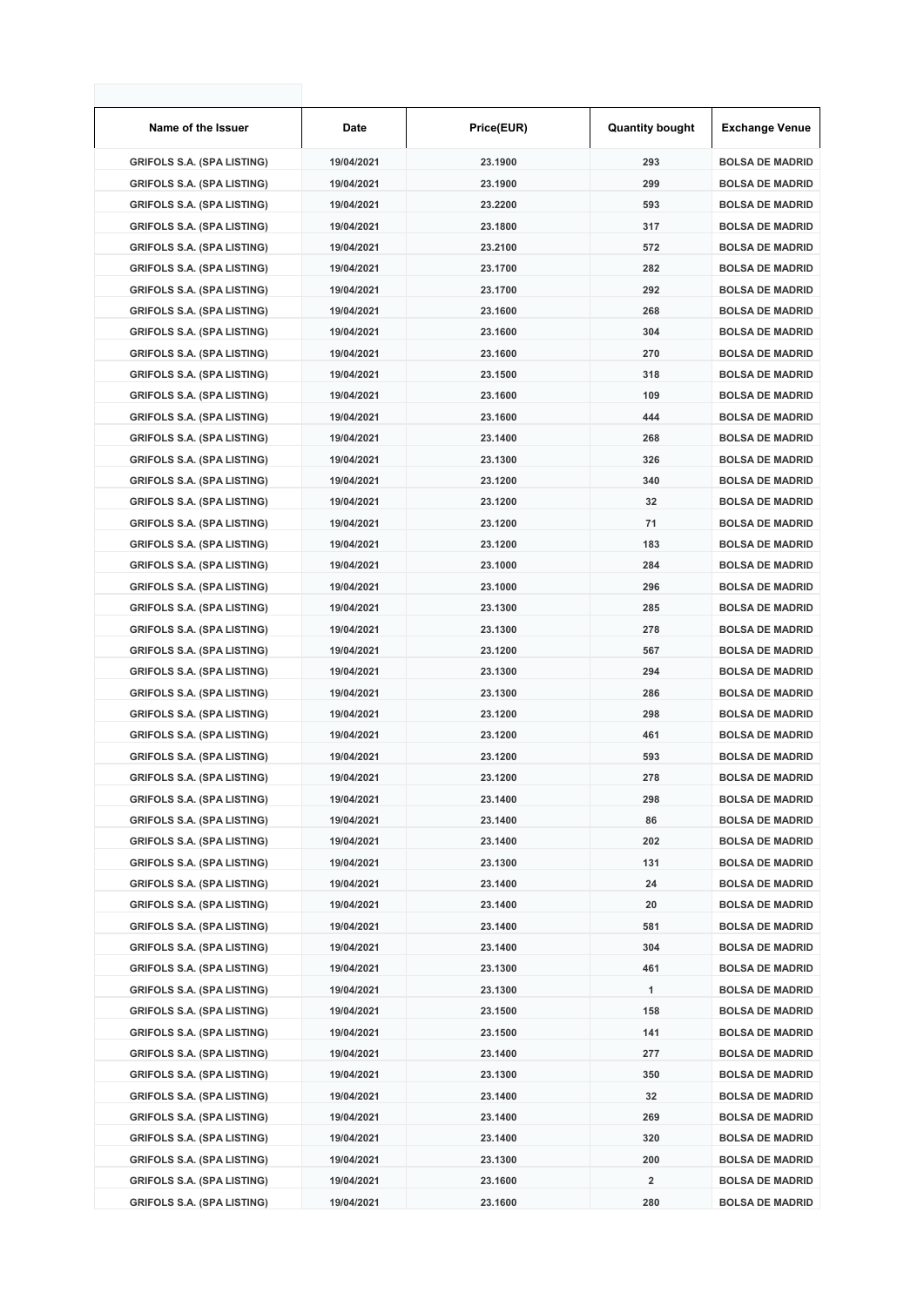| Name of the Issuer | Date | Price(EUR) | Quantity bought | Exchange Venue |
| --- | --- | --- | --- | --- |
| GRIFOLS S.A. (SPA LISTING) | 19/04/2021 | 23.1900 | 293 | BOLSA DE MADRID |
| GRIFOLS S.A. (SPA LISTING) | 19/04/2021 | 23.1900 | 299 | BOLSA DE MADRID |
| GRIFOLS S.A. (SPA LISTING) | 19/04/2021 | 23.2200 | 593 | BOLSA DE MADRID |
| GRIFOLS S.A. (SPA LISTING) | 19/04/2021 | 23.1800 | 317 | BOLSA DE MADRID |
| GRIFOLS S.A. (SPA LISTING) | 19/04/2021 | 23.2100 | 572 | BOLSA DE MADRID |
| GRIFOLS S.A. (SPA LISTING) | 19/04/2021 | 23.1700 | 282 | BOLSA DE MADRID |
| GRIFOLS S.A. (SPA LISTING) | 19/04/2021 | 23.1700 | 292 | BOLSA DE MADRID |
| GRIFOLS S.A. (SPA LISTING) | 19/04/2021 | 23.1600 | 268 | BOLSA DE MADRID |
| GRIFOLS S.A. (SPA LISTING) | 19/04/2021 | 23.1600 | 304 | BOLSA DE MADRID |
| GRIFOLS S.A. (SPA LISTING) | 19/04/2021 | 23.1600 | 270 | BOLSA DE MADRID |
| GRIFOLS S.A. (SPA LISTING) | 19/04/2021 | 23.1500 | 318 | BOLSA DE MADRID |
| GRIFOLS S.A. (SPA LISTING) | 19/04/2021 | 23.1600 | 109 | BOLSA DE MADRID |
| GRIFOLS S.A. (SPA LISTING) | 19/04/2021 | 23.1600 | 444 | BOLSA DE MADRID |
| GRIFOLS S.A. (SPA LISTING) | 19/04/2021 | 23.1400 | 268 | BOLSA DE MADRID |
| GRIFOLS S.A. (SPA LISTING) | 19/04/2021 | 23.1300 | 326 | BOLSA DE MADRID |
| GRIFOLS S.A. (SPA LISTING) | 19/04/2021 | 23.1200 | 340 | BOLSA DE MADRID |
| GRIFOLS S.A. (SPA LISTING) | 19/04/2021 | 23.1200 | 32 | BOLSA DE MADRID |
| GRIFOLS S.A. (SPA LISTING) | 19/04/2021 | 23.1200 | 71 | BOLSA DE MADRID |
| GRIFOLS S.A. (SPA LISTING) | 19/04/2021 | 23.1200 | 183 | BOLSA DE MADRID |
| GRIFOLS S.A. (SPA LISTING) | 19/04/2021 | 23.1000 | 284 | BOLSA DE MADRID |
| GRIFOLS S.A. (SPA LISTING) | 19/04/2021 | 23.1000 | 296 | BOLSA DE MADRID |
| GRIFOLS S.A. (SPA LISTING) | 19/04/2021 | 23.1300 | 285 | BOLSA DE MADRID |
| GRIFOLS S.A. (SPA LISTING) | 19/04/2021 | 23.1300 | 278 | BOLSA DE MADRID |
| GRIFOLS S.A. (SPA LISTING) | 19/04/2021 | 23.1200 | 567 | BOLSA DE MADRID |
| GRIFOLS S.A. (SPA LISTING) | 19/04/2021 | 23.1300 | 294 | BOLSA DE MADRID |
| GRIFOLS S.A. (SPA LISTING) | 19/04/2021 | 23.1300 | 286 | BOLSA DE MADRID |
| GRIFOLS S.A. (SPA LISTING) | 19/04/2021 | 23.1200 | 298 | BOLSA DE MADRID |
| GRIFOLS S.A. (SPA LISTING) | 19/04/2021 | 23.1200 | 461 | BOLSA DE MADRID |
| GRIFOLS S.A. (SPA LISTING) | 19/04/2021 | 23.1200 | 593 | BOLSA DE MADRID |
| GRIFOLS S.A. (SPA LISTING) | 19/04/2021 | 23.1200 | 278 | BOLSA DE MADRID |
| GRIFOLS S.A. (SPA LISTING) | 19/04/2021 | 23.1400 | 298 | BOLSA DE MADRID |
| GRIFOLS S.A. (SPA LISTING) | 19/04/2021 | 23.1400 | 86 | BOLSA DE MADRID |
| GRIFOLS S.A. (SPA LISTING) | 19/04/2021 | 23.1400 | 202 | BOLSA DE MADRID |
| GRIFOLS S.A. (SPA LISTING) | 19/04/2021 | 23.1300 | 131 | BOLSA DE MADRID |
| GRIFOLS S.A. (SPA LISTING) | 19/04/2021 | 23.1400 | 24 | BOLSA DE MADRID |
| GRIFOLS S.A. (SPA LISTING) | 19/04/2021 | 23.1400 | 20 | BOLSA DE MADRID |
| GRIFOLS S.A. (SPA LISTING) | 19/04/2021 | 23.1400 | 581 | BOLSA DE MADRID |
| GRIFOLS S.A. (SPA LISTING) | 19/04/2021 | 23.1400 | 304 | BOLSA DE MADRID |
| GRIFOLS S.A. (SPA LISTING) | 19/04/2021 | 23.1300 | 461 | BOLSA DE MADRID |
| GRIFOLS S.A. (SPA LISTING) | 19/04/2021 | 23.1300 | 1 | BOLSA DE MADRID |
| GRIFOLS S.A. (SPA LISTING) | 19/04/2021 | 23.1500 | 158 | BOLSA DE MADRID |
| GRIFOLS S.A. (SPA LISTING) | 19/04/2021 | 23.1500 | 141 | BOLSA DE MADRID |
| GRIFOLS S.A. (SPA LISTING) | 19/04/2021 | 23.1400 | 277 | BOLSA DE MADRID |
| GRIFOLS S.A. (SPA LISTING) | 19/04/2021 | 23.1300 | 350 | BOLSA DE MADRID |
| GRIFOLS S.A. (SPA LISTING) | 19/04/2021 | 23.1400 | 32 | BOLSA DE MADRID |
| GRIFOLS S.A. (SPA LISTING) | 19/04/2021 | 23.1400 | 269 | BOLSA DE MADRID |
| GRIFOLS S.A. (SPA LISTING) | 19/04/2021 | 23.1400 | 320 | BOLSA DE MADRID |
| GRIFOLS S.A. (SPA LISTING) | 19/04/2021 | 23.1300 | 200 | BOLSA DE MADRID |
| GRIFOLS S.A. (SPA LISTING) | 19/04/2021 | 23.1600 | 2 | BOLSA DE MADRID |
| GRIFOLS S.A. (SPA LISTING) | 19/04/2021 | 23.1600 | 280 | BOLSA DE MADRID |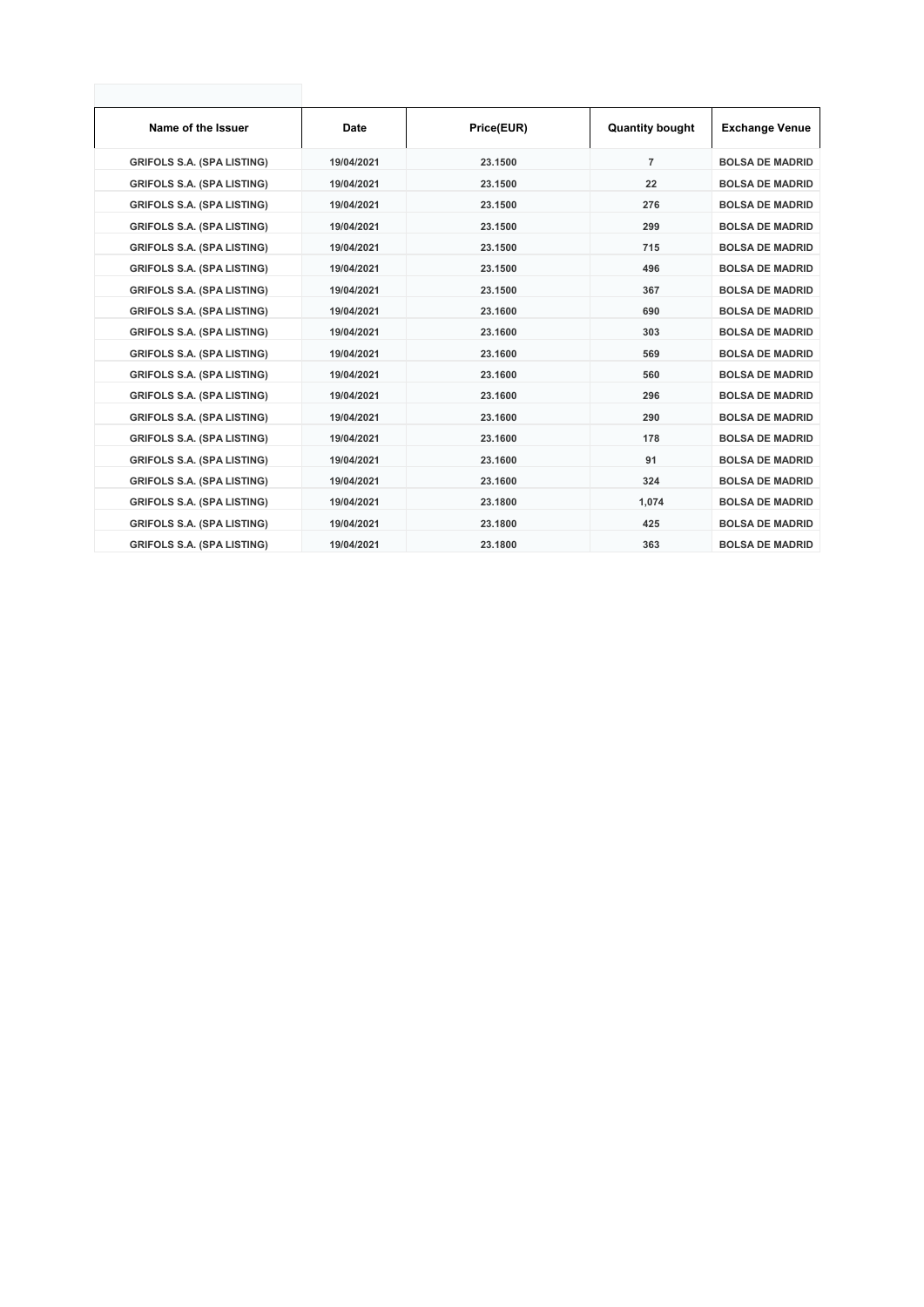| Name of the Issuer | Date | Price(EUR) | Quantity bought | Exchange Venue |
|---|---|---|---|---|
| GRIFOLS S.A. (SPA LISTING) | 19/04/2021 | 23.1500 | 7 | BOLSA DE MADRID |
| GRIFOLS S.A. (SPA LISTING) | 19/04/2021 | 23.1500 | 22 | BOLSA DE MADRID |
| GRIFOLS S.A. (SPA LISTING) | 19/04/2021 | 23.1500 | 276 | BOLSA DE MADRID |
| GRIFOLS S.A. (SPA LISTING) | 19/04/2021 | 23.1500 | 299 | BOLSA DE MADRID |
| GRIFOLS S.A. (SPA LISTING) | 19/04/2021 | 23.1500 | 715 | BOLSA DE MADRID |
| GRIFOLS S.A. (SPA LISTING) | 19/04/2021 | 23.1500 | 496 | BOLSA DE MADRID |
| GRIFOLS S.A. (SPA LISTING) | 19/04/2021 | 23.1500 | 367 | BOLSA DE MADRID |
| GRIFOLS S.A. (SPA LISTING) | 19/04/2021 | 23.1600 | 690 | BOLSA DE MADRID |
| GRIFOLS S.A. (SPA LISTING) | 19/04/2021 | 23.1600 | 303 | BOLSA DE MADRID |
| GRIFOLS S.A. (SPA LISTING) | 19/04/2021 | 23.1600 | 569 | BOLSA DE MADRID |
| GRIFOLS S.A. (SPA LISTING) | 19/04/2021 | 23.1600 | 560 | BOLSA DE MADRID |
| GRIFOLS S.A. (SPA LISTING) | 19/04/2021 | 23.1600 | 296 | BOLSA DE MADRID |
| GRIFOLS S.A. (SPA LISTING) | 19/04/2021 | 23.1600 | 290 | BOLSA DE MADRID |
| GRIFOLS S.A. (SPA LISTING) | 19/04/2021 | 23.1600 | 178 | BOLSA DE MADRID |
| GRIFOLS S.A. (SPA LISTING) | 19/04/2021 | 23.1600 | 91 | BOLSA DE MADRID |
| GRIFOLS S.A. (SPA LISTING) | 19/04/2021 | 23.1600 | 324 | BOLSA DE MADRID |
| GRIFOLS S.A. (SPA LISTING) | 19/04/2021 | 23.1800 | 1,074 | BOLSA DE MADRID |
| GRIFOLS S.A. (SPA LISTING) | 19/04/2021 | 23.1800 | 425 | BOLSA DE MADRID |
| GRIFOLS S.A. (SPA LISTING) | 19/04/2021 | 23.1800 | 363 | BOLSA DE MADRID |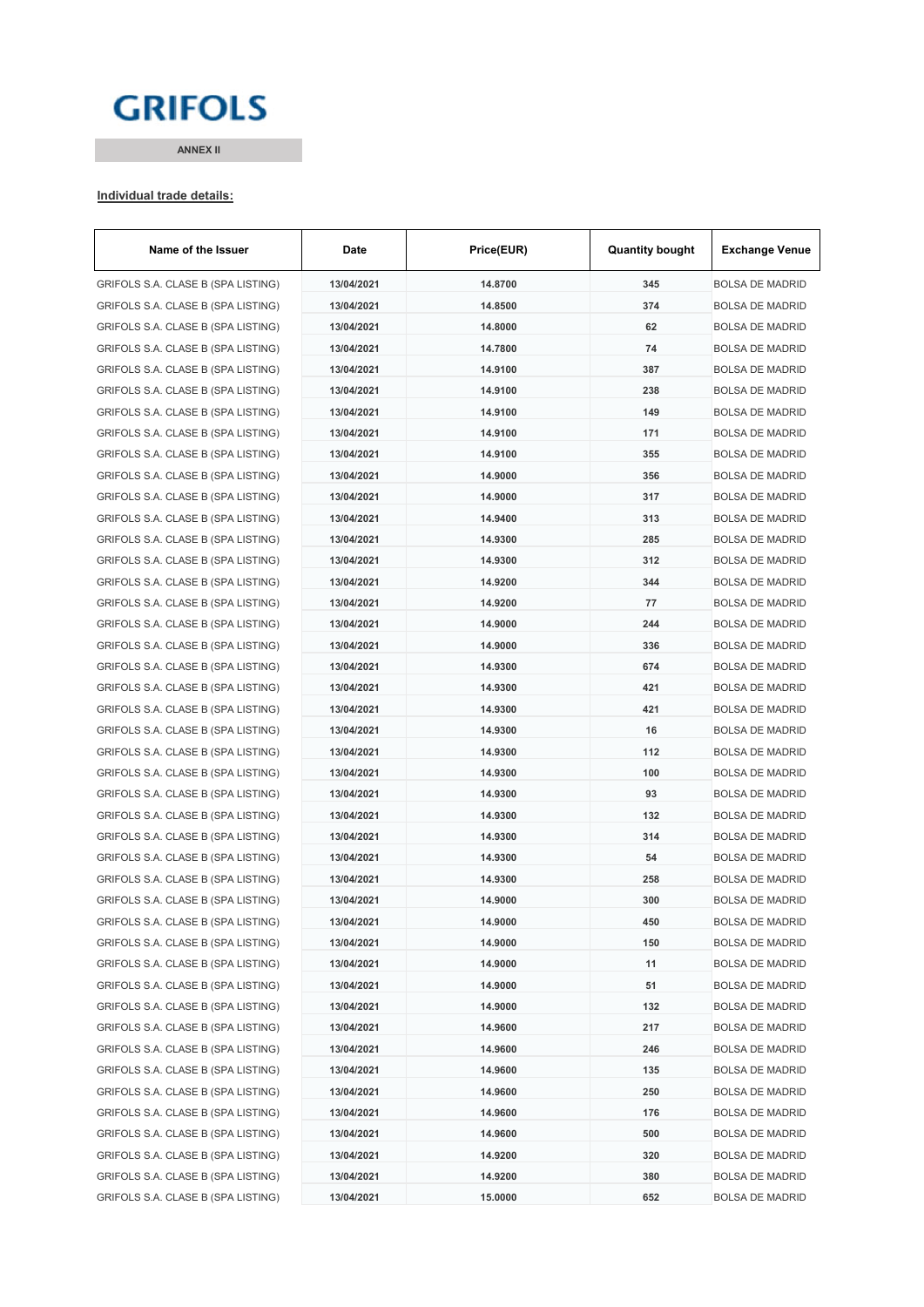GRIFOLS

ANNEX II

**Individual trade details:**

| Name of the Issuer | Date | Price(EUR) | Quantity bought | Exchange Venue |
|---|---|---|---|---|
| GRIFOLS S.A. CLASE B (SPA LISTING) | 13/04/2021 | 14.8700 | 345 | BOLSA DE MADRID |
| GRIFOLS S.A. CLASE B (SPA LISTING) | 13/04/2021 | 14.8500 | 374 | BOLSA DE MADRID |
| GRIFOLS S.A. CLASE B (SPA LISTING) | 13/04/2021 | 14.8000 | 62 | BOLSA DE MADRID |
| GRIFOLS S.A. CLASE B (SPA LISTING) | 13/04/2021 | 14.7800 | 74 | BOLSA DE MADRID |
| GRIFOLS S.A. CLASE B (SPA LISTING) | 13/04/2021 | 14.9100 | 387 | BOLSA DE MADRID |
| GRIFOLS S.A. CLASE B (SPA LISTING) | 13/04/2021 | 14.9100 | 238 | BOLSA DE MADRID |
| GRIFOLS S.A. CLASE B (SPA LISTING) | 13/04/2021 | 14.9100 | 149 | BOLSA DE MADRID |
| GRIFOLS S.A. CLASE B (SPA LISTING) | 13/04/2021 | 14.9100 | 171 | BOLSA DE MADRID |
| GRIFOLS S.A. CLASE B (SPA LISTING) | 13/04/2021 | 14.9100 | 355 | BOLSA DE MADRID |
| GRIFOLS S.A. CLASE B (SPA LISTING) | 13/04/2021 | 14.9000 | 356 | BOLSA DE MADRID |
| GRIFOLS S.A. CLASE B (SPA LISTING) | 13/04/2021 | 14.9000 | 317 | BOLSA DE MADRID |
| GRIFOLS S.A. CLASE B (SPA LISTING) | 13/04/2021 | 14.9400 | 313 | BOLSA DE MADRID |
| GRIFOLS S.A. CLASE B (SPA LISTING) | 13/04/2021 | 14.9300 | 285 | BOLSA DE MADRID |
| GRIFOLS S.A. CLASE B (SPA LISTING) | 13/04/2021 | 14.9300 | 312 | BOLSA DE MADRID |
| GRIFOLS S.A. CLASE B (SPA LISTING) | 13/04/2021 | 14.9200 | 344 | BOLSA DE MADRID |
| GRIFOLS S.A. CLASE B (SPA LISTING) | 13/04/2021 | 14.9200 | 77 | BOLSA DE MADRID |
| GRIFOLS S.A. CLASE B (SPA LISTING) | 13/04/2021 | 14.9000 | 244 | BOLSA DE MADRID |
| GRIFOLS S.A. CLASE B (SPA LISTING) | 13/04/2021 | 14.9000 | 336 | BOLSA DE MADRID |
| GRIFOLS S.A. CLASE B (SPA LISTING) | 13/04/2021 | 14.9300 | 674 | BOLSA DE MADRID |
| GRIFOLS S.A. CLASE B (SPA LISTING) | 13/04/2021 | 14.9300 | 421 | BOLSA DE MADRID |
| GRIFOLS S.A. CLASE B (SPA LISTING) | 13/04/2021 | 14.9300 | 421 | BOLSA DE MADRID |
| GRIFOLS S.A. CLASE B (SPA LISTING) | 13/04/2021 | 14.9300 | 16 | BOLSA DE MADRID |
| GRIFOLS S.A. CLASE B (SPA LISTING) | 13/04/2021 | 14.9300 | 112 | BOLSA DE MADRID |
| GRIFOLS S.A. CLASE B (SPA LISTING) | 13/04/2021 | 14.9300 | 100 | BOLSA DE MADRID |
| GRIFOLS S.A. CLASE B (SPA LISTING) | 13/04/2021 | 14.9300 | 93 | BOLSA DE MADRID |
| GRIFOLS S.A. CLASE B (SPA LISTING) | 13/04/2021 | 14.9300 | 132 | BOLSA DE MADRID |
| GRIFOLS S.A. CLASE B (SPA LISTING) | 13/04/2021 | 14.9300 | 314 | BOLSA DE MADRID |
| GRIFOLS S.A. CLASE B (SPA LISTING) | 13/04/2021 | 14.9300 | 54 | BOLSA DE MADRID |
| GRIFOLS S.A. CLASE B (SPA LISTING) | 13/04/2021 | 14.9300 | 258 | BOLSA DE MADRID |
| GRIFOLS S.A. CLASE B (SPA LISTING) | 13/04/2021 | 14.9000 | 300 | BOLSA DE MADRID |
| GRIFOLS S.A. CLASE B (SPA LISTING) | 13/04/2021 | 14.9000 | 450 | BOLSA DE MADRID |
| GRIFOLS S.A. CLASE B (SPA LISTING) | 13/04/2021 | 14.9000 | 150 | BOLSA DE MADRID |
| GRIFOLS S.A. CLASE B (SPA LISTING) | 13/04/2021 | 14.9000 | 11 | BOLSA DE MADRID |
| GRIFOLS S.A. CLASE B (SPA LISTING) | 13/04/2021 | 14.9000 | 51 | BOLSA DE MADRID |
| GRIFOLS S.A. CLASE B (SPA LISTING) | 13/04/2021 | 14.9000 | 132 | BOLSA DE MADRID |
| GRIFOLS S.A. CLASE B (SPA LISTING) | 13/04/2021 | 14.9600 | 217 | BOLSA DE MADRID |
| GRIFOLS S.A. CLASE B (SPA LISTING) | 13/04/2021 | 14.9600 | 246 | BOLSA DE MADRID |
| GRIFOLS S.A. CLASE B (SPA LISTING) | 13/04/2021 | 14.9600 | 135 | BOLSA DE MADRID |
| GRIFOLS S.A. CLASE B (SPA LISTING) | 13/04/2021 | 14.9600 | 250 | BOLSA DE MADRID |
| GRIFOLS S.A. CLASE B (SPA LISTING) | 13/04/2021 | 14.9600 | 176 | BOLSA DE MADRID |
| GRIFOLS S.A. CLASE B (SPA LISTING) | 13/04/2021 | 14.9600 | 500 | BOLSA DE MADRID |
| GRIFOLS S.A. CLASE B (SPA LISTING) | 13/04/2021 | 14.9200 | 320 | BOLSA DE MADRID |
| GRIFOLS S.A. CLASE B (SPA LISTING) | 13/04/2021 | 14.9200 | 380 | BOLSA DE MADRID |
| GRIFOLS S.A. CLASE B (SPA LISTING) | 13/04/2021 | 15.0000 | 652 | BOLSA DE MADRID |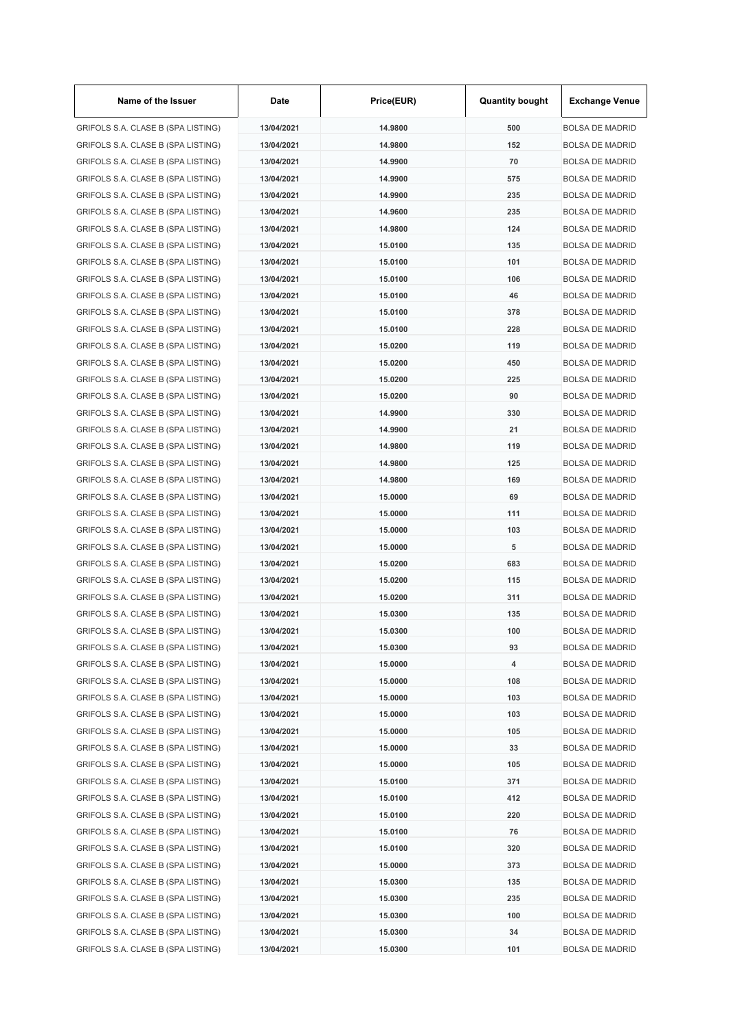| Name of the Issuer | Date | Price(EUR) | Quantity bought | Exchange Venue |
|---|---|---|---|---|
| GRIFOLS S.A. CLASE B (SPA LISTING) | 13/04/2021 | 14.9800 | 500 | BOLSA DE MADRID |
| GRIFOLS S.A. CLASE B (SPA LISTING) | 13/04/2021 | 14.9800 | 152 | BOLSA DE MADRID |
| GRIFOLS S.A. CLASE B (SPA LISTING) | 13/04/2021 | 14.9900 | 70 | BOLSA DE MADRID |
| GRIFOLS S.A. CLASE B (SPA LISTING) | 13/04/2021 | 14.9900 | 575 | BOLSA DE MADRID |
| GRIFOLS S.A. CLASE B (SPA LISTING) | 13/04/2021 | 14.9900 | 235 | BOLSA DE MADRID |
| GRIFOLS S.A. CLASE B (SPA LISTING) | 13/04/2021 | 14.9600 | 235 | BOLSA DE MADRID |
| GRIFOLS S.A. CLASE B (SPA LISTING) | 13/04/2021 | 14.9800 | 124 | BOLSA DE MADRID |
| GRIFOLS S.A. CLASE B (SPA LISTING) | 13/04/2021 | 15.0100 | 135 | BOLSA DE MADRID |
| GRIFOLS S.A. CLASE B (SPA LISTING) | 13/04/2021 | 15.0100 | 101 | BOLSA DE MADRID |
| GRIFOLS S.A. CLASE B (SPA LISTING) | 13/04/2021 | 15.0100 | 106 | BOLSA DE MADRID |
| GRIFOLS S.A. CLASE B (SPA LISTING) | 13/04/2021 | 15.0100 | 46 | BOLSA DE MADRID |
| GRIFOLS S.A. CLASE B (SPA LISTING) | 13/04/2021 | 15.0100 | 378 | BOLSA DE MADRID |
| GRIFOLS S.A. CLASE B (SPA LISTING) | 13/04/2021 | 15.0100 | 228 | BOLSA DE MADRID |
| GRIFOLS S.A. CLASE B (SPA LISTING) | 13/04/2021 | 15.0200 | 119 | BOLSA DE MADRID |
| GRIFOLS S.A. CLASE B (SPA LISTING) | 13/04/2021 | 15.0200 | 450 | BOLSA DE MADRID |
| GRIFOLS S.A. CLASE B (SPA LISTING) | 13/04/2021 | 15.0200 | 225 | BOLSA DE MADRID |
| GRIFOLS S.A. CLASE B (SPA LISTING) | 13/04/2021 | 15.0200 | 90 | BOLSA DE MADRID |
| GRIFOLS S.A. CLASE B (SPA LISTING) | 13/04/2021 | 14.9900 | 330 | BOLSA DE MADRID |
| GRIFOLS S.A. CLASE B (SPA LISTING) | 13/04/2021 | 14.9900 | 21 | BOLSA DE MADRID |
| GRIFOLS S.A. CLASE B (SPA LISTING) | 13/04/2021 | 14.9800 | 119 | BOLSA DE MADRID |
| GRIFOLS S.A. CLASE B (SPA LISTING) | 13/04/2021 | 14.9800 | 125 | BOLSA DE MADRID |
| GRIFOLS S.A. CLASE B (SPA LISTING) | 13/04/2021 | 14.9800 | 169 | BOLSA DE MADRID |
| GRIFOLS S.A. CLASE B (SPA LISTING) | 13/04/2021 | 15.0000 | 69 | BOLSA DE MADRID |
| GRIFOLS S.A. CLASE B (SPA LISTING) | 13/04/2021 | 15.0000 | 111 | BOLSA DE MADRID |
| GRIFOLS S.A. CLASE B (SPA LISTING) | 13/04/2021 | 15.0000 | 103 | BOLSA DE MADRID |
| GRIFOLS S.A. CLASE B (SPA LISTING) | 13/04/2021 | 15.0000 | 5 | BOLSA DE MADRID |
| GRIFOLS S.A. CLASE B (SPA LISTING) | 13/04/2021 | 15.0200 | 683 | BOLSA DE MADRID |
| GRIFOLS S.A. CLASE B (SPA LISTING) | 13/04/2021 | 15.0200 | 115 | BOLSA DE MADRID |
| GRIFOLS S.A. CLASE B (SPA LISTING) | 13/04/2021 | 15.0200 | 311 | BOLSA DE MADRID |
| GRIFOLS S.A. CLASE B (SPA LISTING) | 13/04/2021 | 15.0300 | 135 | BOLSA DE MADRID |
| GRIFOLS S.A. CLASE B (SPA LISTING) | 13/04/2021 | 15.0300 | 100 | BOLSA DE MADRID |
| GRIFOLS S.A. CLASE B (SPA LISTING) | 13/04/2021 | 15.0300 | 93 | BOLSA DE MADRID |
| GRIFOLS S.A. CLASE B (SPA LISTING) | 13/04/2021 | 15.0000 | 4 | BOLSA DE MADRID |
| GRIFOLS S.A. CLASE B (SPA LISTING) | 13/04/2021 | 15.0000 | 108 | BOLSA DE MADRID |
| GRIFOLS S.A. CLASE B (SPA LISTING) | 13/04/2021 | 15.0000 | 103 | BOLSA DE MADRID |
| GRIFOLS S.A. CLASE B (SPA LISTING) | 13/04/2021 | 15.0000 | 103 | BOLSA DE MADRID |
| GRIFOLS S.A. CLASE B (SPA LISTING) | 13/04/2021 | 15.0000 | 105 | BOLSA DE MADRID |
| GRIFOLS S.A. CLASE B (SPA LISTING) | 13/04/2021 | 15.0000 | 33 | BOLSA DE MADRID |
| GRIFOLS S.A. CLASE B (SPA LISTING) | 13/04/2021 | 15.0000 | 105 | BOLSA DE MADRID |
| GRIFOLS S.A. CLASE B (SPA LISTING) | 13/04/2021 | 15.0100 | 371 | BOLSA DE MADRID |
| GRIFOLS S.A. CLASE B (SPA LISTING) | 13/04/2021 | 15.0100 | 412 | BOLSA DE MADRID |
| GRIFOLS S.A. CLASE B (SPA LISTING) | 13/04/2021 | 15.0100 | 220 | BOLSA DE MADRID |
| GRIFOLS S.A. CLASE B (SPA LISTING) | 13/04/2021 | 15.0100 | 76 | BOLSA DE MADRID |
| GRIFOLS S.A. CLASE B (SPA LISTING) | 13/04/2021 | 15.0100 | 320 | BOLSA DE MADRID |
| GRIFOLS S.A. CLASE B (SPA LISTING) | 13/04/2021 | 15.0000 | 373 | BOLSA DE MADRID |
| GRIFOLS S.A. CLASE B (SPA LISTING) | 13/04/2021 | 15.0300 | 135 | BOLSA DE MADRID |
| GRIFOLS S.A. CLASE B (SPA LISTING) | 13/04/2021 | 15.0300 | 235 | BOLSA DE MADRID |
| GRIFOLS S.A. CLASE B (SPA LISTING) | 13/04/2021 | 15.0300 | 100 | BOLSA DE MADRID |
| GRIFOLS S.A. CLASE B (SPA LISTING) | 13/04/2021 | 15.0300 | 34 | BOLSA DE MADRID |
| GRIFOLS S.A. CLASE B (SPA LISTING) | 13/04/2021 | 15.0300 | 101 | BOLSA DE MADRID |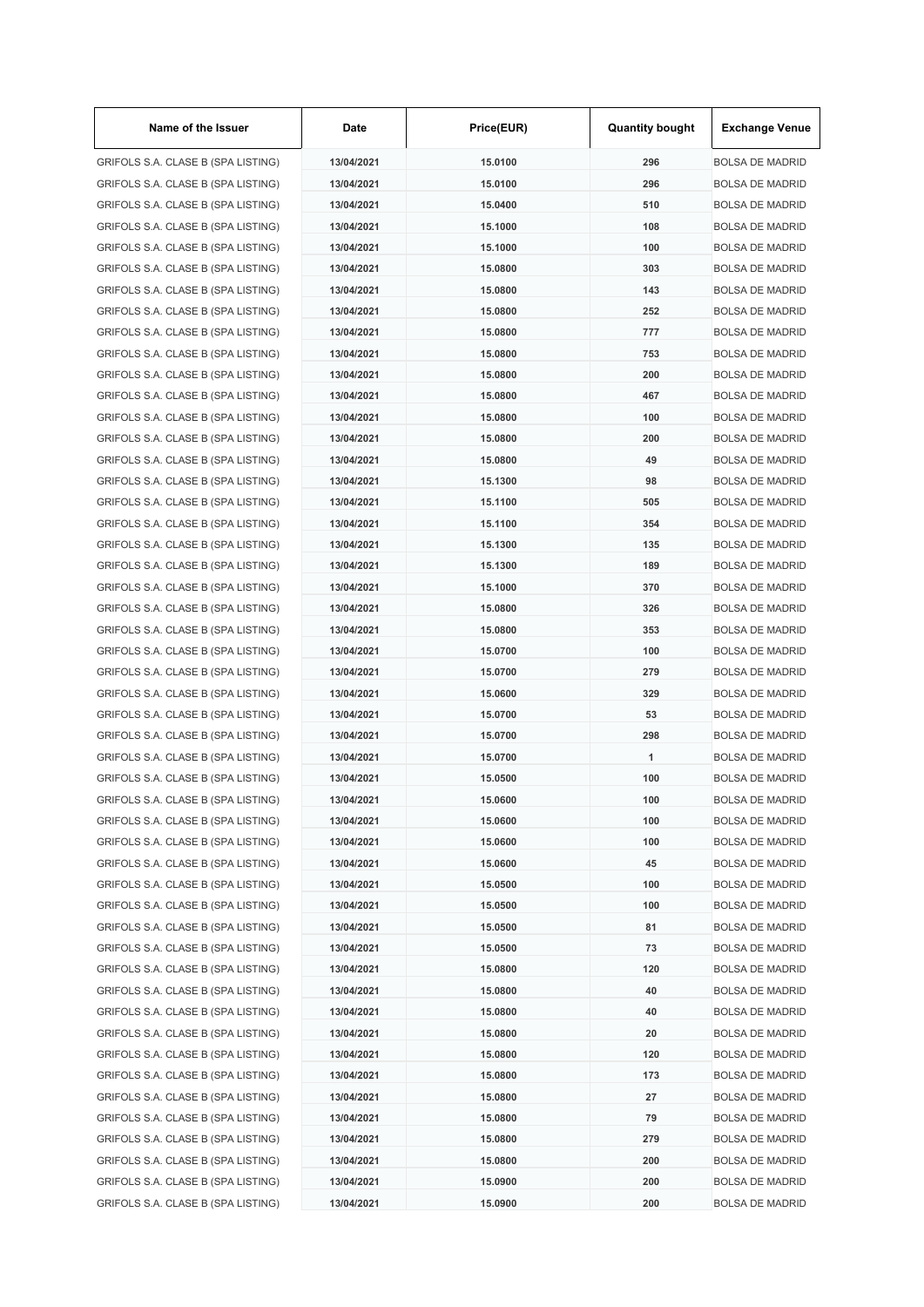| Name of the Issuer | Date | Price(EUR) | Quantity bought | Exchange Venue |
| --- | --- | --- | --- | --- |
| GRIFOLS S.A. CLASE B (SPA LISTING) | 13/04/2021 | 15.0100 | 296 | BOLSA DE MADRID |
| GRIFOLS S.A. CLASE B (SPA LISTING) | 13/04/2021 | 15.0100 | 296 | BOLSA DE MADRID |
| GRIFOLS S.A. CLASE B (SPA LISTING) | 13/04/2021 | 15.0400 | 510 | BOLSA DE MADRID |
| GRIFOLS S.A. CLASE B (SPA LISTING) | 13/04/2021 | 15.1000 | 108 | BOLSA DE MADRID |
| GRIFOLS S.A. CLASE B (SPA LISTING) | 13/04/2021 | 15.1000 | 100 | BOLSA DE MADRID |
| GRIFOLS S.A. CLASE B (SPA LISTING) | 13/04/2021 | 15.0800 | 303 | BOLSA DE MADRID |
| GRIFOLS S.A. CLASE B (SPA LISTING) | 13/04/2021 | 15.0800 | 143 | BOLSA DE MADRID |
| GRIFOLS S.A. CLASE B (SPA LISTING) | 13/04/2021 | 15.0800 | 252 | BOLSA DE MADRID |
| GRIFOLS S.A. CLASE B (SPA LISTING) | 13/04/2021 | 15.0800 | 777 | BOLSA DE MADRID |
| GRIFOLS S.A. CLASE B (SPA LISTING) | 13/04/2021 | 15.0800 | 753 | BOLSA DE MADRID |
| GRIFOLS S.A. CLASE B (SPA LISTING) | 13/04/2021 | 15.0800 | 200 | BOLSA DE MADRID |
| GRIFOLS S.A. CLASE B (SPA LISTING) | 13/04/2021 | 15.0800 | 467 | BOLSA DE MADRID |
| GRIFOLS S.A. CLASE B (SPA LISTING) | 13/04/2021 | 15.0800 | 100 | BOLSA DE MADRID |
| GRIFOLS S.A. CLASE B (SPA LISTING) | 13/04/2021 | 15.0800 | 200 | BOLSA DE MADRID |
| GRIFOLS S.A. CLASE B (SPA LISTING) | 13/04/2021 | 15.0800 | 49 | BOLSA DE MADRID |
| GRIFOLS S.A. CLASE B (SPA LISTING) | 13/04/2021 | 15.1300 | 98 | BOLSA DE MADRID |
| GRIFOLS S.A. CLASE B (SPA LISTING) | 13/04/2021 | 15.1100 | 505 | BOLSA DE MADRID |
| GRIFOLS S.A. CLASE B (SPA LISTING) | 13/04/2021 | 15.1100 | 354 | BOLSA DE MADRID |
| GRIFOLS S.A. CLASE B (SPA LISTING) | 13/04/2021 | 15.1300 | 135 | BOLSA DE MADRID |
| GRIFOLS S.A. CLASE B (SPA LISTING) | 13/04/2021 | 15.1300 | 189 | BOLSA DE MADRID |
| GRIFOLS S.A. CLASE B (SPA LISTING) | 13/04/2021 | 15.1000 | 370 | BOLSA DE MADRID |
| GRIFOLS S.A. CLASE B (SPA LISTING) | 13/04/2021 | 15.0800 | 326 | BOLSA DE MADRID |
| GRIFOLS S.A. CLASE B (SPA LISTING) | 13/04/2021 | 15.0800 | 353 | BOLSA DE MADRID |
| GRIFOLS S.A. CLASE B (SPA LISTING) | 13/04/2021 | 15.0700 | 100 | BOLSA DE MADRID |
| GRIFOLS S.A. CLASE B (SPA LISTING) | 13/04/2021 | 15.0700 | 279 | BOLSA DE MADRID |
| GRIFOLS S.A. CLASE B (SPA LISTING) | 13/04/2021 | 15.0600 | 329 | BOLSA DE MADRID |
| GRIFOLS S.A. CLASE B (SPA LISTING) | 13/04/2021 | 15.0700 | 53 | BOLSA DE MADRID |
| GRIFOLS S.A. CLASE B (SPA LISTING) | 13/04/2021 | 15.0700 | 298 | BOLSA DE MADRID |
| GRIFOLS S.A. CLASE B (SPA LISTING) | 13/04/2021 | 15.0700 | 1 | BOLSA DE MADRID |
| GRIFOLS S.A. CLASE B (SPA LISTING) | 13/04/2021 | 15.0500 | 100 | BOLSA DE MADRID |
| GRIFOLS S.A. CLASE B (SPA LISTING) | 13/04/2021 | 15.0600 | 100 | BOLSA DE MADRID |
| GRIFOLS S.A. CLASE B (SPA LISTING) | 13/04/2021 | 15.0600 | 100 | BOLSA DE MADRID |
| GRIFOLS S.A. CLASE B (SPA LISTING) | 13/04/2021 | 15.0600 | 100 | BOLSA DE MADRID |
| GRIFOLS S.A. CLASE B (SPA LISTING) | 13/04/2021 | 15.0600 | 45 | BOLSA DE MADRID |
| GRIFOLS S.A. CLASE B (SPA LISTING) | 13/04/2021 | 15.0500 | 100 | BOLSA DE MADRID |
| GRIFOLS S.A. CLASE B (SPA LISTING) | 13/04/2021 | 15.0500 | 100 | BOLSA DE MADRID |
| GRIFOLS S.A. CLASE B (SPA LISTING) | 13/04/2021 | 15.0500 | 81 | BOLSA DE MADRID |
| GRIFOLS S.A. CLASE B (SPA LISTING) | 13/04/2021 | 15.0500 | 73 | BOLSA DE MADRID |
| GRIFOLS S.A. CLASE B (SPA LISTING) | 13/04/2021 | 15.0800 | 120 | BOLSA DE MADRID |
| GRIFOLS S.A. CLASE B (SPA LISTING) | 13/04/2021 | 15.0800 | 40 | BOLSA DE MADRID |
| GRIFOLS S.A. CLASE B (SPA LISTING) | 13/04/2021 | 15.0800 | 40 | BOLSA DE MADRID |
| GRIFOLS S.A. CLASE B (SPA LISTING) | 13/04/2021 | 15.0800 | 20 | BOLSA DE MADRID |
| GRIFOLS S.A. CLASE B (SPA LISTING) | 13/04/2021 | 15.0800 | 120 | BOLSA DE MADRID |
| GRIFOLS S.A. CLASE B (SPA LISTING) | 13/04/2021 | 15.0800 | 173 | BOLSA DE MADRID |
| GRIFOLS S.A. CLASE B (SPA LISTING) | 13/04/2021 | 15.0800 | 27 | BOLSA DE MADRID |
| GRIFOLS S.A. CLASE B (SPA LISTING) | 13/04/2021 | 15.0800 | 79 | BOLSA DE MADRID |
| GRIFOLS S.A. CLASE B (SPA LISTING) | 13/04/2021 | 15.0800 | 279 | BOLSA DE MADRID |
| GRIFOLS S.A. CLASE B (SPA LISTING) | 13/04/2021 | 15.0800 | 200 | BOLSA DE MADRID |
| GRIFOLS S.A. CLASE B (SPA LISTING) | 13/04/2021 | 15.0900 | 200 | BOLSA DE MADRID |
| GRIFOLS S.A. CLASE B (SPA LISTING) | 13/04/2021 | 15.0900 | 200 | BOLSA DE MADRID |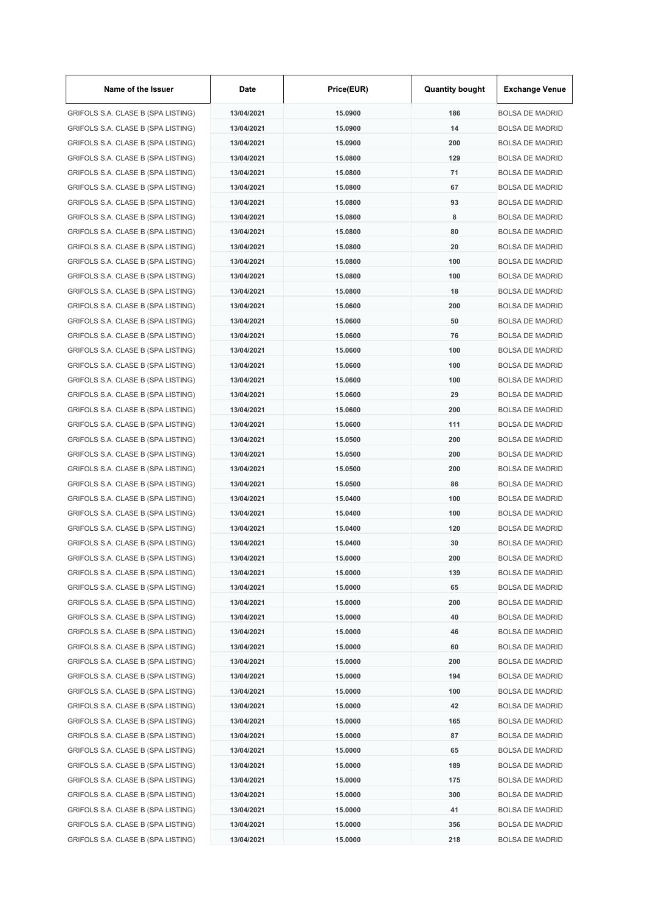| Name of the Issuer | Date | Price(EUR) | Quantity bought | Exchange Venue |
|---|---|---|---|---|
| GRIFOLS S.A. CLASE B (SPA LISTING) | 13/04/2021 | 15.0900 | 186 | BOLSA DE MADRID |
| GRIFOLS S.A. CLASE B (SPA LISTING) | 13/04/2021 | 15.0900 | 14 | BOLSA DE MADRID |
| GRIFOLS S.A. CLASE B (SPA LISTING) | 13/04/2021 | 15.0900 | 200 | BOLSA DE MADRID |
| GRIFOLS S.A. CLASE B (SPA LISTING) | 13/04/2021 | 15.0800 | 129 | BOLSA DE MADRID |
| GRIFOLS S.A. CLASE B (SPA LISTING) | 13/04/2021 | 15.0800 | 71 | BOLSA DE MADRID |
| GRIFOLS S.A. CLASE B (SPA LISTING) | 13/04/2021 | 15.0800 | 67 | BOLSA DE MADRID |
| GRIFOLS S.A. CLASE B (SPA LISTING) | 13/04/2021 | 15.0800 | 93 | BOLSA DE MADRID |
| GRIFOLS S.A. CLASE B (SPA LISTING) | 13/04/2021 | 15.0800 | 8 | BOLSA DE MADRID |
| GRIFOLS S.A. CLASE B (SPA LISTING) | 13/04/2021 | 15.0800 | 80 | BOLSA DE MADRID |
| GRIFOLS S.A. CLASE B (SPA LISTING) | 13/04/2021 | 15.0800 | 20 | BOLSA DE MADRID |
| GRIFOLS S.A. CLASE B (SPA LISTING) | 13/04/2021 | 15.0800 | 100 | BOLSA DE MADRID |
| GRIFOLS S.A. CLASE B (SPA LISTING) | 13/04/2021 | 15.0800 | 100 | BOLSA DE MADRID |
| GRIFOLS S.A. CLASE B (SPA LISTING) | 13/04/2021 | 15.0800 | 18 | BOLSA DE MADRID |
| GRIFOLS S.A. CLASE B (SPA LISTING) | 13/04/2021 | 15.0600 | 200 | BOLSA DE MADRID |
| GRIFOLS S.A. CLASE B (SPA LISTING) | 13/04/2021 | 15.0600 | 50 | BOLSA DE MADRID |
| GRIFOLS S.A. CLASE B (SPA LISTING) | 13/04/2021 | 15.0600 | 76 | BOLSA DE MADRID |
| GRIFOLS S.A. CLASE B (SPA LISTING) | 13/04/2021 | 15.0600 | 100 | BOLSA DE MADRID |
| GRIFOLS S.A. CLASE B (SPA LISTING) | 13/04/2021 | 15.0600 | 100 | BOLSA DE MADRID |
| GRIFOLS S.A. CLASE B (SPA LISTING) | 13/04/2021 | 15.0600 | 100 | BOLSA DE MADRID |
| GRIFOLS S.A. CLASE B (SPA LISTING) | 13/04/2021 | 15.0600 | 29 | BOLSA DE MADRID |
| GRIFOLS S.A. CLASE B (SPA LISTING) | 13/04/2021 | 15.0600 | 200 | BOLSA DE MADRID |
| GRIFOLS S.A. CLASE B (SPA LISTING) | 13/04/2021 | 15.0600 | 111 | BOLSA DE MADRID |
| GRIFOLS S.A. CLASE B (SPA LISTING) | 13/04/2021 | 15.0500 | 200 | BOLSA DE MADRID |
| GRIFOLS S.A. CLASE B (SPA LISTING) | 13/04/2021 | 15.0500 | 200 | BOLSA DE MADRID |
| GRIFOLS S.A. CLASE B (SPA LISTING) | 13/04/2021 | 15.0500 | 200 | BOLSA DE MADRID |
| GRIFOLS S.A. CLASE B (SPA LISTING) | 13/04/2021 | 15.0500 | 86 | BOLSA DE MADRID |
| GRIFOLS S.A. CLASE B (SPA LISTING) | 13/04/2021 | 15.0400 | 100 | BOLSA DE MADRID |
| GRIFOLS S.A. CLASE B (SPA LISTING) | 13/04/2021 | 15.0400 | 100 | BOLSA DE MADRID |
| GRIFOLS S.A. CLASE B (SPA LISTING) | 13/04/2021 | 15.0400 | 120 | BOLSA DE MADRID |
| GRIFOLS S.A. CLASE B (SPA LISTING) | 13/04/2021 | 15.0400 | 30 | BOLSA DE MADRID |
| GRIFOLS S.A. CLASE B (SPA LISTING) | 13/04/2021 | 15.0000 | 200 | BOLSA DE MADRID |
| GRIFOLS S.A. CLASE B (SPA LISTING) | 13/04/2021 | 15.0000 | 139 | BOLSA DE MADRID |
| GRIFOLS S.A. CLASE B (SPA LISTING) | 13/04/2021 | 15.0000 | 65 | BOLSA DE MADRID |
| GRIFOLS S.A. CLASE B (SPA LISTING) | 13/04/2021 | 15.0000 | 200 | BOLSA DE MADRID |
| GRIFOLS S.A. CLASE B (SPA LISTING) | 13/04/2021 | 15.0000 | 40 | BOLSA DE MADRID |
| GRIFOLS S.A. CLASE B (SPA LISTING) | 13/04/2021 | 15.0000 | 46 | BOLSA DE MADRID |
| GRIFOLS S.A. CLASE B (SPA LISTING) | 13/04/2021 | 15.0000 | 60 | BOLSA DE MADRID |
| GRIFOLS S.A. CLASE B (SPA LISTING) | 13/04/2021 | 15.0000 | 200 | BOLSA DE MADRID |
| GRIFOLS S.A. CLASE B (SPA LISTING) | 13/04/2021 | 15.0000 | 194 | BOLSA DE MADRID |
| GRIFOLS S.A. CLASE B (SPA LISTING) | 13/04/2021 | 15.0000 | 100 | BOLSA DE MADRID |
| GRIFOLS S.A. CLASE B (SPA LISTING) | 13/04/2021 | 15.0000 | 42 | BOLSA DE MADRID |
| GRIFOLS S.A. CLASE B (SPA LISTING) | 13/04/2021 | 15.0000 | 165 | BOLSA DE MADRID |
| GRIFOLS S.A. CLASE B (SPA LISTING) | 13/04/2021 | 15.0000 | 87 | BOLSA DE MADRID |
| GRIFOLS S.A. CLASE B (SPA LISTING) | 13/04/2021 | 15.0000 | 65 | BOLSA DE MADRID |
| GRIFOLS S.A. CLASE B (SPA LISTING) | 13/04/2021 | 15.0000 | 189 | BOLSA DE MADRID |
| GRIFOLS S.A. CLASE B (SPA LISTING) | 13/04/2021 | 15.0000 | 175 | BOLSA DE MADRID |
| GRIFOLS S.A. CLASE B (SPA LISTING) | 13/04/2021 | 15.0000 | 300 | BOLSA DE MADRID |
| GRIFOLS S.A. CLASE B (SPA LISTING) | 13/04/2021 | 15.0000 | 41 | BOLSA DE MADRID |
| GRIFOLS S.A. CLASE B (SPA LISTING) | 13/04/2021 | 15.0000 | 356 | BOLSA DE MADRID |
| GRIFOLS S.A. CLASE B (SPA LISTING) | 13/04/2021 | 15.0000 | 218 | BOLSA DE MADRID |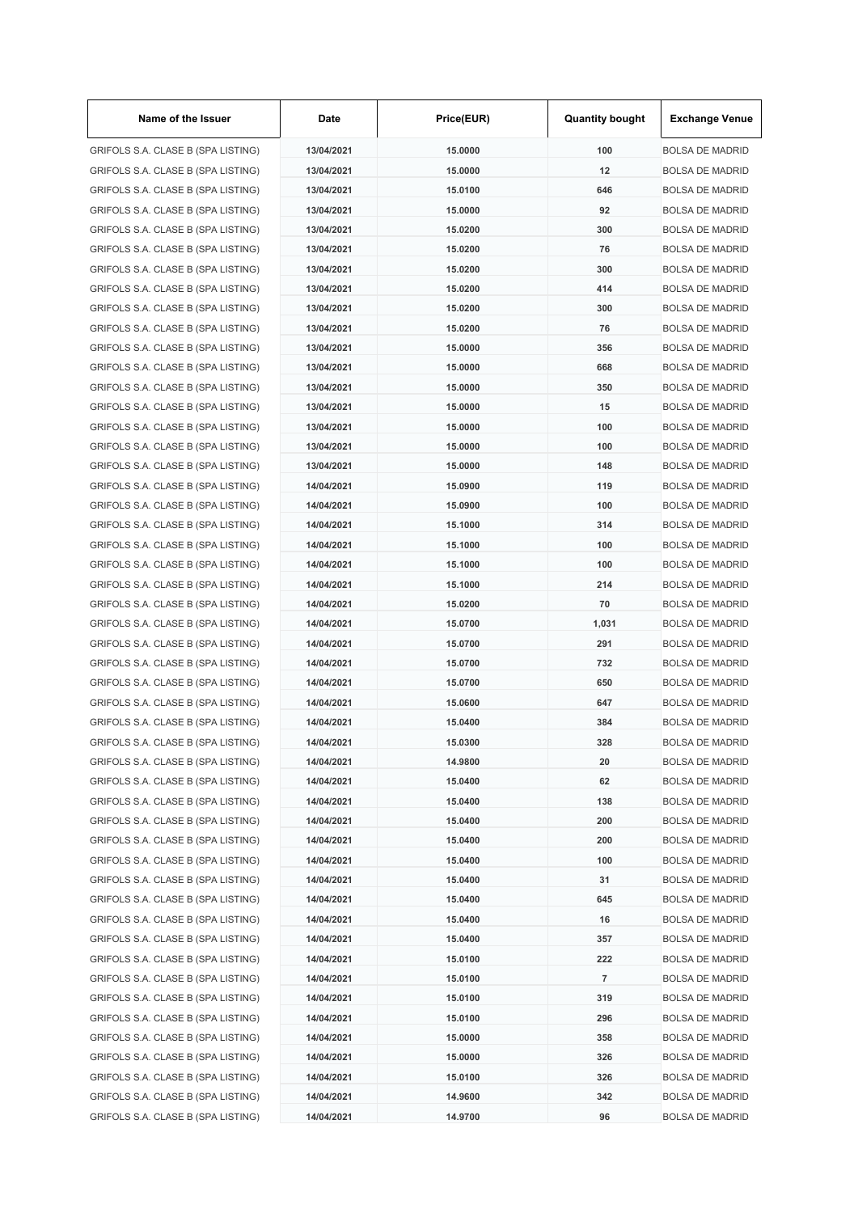| Name of the Issuer | Date | Price(EUR) | Quantity bought | Exchange Venue |
|---|---|---|---|---|
| GRIFOLS S.A. CLASE B (SPA LISTING) | 13/04/2021 | 15.0000 | 100 | BOLSA DE MADRID |
| GRIFOLS S.A. CLASE B (SPA LISTING) | 13/04/2021 | 15.0000 | 12 | BOLSA DE MADRID |
| GRIFOLS S.A. CLASE B (SPA LISTING) | 13/04/2021 | 15.0100 | 646 | BOLSA DE MADRID |
| GRIFOLS S.A. CLASE B (SPA LISTING) | 13/04/2021 | 15.0000 | 92 | BOLSA DE MADRID |
| GRIFOLS S.A. CLASE B (SPA LISTING) | 13/04/2021 | 15.0200 | 300 | BOLSA DE MADRID |
| GRIFOLS S.A. CLASE B (SPA LISTING) | 13/04/2021 | 15.0200 | 76 | BOLSA DE MADRID |
| GRIFOLS S.A. CLASE B (SPA LISTING) | 13/04/2021 | 15.0200 | 300 | BOLSA DE MADRID |
| GRIFOLS S.A. CLASE B (SPA LISTING) | 13/04/2021 | 15.0200 | 414 | BOLSA DE MADRID |
| GRIFOLS S.A. CLASE B (SPA LISTING) | 13/04/2021 | 15.0200 | 300 | BOLSA DE MADRID |
| GRIFOLS S.A. CLASE B (SPA LISTING) | 13/04/2021 | 15.0200 | 76 | BOLSA DE MADRID |
| GRIFOLS S.A. CLASE B (SPA LISTING) | 13/04/2021 | 15.0000 | 356 | BOLSA DE MADRID |
| GRIFOLS S.A. CLASE B (SPA LISTING) | 13/04/2021 | 15.0000 | 668 | BOLSA DE MADRID |
| GRIFOLS S.A. CLASE B (SPA LISTING) | 13/04/2021 | 15.0000 | 350 | BOLSA DE MADRID |
| GRIFOLS S.A. CLASE B (SPA LISTING) | 13/04/2021 | 15.0000 | 15 | BOLSA DE MADRID |
| GRIFOLS S.A. CLASE B (SPA LISTING) | 13/04/2021 | 15.0000 | 100 | BOLSA DE MADRID |
| GRIFOLS S.A. CLASE B (SPA LISTING) | 13/04/2021 | 15.0000 | 100 | BOLSA DE MADRID |
| GRIFOLS S.A. CLASE B (SPA LISTING) | 13/04/2021 | 15.0000 | 148 | BOLSA DE MADRID |
| GRIFOLS S.A. CLASE B (SPA LISTING) | 14/04/2021 | 15.0900 | 119 | BOLSA DE MADRID |
| GRIFOLS S.A. CLASE B (SPA LISTING) | 14/04/2021 | 15.0900 | 100 | BOLSA DE MADRID |
| GRIFOLS S.A. CLASE B (SPA LISTING) | 14/04/2021 | 15.1000 | 314 | BOLSA DE MADRID |
| GRIFOLS S.A. CLASE B (SPA LISTING) | 14/04/2021 | 15.1000 | 100 | BOLSA DE MADRID |
| GRIFOLS S.A. CLASE B (SPA LISTING) | 14/04/2021 | 15.1000 | 100 | BOLSA DE MADRID |
| GRIFOLS S.A. CLASE B (SPA LISTING) | 14/04/2021 | 15.1000 | 214 | BOLSA DE MADRID |
| GRIFOLS S.A. CLASE B (SPA LISTING) | 14/04/2021 | 15.0200 | 70 | BOLSA DE MADRID |
| GRIFOLS S.A. CLASE B (SPA LISTING) | 14/04/2021 | 15.0700 | 1,031 | BOLSA DE MADRID |
| GRIFOLS S.A. CLASE B (SPA LISTING) | 14/04/2021 | 15.0700 | 291 | BOLSA DE MADRID |
| GRIFOLS S.A. CLASE B (SPA LISTING) | 14/04/2021 | 15.0700 | 732 | BOLSA DE MADRID |
| GRIFOLS S.A. CLASE B (SPA LISTING) | 14/04/2021 | 15.0700 | 650 | BOLSA DE MADRID |
| GRIFOLS S.A. CLASE B (SPA LISTING) | 14/04/2021 | 15.0600 | 647 | BOLSA DE MADRID |
| GRIFOLS S.A. CLASE B (SPA LISTING) | 14/04/2021 | 15.0400 | 384 | BOLSA DE MADRID |
| GRIFOLS S.A. CLASE B (SPA LISTING) | 14/04/2021 | 15.0300 | 328 | BOLSA DE MADRID |
| GRIFOLS S.A. CLASE B (SPA LISTING) | 14/04/2021 | 14.9800 | 20 | BOLSA DE MADRID |
| GRIFOLS S.A. CLASE B (SPA LISTING) | 14/04/2021 | 15.0400 | 62 | BOLSA DE MADRID |
| GRIFOLS S.A. CLASE B (SPA LISTING) | 14/04/2021 | 15.0400 | 138 | BOLSA DE MADRID |
| GRIFOLS S.A. CLASE B (SPA LISTING) | 14/04/2021 | 15.0400 | 200 | BOLSA DE MADRID |
| GRIFOLS S.A. CLASE B (SPA LISTING) | 14/04/2021 | 15.0400 | 200 | BOLSA DE MADRID |
| GRIFOLS S.A. CLASE B (SPA LISTING) | 14/04/2021 | 15.0400 | 100 | BOLSA DE MADRID |
| GRIFOLS S.A. CLASE B (SPA LISTING) | 14/04/2021 | 15.0400 | 31 | BOLSA DE MADRID |
| GRIFOLS S.A. CLASE B (SPA LISTING) | 14/04/2021 | 15.0400 | 645 | BOLSA DE MADRID |
| GRIFOLS S.A. CLASE B (SPA LISTING) | 14/04/2021 | 15.0400 | 16 | BOLSA DE MADRID |
| GRIFOLS S.A. CLASE B (SPA LISTING) | 14/04/2021 | 15.0400 | 357 | BOLSA DE MADRID |
| GRIFOLS S.A. CLASE B (SPA LISTING) | 14/04/2021 | 15.0100 | 222 | BOLSA DE MADRID |
| GRIFOLS S.A. CLASE B (SPA LISTING) | 14/04/2021 | 15.0100 | 7 | BOLSA DE MADRID |
| GRIFOLS S.A. CLASE B (SPA LISTING) | 14/04/2021 | 15.0100 | 319 | BOLSA DE MADRID |
| GRIFOLS S.A. CLASE B (SPA LISTING) | 14/04/2021 | 15.0100 | 296 | BOLSA DE MADRID |
| GRIFOLS S.A. CLASE B (SPA LISTING) | 14/04/2021 | 15.0000 | 358 | BOLSA DE MADRID |
| GRIFOLS S.A. CLASE B (SPA LISTING) | 14/04/2021 | 15.0000 | 326 | BOLSA DE MADRID |
| GRIFOLS S.A. CLASE B (SPA LISTING) | 14/04/2021 | 15.0100 | 326 | BOLSA DE MADRID |
| GRIFOLS S.A. CLASE B (SPA LISTING) | 14/04/2021 | 14.9600 | 342 | BOLSA DE MADRID |
| GRIFOLS S.A. CLASE B (SPA LISTING) | 14/04/2021 | 14.9700 | 96 | BOLSA DE MADRID |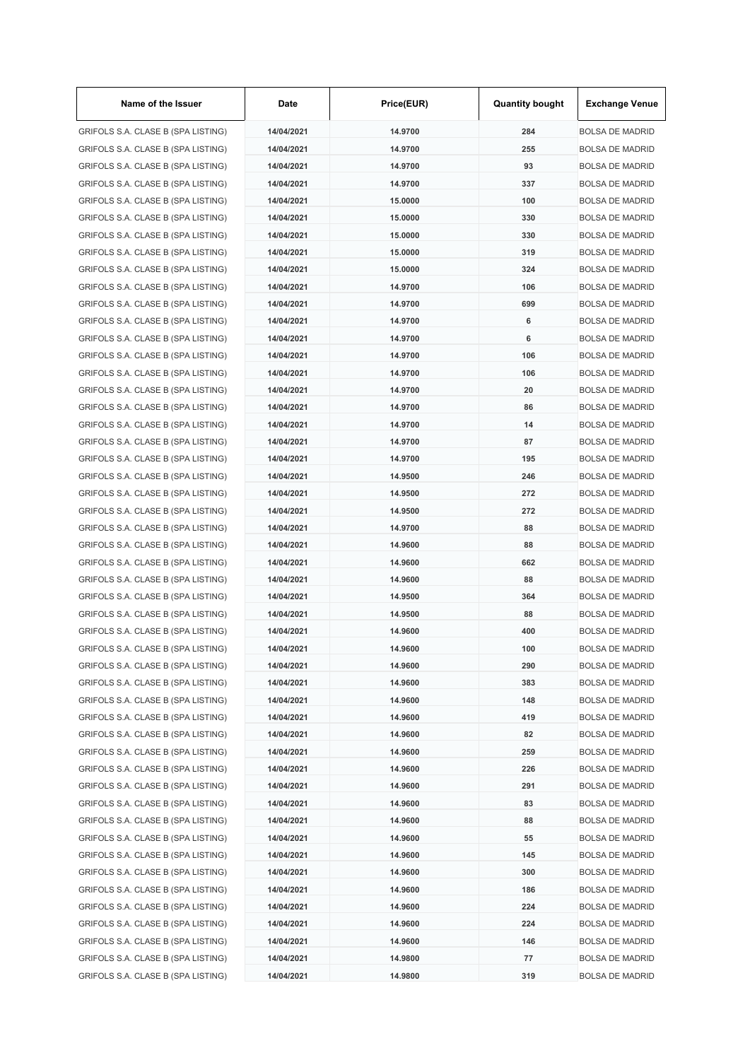| Name of the Issuer | Date | Price(EUR) | Quantity bought | Exchange Venue |
|---|---|---|---|---|
| GRIFOLS S.A. CLASE B (SPA LISTING) | 14/04/2021 | 14.9700 | 284 | BOLSA DE MADRID |
| GRIFOLS S.A. CLASE B (SPA LISTING) | 14/04/2021 | 14.9700 | 255 | BOLSA DE MADRID |
| GRIFOLS S.A. CLASE B (SPA LISTING) | 14/04/2021 | 14.9700 | 93 | BOLSA DE MADRID |
| GRIFOLS S.A. CLASE B (SPA LISTING) | 14/04/2021 | 14.9700 | 337 | BOLSA DE MADRID |
| GRIFOLS S.A. CLASE B (SPA LISTING) | 14/04/2021 | 15.0000 | 100 | BOLSA DE MADRID |
| GRIFOLS S.A. CLASE B (SPA LISTING) | 14/04/2021 | 15.0000 | 330 | BOLSA DE MADRID |
| GRIFOLS S.A. CLASE B (SPA LISTING) | 14/04/2021 | 15.0000 | 330 | BOLSA DE MADRID |
| GRIFOLS S.A. CLASE B (SPA LISTING) | 14/04/2021 | 15.0000 | 319 | BOLSA DE MADRID |
| GRIFOLS S.A. CLASE B (SPA LISTING) | 14/04/2021 | 15.0000 | 324 | BOLSA DE MADRID |
| GRIFOLS S.A. CLASE B (SPA LISTING) | 14/04/2021 | 14.9700 | 106 | BOLSA DE MADRID |
| GRIFOLS S.A. CLASE B (SPA LISTING) | 14/04/2021 | 14.9700 | 699 | BOLSA DE MADRID |
| GRIFOLS S.A. CLASE B (SPA LISTING) | 14/04/2021 | 14.9700 | 6 | BOLSA DE MADRID |
| GRIFOLS S.A. CLASE B (SPA LISTING) | 14/04/2021 | 14.9700 | 6 | BOLSA DE MADRID |
| GRIFOLS S.A. CLASE B (SPA LISTING) | 14/04/2021 | 14.9700 | 106 | BOLSA DE MADRID |
| GRIFOLS S.A. CLASE B (SPA LISTING) | 14/04/2021 | 14.9700 | 106 | BOLSA DE MADRID |
| GRIFOLS S.A. CLASE B (SPA LISTING) | 14/04/2021 | 14.9700 | 20 | BOLSA DE MADRID |
| GRIFOLS S.A. CLASE B (SPA LISTING) | 14/04/2021 | 14.9700 | 86 | BOLSA DE MADRID |
| GRIFOLS S.A. CLASE B (SPA LISTING) | 14/04/2021 | 14.9700 | 14 | BOLSA DE MADRID |
| GRIFOLS S.A. CLASE B (SPA LISTING) | 14/04/2021 | 14.9700 | 87 | BOLSA DE MADRID |
| GRIFOLS S.A. CLASE B (SPA LISTING) | 14/04/2021 | 14.9700 | 195 | BOLSA DE MADRID |
| GRIFOLS S.A. CLASE B (SPA LISTING) | 14/04/2021 | 14.9500 | 246 | BOLSA DE MADRID |
| GRIFOLS S.A. CLASE B (SPA LISTING) | 14/04/2021 | 14.9500 | 272 | BOLSA DE MADRID |
| GRIFOLS S.A. CLASE B (SPA LISTING) | 14/04/2021 | 14.9500 | 272 | BOLSA DE MADRID |
| GRIFOLS S.A. CLASE B (SPA LISTING) | 14/04/2021 | 14.9700 | 88 | BOLSA DE MADRID |
| GRIFOLS S.A. CLASE B (SPA LISTING) | 14/04/2021 | 14.9600 | 88 | BOLSA DE MADRID |
| GRIFOLS S.A. CLASE B (SPA LISTING) | 14/04/2021 | 14.9600 | 662 | BOLSA DE MADRID |
| GRIFOLS S.A. CLASE B (SPA LISTING) | 14/04/2021 | 14.9600 | 88 | BOLSA DE MADRID |
| GRIFOLS S.A. CLASE B (SPA LISTING) | 14/04/2021 | 14.9500 | 364 | BOLSA DE MADRID |
| GRIFOLS S.A. CLASE B (SPA LISTING) | 14/04/2021 | 14.9500 | 88 | BOLSA DE MADRID |
| GRIFOLS S.A. CLASE B (SPA LISTING) | 14/04/2021 | 14.9600 | 400 | BOLSA DE MADRID |
| GRIFOLS S.A. CLASE B (SPA LISTING) | 14/04/2021 | 14.9600 | 100 | BOLSA DE MADRID |
| GRIFOLS S.A. CLASE B (SPA LISTING) | 14/04/2021 | 14.9600 | 290 | BOLSA DE MADRID |
| GRIFOLS S.A. CLASE B (SPA LISTING) | 14/04/2021 | 14.9600 | 383 | BOLSA DE MADRID |
| GRIFOLS S.A. CLASE B (SPA LISTING) | 14/04/2021 | 14.9600 | 148 | BOLSA DE MADRID |
| GRIFOLS S.A. CLASE B (SPA LISTING) | 14/04/2021 | 14.9600 | 419 | BOLSA DE MADRID |
| GRIFOLS S.A. CLASE B (SPA LISTING) | 14/04/2021 | 14.9600 | 82 | BOLSA DE MADRID |
| GRIFOLS S.A. CLASE B (SPA LISTING) | 14/04/2021 | 14.9600 | 259 | BOLSA DE MADRID |
| GRIFOLS S.A. CLASE B (SPA LISTING) | 14/04/2021 | 14.9600 | 226 | BOLSA DE MADRID |
| GRIFOLS S.A. CLASE B (SPA LISTING) | 14/04/2021 | 14.9600 | 291 | BOLSA DE MADRID |
| GRIFOLS S.A. CLASE B (SPA LISTING) | 14/04/2021 | 14.9600 | 83 | BOLSA DE MADRID |
| GRIFOLS S.A. CLASE B (SPA LISTING) | 14/04/2021 | 14.9600 | 88 | BOLSA DE MADRID |
| GRIFOLS S.A. CLASE B (SPA LISTING) | 14/04/2021 | 14.9600 | 55 | BOLSA DE MADRID |
| GRIFOLS S.A. CLASE B (SPA LISTING) | 14/04/2021 | 14.9600 | 145 | BOLSA DE MADRID |
| GRIFOLS S.A. CLASE B (SPA LISTING) | 14/04/2021 | 14.9600 | 300 | BOLSA DE MADRID |
| GRIFOLS S.A. CLASE B (SPA LISTING) | 14/04/2021 | 14.9600 | 186 | BOLSA DE MADRID |
| GRIFOLS S.A. CLASE B (SPA LISTING) | 14/04/2021 | 14.9600 | 224 | BOLSA DE MADRID |
| GRIFOLS S.A. CLASE B (SPA LISTING) | 14/04/2021 | 14.9600 | 224 | BOLSA DE MADRID |
| GRIFOLS S.A. CLASE B (SPA LISTING) | 14/04/2021 | 14.9600 | 146 | BOLSA DE MADRID |
| GRIFOLS S.A. CLASE B (SPA LISTING) | 14/04/2021 | 14.9800 | 77 | BOLSA DE MADRID |
| GRIFOLS S.A. CLASE B (SPA LISTING) | 14/04/2021 | 14.9800 | 319 | BOLSA DE MADRID |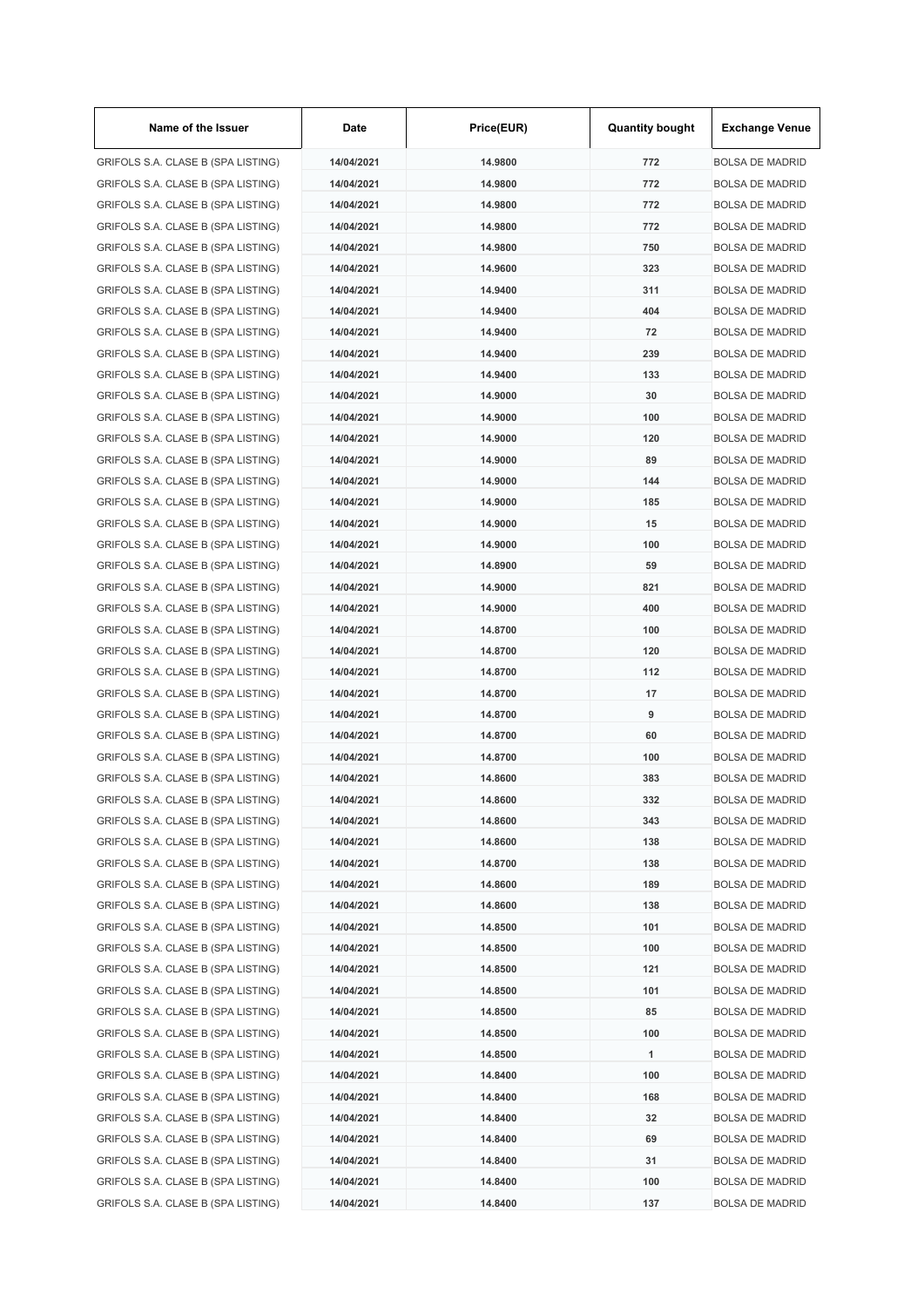| Name of the Issuer | Date | Price(EUR) | Quantity bought | Exchange Venue |
|---|---|---|---|---|
| GRIFOLS S.A. CLASE B (SPA LISTING) | 14/04/2021 | 14.9800 | 772 | BOLSA DE MADRID |
| GRIFOLS S.A. CLASE B (SPA LISTING) | 14/04/2021 | 14.9800 | 772 | BOLSA DE MADRID |
| GRIFOLS S.A. CLASE B (SPA LISTING) | 14/04/2021 | 14.9800 | 772 | BOLSA DE MADRID |
| GRIFOLS S.A. CLASE B (SPA LISTING) | 14/04/2021 | 14.9800 | 772 | BOLSA DE MADRID |
| GRIFOLS S.A. CLASE B (SPA LISTING) | 14/04/2021 | 14.9800 | 750 | BOLSA DE MADRID |
| GRIFOLS S.A. CLASE B (SPA LISTING) | 14/04/2021 | 14.9600 | 323 | BOLSA DE MADRID |
| GRIFOLS S.A. CLASE B (SPA LISTING) | 14/04/2021 | 14.9400 | 311 | BOLSA DE MADRID |
| GRIFOLS S.A. CLASE B (SPA LISTING) | 14/04/2021 | 14.9400 | 404 | BOLSA DE MADRID |
| GRIFOLS S.A. CLASE B (SPA LISTING) | 14/04/2021 | 14.9400 | 72 | BOLSA DE MADRID |
| GRIFOLS S.A. CLASE B (SPA LISTING) | 14/04/2021 | 14.9400 | 239 | BOLSA DE MADRID |
| GRIFOLS S.A. CLASE B (SPA LISTING) | 14/04/2021 | 14.9400 | 133 | BOLSA DE MADRID |
| GRIFOLS S.A. CLASE B (SPA LISTING) | 14/04/2021 | 14.9000 | 30 | BOLSA DE MADRID |
| GRIFOLS S.A. CLASE B (SPA LISTING) | 14/04/2021 | 14.9000 | 100 | BOLSA DE MADRID |
| GRIFOLS S.A. CLASE B (SPA LISTING) | 14/04/2021 | 14.9000 | 120 | BOLSA DE MADRID |
| GRIFOLS S.A. CLASE B (SPA LISTING) | 14/04/2021 | 14.9000 | 89 | BOLSA DE MADRID |
| GRIFOLS S.A. CLASE B (SPA LISTING) | 14/04/2021 | 14.9000 | 144 | BOLSA DE MADRID |
| GRIFOLS S.A. CLASE B (SPA LISTING) | 14/04/2021 | 14.9000 | 185 | BOLSA DE MADRID |
| GRIFOLS S.A. CLASE B (SPA LISTING) | 14/04/2021 | 14.9000 | 15 | BOLSA DE MADRID |
| GRIFOLS S.A. CLASE B (SPA LISTING) | 14/04/2021 | 14.9000 | 100 | BOLSA DE MADRID |
| GRIFOLS S.A. CLASE B (SPA LISTING) | 14/04/2021 | 14.8900 | 59 | BOLSA DE MADRID |
| GRIFOLS S.A. CLASE B (SPA LISTING) | 14/04/2021 | 14.9000 | 821 | BOLSA DE MADRID |
| GRIFOLS S.A. CLASE B (SPA LISTING) | 14/04/2021 | 14.9000 | 400 | BOLSA DE MADRID |
| GRIFOLS S.A. CLASE B (SPA LISTING) | 14/04/2021 | 14.8700 | 100 | BOLSA DE MADRID |
| GRIFOLS S.A. CLASE B (SPA LISTING) | 14/04/2021 | 14.8700 | 120 | BOLSA DE MADRID |
| GRIFOLS S.A. CLASE B (SPA LISTING) | 14/04/2021 | 14.8700 | 112 | BOLSA DE MADRID |
| GRIFOLS S.A. CLASE B (SPA LISTING) | 14/04/2021 | 14.8700 | 17 | BOLSA DE MADRID |
| GRIFOLS S.A. CLASE B (SPA LISTING) | 14/04/2021 | 14.8700 | 9 | BOLSA DE MADRID |
| GRIFOLS S.A. CLASE B (SPA LISTING) | 14/04/2021 | 14.8700 | 60 | BOLSA DE MADRID |
| GRIFOLS S.A. CLASE B (SPA LISTING) | 14/04/2021 | 14.8700 | 100 | BOLSA DE MADRID |
| GRIFOLS S.A. CLASE B (SPA LISTING) | 14/04/2021 | 14.8600 | 383 | BOLSA DE MADRID |
| GRIFOLS S.A. CLASE B (SPA LISTING) | 14/04/2021 | 14.8600 | 332 | BOLSA DE MADRID |
| GRIFOLS S.A. CLASE B (SPA LISTING) | 14/04/2021 | 14.8600 | 343 | BOLSA DE MADRID |
| GRIFOLS S.A. CLASE B (SPA LISTING) | 14/04/2021 | 14.8600 | 138 | BOLSA DE MADRID |
| GRIFOLS S.A. CLASE B (SPA LISTING) | 14/04/2021 | 14.8700 | 138 | BOLSA DE MADRID |
| GRIFOLS S.A. CLASE B (SPA LISTING) | 14/04/2021 | 14.8600 | 189 | BOLSA DE MADRID |
| GRIFOLS S.A. CLASE B (SPA LISTING) | 14/04/2021 | 14.8600 | 138 | BOLSA DE MADRID |
| GRIFOLS S.A. CLASE B (SPA LISTING) | 14/04/2021 | 14.8500 | 101 | BOLSA DE MADRID |
| GRIFOLS S.A. CLASE B (SPA LISTING) | 14/04/2021 | 14.8500 | 100 | BOLSA DE MADRID |
| GRIFOLS S.A. CLASE B (SPA LISTING) | 14/04/2021 | 14.8500 | 121 | BOLSA DE MADRID |
| GRIFOLS S.A. CLASE B (SPA LISTING) | 14/04/2021 | 14.8500 | 101 | BOLSA DE MADRID |
| GRIFOLS S.A. CLASE B (SPA LISTING) | 14/04/2021 | 14.8500 | 85 | BOLSA DE MADRID |
| GRIFOLS S.A. CLASE B (SPA LISTING) | 14/04/2021 | 14.8500 | 100 | BOLSA DE MADRID |
| GRIFOLS S.A. CLASE B (SPA LISTING) | 14/04/2021 | 14.8500 | 1 | BOLSA DE MADRID |
| GRIFOLS S.A. CLASE B (SPA LISTING) | 14/04/2021 | 14.8400 | 100 | BOLSA DE MADRID |
| GRIFOLS S.A. CLASE B (SPA LISTING) | 14/04/2021 | 14.8400 | 168 | BOLSA DE MADRID |
| GRIFOLS S.A. CLASE B (SPA LISTING) | 14/04/2021 | 14.8400 | 32 | BOLSA DE MADRID |
| GRIFOLS S.A. CLASE B (SPA LISTING) | 14/04/2021 | 14.8400 | 69 | BOLSA DE MADRID |
| GRIFOLS S.A. CLASE B (SPA LISTING) | 14/04/2021 | 14.8400 | 31 | BOLSA DE MADRID |
| GRIFOLS S.A. CLASE B (SPA LISTING) | 14/04/2021 | 14.8400 | 100 | BOLSA DE MADRID |
| GRIFOLS S.A. CLASE B (SPA LISTING) | 14/04/2021 | 14.8400 | 137 | BOLSA DE MADRID |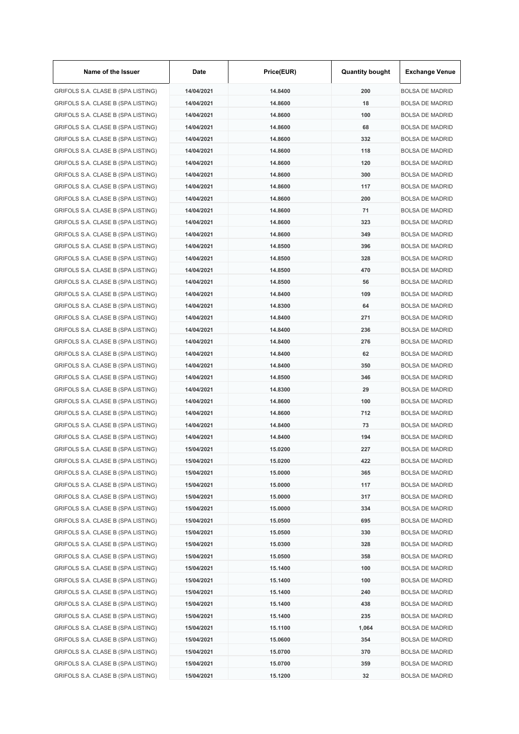| Name of the Issuer | Date | Price(EUR) | Quantity bought | Exchange Venue |
|---|---|---|---|---|
| GRIFOLS S.A. CLASE B (SPA LISTING) | 14/04/2021 | 14.8400 | 200 | BOLSA DE MADRID |
| GRIFOLS S.A. CLASE B (SPA LISTING) | 14/04/2021 | 14.8600 | 18 | BOLSA DE MADRID |
| GRIFOLS S.A. CLASE B (SPA LISTING) | 14/04/2021 | 14.8600 | 100 | BOLSA DE MADRID |
| GRIFOLS S.A. CLASE B (SPA LISTING) | 14/04/2021 | 14.8600 | 68 | BOLSA DE MADRID |
| GRIFOLS S.A. CLASE B (SPA LISTING) | 14/04/2021 | 14.8600 | 332 | BOLSA DE MADRID |
| GRIFOLS S.A. CLASE B (SPA LISTING) | 14/04/2021 | 14.8600 | 118 | BOLSA DE MADRID |
| GRIFOLS S.A. CLASE B (SPA LISTING) | 14/04/2021 | 14.8600 | 120 | BOLSA DE MADRID |
| GRIFOLS S.A. CLASE B (SPA LISTING) | 14/04/2021 | 14.8600 | 300 | BOLSA DE MADRID |
| GRIFOLS S.A. CLASE B (SPA LISTING) | 14/04/2021 | 14.8600 | 117 | BOLSA DE MADRID |
| GRIFOLS S.A. CLASE B (SPA LISTING) | 14/04/2021 | 14.8600 | 200 | BOLSA DE MADRID |
| GRIFOLS S.A. CLASE B (SPA LISTING) | 14/04/2021 | 14.8600 | 71 | BOLSA DE MADRID |
| GRIFOLS S.A. CLASE B (SPA LISTING) | 14/04/2021 | 14.8600 | 323 | BOLSA DE MADRID |
| GRIFOLS S.A. CLASE B (SPA LISTING) | 14/04/2021 | 14.8600 | 349 | BOLSA DE MADRID |
| GRIFOLS S.A. CLASE B (SPA LISTING) | 14/04/2021 | 14.8500 | 396 | BOLSA DE MADRID |
| GRIFOLS S.A. CLASE B (SPA LISTING) | 14/04/2021 | 14.8500 | 328 | BOLSA DE MADRID |
| GRIFOLS S.A. CLASE B (SPA LISTING) | 14/04/2021 | 14.8500 | 470 | BOLSA DE MADRID |
| GRIFOLS S.A. CLASE B (SPA LISTING) | 14/04/2021 | 14.8500 | 56 | BOLSA DE MADRID |
| GRIFOLS S.A. CLASE B (SPA LISTING) | 14/04/2021 | 14.8400 | 109 | BOLSA DE MADRID |
| GRIFOLS S.A. CLASE B (SPA LISTING) | 14/04/2021 | 14.8300 | 64 | BOLSA DE MADRID |
| GRIFOLS S.A. CLASE B (SPA LISTING) | 14/04/2021 | 14.8400 | 271 | BOLSA DE MADRID |
| GRIFOLS S.A. CLASE B (SPA LISTING) | 14/04/2021 | 14.8400 | 236 | BOLSA DE MADRID |
| GRIFOLS S.A. CLASE B (SPA LISTING) | 14/04/2021 | 14.8400 | 276 | BOLSA DE MADRID |
| GRIFOLS S.A. CLASE B (SPA LISTING) | 14/04/2021 | 14.8400 | 62 | BOLSA DE MADRID |
| GRIFOLS S.A. CLASE B (SPA LISTING) | 14/04/2021 | 14.8400 | 350 | BOLSA DE MADRID |
| GRIFOLS S.A. CLASE B (SPA LISTING) | 14/04/2021 | 14.8500 | 346 | BOLSA DE MADRID |
| GRIFOLS S.A. CLASE B (SPA LISTING) | 14/04/2021 | 14.8300 | 29 | BOLSA DE MADRID |
| GRIFOLS S.A. CLASE B (SPA LISTING) | 14/04/2021 | 14.8600 | 100 | BOLSA DE MADRID |
| GRIFOLS S.A. CLASE B (SPA LISTING) | 14/04/2021 | 14.8600 | 712 | BOLSA DE MADRID |
| GRIFOLS S.A. CLASE B (SPA LISTING) | 14/04/2021 | 14.8400 | 73 | BOLSA DE MADRID |
| GRIFOLS S.A. CLASE B (SPA LISTING) | 14/04/2021 | 14.8400 | 194 | BOLSA DE MADRID |
| GRIFOLS S.A. CLASE B (SPA LISTING) | 15/04/2021 | 15.0200 | 227 | BOLSA DE MADRID |
| GRIFOLS S.A. CLASE B (SPA LISTING) | 15/04/2021 | 15.0200 | 422 | BOLSA DE MADRID |
| GRIFOLS S.A. CLASE B (SPA LISTING) | 15/04/2021 | 15.0000 | 365 | BOLSA DE MADRID |
| GRIFOLS S.A. CLASE B (SPA LISTING) | 15/04/2021 | 15.0000 | 117 | BOLSA DE MADRID |
| GRIFOLS S.A. CLASE B (SPA LISTING) | 15/04/2021 | 15.0000 | 317 | BOLSA DE MADRID |
| GRIFOLS S.A. CLASE B (SPA LISTING) | 15/04/2021 | 15.0000 | 334 | BOLSA DE MADRID |
| GRIFOLS S.A. CLASE B (SPA LISTING) | 15/04/2021 | 15.0500 | 695 | BOLSA DE MADRID |
| GRIFOLS S.A. CLASE B (SPA LISTING) | 15/04/2021 | 15.0500 | 330 | BOLSA DE MADRID |
| GRIFOLS S.A. CLASE B (SPA LISTING) | 15/04/2021 | 15.0300 | 328 | BOLSA DE MADRID |
| GRIFOLS S.A. CLASE B (SPA LISTING) | 15/04/2021 | 15.0500 | 358 | BOLSA DE MADRID |
| GRIFOLS S.A. CLASE B (SPA LISTING) | 15/04/2021 | 15.1400 | 100 | BOLSA DE MADRID |
| GRIFOLS S.A. CLASE B (SPA LISTING) | 15/04/2021 | 15.1400 | 100 | BOLSA DE MADRID |
| GRIFOLS S.A. CLASE B (SPA LISTING) | 15/04/2021 | 15.1400 | 240 | BOLSA DE MADRID |
| GRIFOLS S.A. CLASE B (SPA LISTING) | 15/04/2021 | 15.1400 | 438 | BOLSA DE MADRID |
| GRIFOLS S.A. CLASE B (SPA LISTING) | 15/04/2021 | 15.1400 | 235 | BOLSA DE MADRID |
| GRIFOLS S.A. CLASE B (SPA LISTING) | 15/04/2021 | 15.1100 | 1,064 | BOLSA DE MADRID |
| GRIFOLS S.A. CLASE B (SPA LISTING) | 15/04/2021 | 15.0600 | 354 | BOLSA DE MADRID |
| GRIFOLS S.A. CLASE B (SPA LISTING) | 15/04/2021 | 15.0700 | 370 | BOLSA DE MADRID |
| GRIFOLS S.A. CLASE B (SPA LISTING) | 15/04/2021 | 15.0700 | 359 | BOLSA DE MADRID |
| GRIFOLS S.A. CLASE B (SPA LISTING) | 15/04/2021 | 15.1200 | 32 | BOLSA DE MADRID |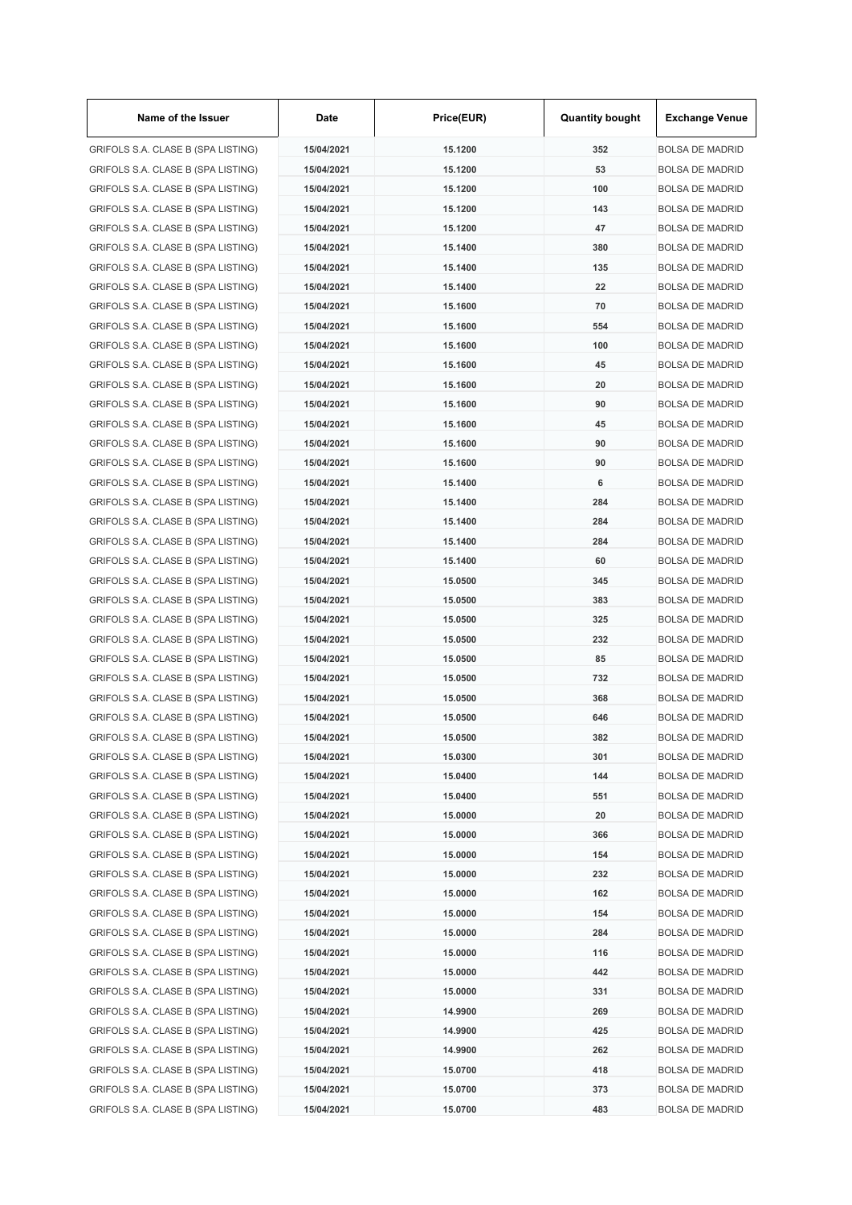| Name of the Issuer | Date | Price(EUR) | Quantity bought | Exchange Venue |
|---|---|---|---|---|
| GRIFOLS S.A. CLASE B (SPA LISTING) | 15/04/2021 | 15.1200 | 352 | BOLSA DE MADRID |
| GRIFOLS S.A. CLASE B (SPA LISTING) | 15/04/2021 | 15.1200 | 53 | BOLSA DE MADRID |
| GRIFOLS S.A. CLASE B (SPA LISTING) | 15/04/2021 | 15.1200 | 100 | BOLSA DE MADRID |
| GRIFOLS S.A. CLASE B (SPA LISTING) | 15/04/2021 | 15.1200 | 143 | BOLSA DE MADRID |
| GRIFOLS S.A. CLASE B (SPA LISTING) | 15/04/2021 | 15.1200 | 47 | BOLSA DE MADRID |
| GRIFOLS S.A. CLASE B (SPA LISTING) | 15/04/2021 | 15.1400 | 380 | BOLSA DE MADRID |
| GRIFOLS S.A. CLASE B (SPA LISTING) | 15/04/2021 | 15.1400 | 135 | BOLSA DE MADRID |
| GRIFOLS S.A. CLASE B (SPA LISTING) | 15/04/2021 | 15.1400 | 22 | BOLSA DE MADRID |
| GRIFOLS S.A. CLASE B (SPA LISTING) | 15/04/2021 | 15.1600 | 70 | BOLSA DE MADRID |
| GRIFOLS S.A. CLASE B (SPA LISTING) | 15/04/2021 | 15.1600 | 554 | BOLSA DE MADRID |
| GRIFOLS S.A. CLASE B (SPA LISTING) | 15/04/2021 | 15.1600 | 100 | BOLSA DE MADRID |
| GRIFOLS S.A. CLASE B (SPA LISTING) | 15/04/2021 | 15.1600 | 45 | BOLSA DE MADRID |
| GRIFOLS S.A. CLASE B (SPA LISTING) | 15/04/2021 | 15.1600 | 20 | BOLSA DE MADRID |
| GRIFOLS S.A. CLASE B (SPA LISTING) | 15/04/2021 | 15.1600 | 90 | BOLSA DE MADRID |
| GRIFOLS S.A. CLASE B (SPA LISTING) | 15/04/2021 | 15.1600 | 45 | BOLSA DE MADRID |
| GRIFOLS S.A. CLASE B (SPA LISTING) | 15/04/2021 | 15.1600 | 90 | BOLSA DE MADRID |
| GRIFOLS S.A. CLASE B (SPA LISTING) | 15/04/2021 | 15.1600 | 90 | BOLSA DE MADRID |
| GRIFOLS S.A. CLASE B (SPA LISTING) | 15/04/2021 | 15.1400 | 6 | BOLSA DE MADRID |
| GRIFOLS S.A. CLASE B (SPA LISTING) | 15/04/2021 | 15.1400 | 284 | BOLSA DE MADRID |
| GRIFOLS S.A. CLASE B (SPA LISTING) | 15/04/2021 | 15.1400 | 284 | BOLSA DE MADRID |
| GRIFOLS S.A. CLASE B (SPA LISTING) | 15/04/2021 | 15.1400 | 284 | BOLSA DE MADRID |
| GRIFOLS S.A. CLASE B (SPA LISTING) | 15/04/2021 | 15.1400 | 60 | BOLSA DE MADRID |
| GRIFOLS S.A. CLASE B (SPA LISTING) | 15/04/2021 | 15.0500 | 345 | BOLSA DE MADRID |
| GRIFOLS S.A. CLASE B (SPA LISTING) | 15/04/2021 | 15.0500 | 383 | BOLSA DE MADRID |
| GRIFOLS S.A. CLASE B (SPA LISTING) | 15/04/2021 | 15.0500 | 325 | BOLSA DE MADRID |
| GRIFOLS S.A. CLASE B (SPA LISTING) | 15/04/2021 | 15.0500 | 232 | BOLSA DE MADRID |
| GRIFOLS S.A. CLASE B (SPA LISTING) | 15/04/2021 | 15.0500 | 85 | BOLSA DE MADRID |
| GRIFOLS S.A. CLASE B (SPA LISTING) | 15/04/2021 | 15.0500 | 732 | BOLSA DE MADRID |
| GRIFOLS S.A. CLASE B (SPA LISTING) | 15/04/2021 | 15.0500 | 368 | BOLSA DE MADRID |
| GRIFOLS S.A. CLASE B (SPA LISTING) | 15/04/2021 | 15.0500 | 646 | BOLSA DE MADRID |
| GRIFOLS S.A. CLASE B (SPA LISTING) | 15/04/2021 | 15.0500 | 382 | BOLSA DE MADRID |
| GRIFOLS S.A. CLASE B (SPA LISTING) | 15/04/2021 | 15.0300 | 301 | BOLSA DE MADRID |
| GRIFOLS S.A. CLASE B (SPA LISTING) | 15/04/2021 | 15.0400 | 144 | BOLSA DE MADRID |
| GRIFOLS S.A. CLASE B (SPA LISTING) | 15/04/2021 | 15.0400 | 551 | BOLSA DE MADRID |
| GRIFOLS S.A. CLASE B (SPA LISTING) | 15/04/2021 | 15.0000 | 20 | BOLSA DE MADRID |
| GRIFOLS S.A. CLASE B (SPA LISTING) | 15/04/2021 | 15.0000 | 366 | BOLSA DE MADRID |
| GRIFOLS S.A. CLASE B (SPA LISTING) | 15/04/2021 | 15.0000 | 154 | BOLSA DE MADRID |
| GRIFOLS S.A. CLASE B (SPA LISTING) | 15/04/2021 | 15.0000 | 232 | BOLSA DE MADRID |
| GRIFOLS S.A. CLASE B (SPA LISTING) | 15/04/2021 | 15.0000 | 162 | BOLSA DE MADRID |
| GRIFOLS S.A. CLASE B (SPA LISTING) | 15/04/2021 | 15.0000 | 154 | BOLSA DE MADRID |
| GRIFOLS S.A. CLASE B (SPA LISTING) | 15/04/2021 | 15.0000 | 284 | BOLSA DE MADRID |
| GRIFOLS S.A. CLASE B (SPA LISTING) | 15/04/2021 | 15.0000 | 116 | BOLSA DE MADRID |
| GRIFOLS S.A. CLASE B (SPA LISTING) | 15/04/2021 | 15.0000 | 442 | BOLSA DE MADRID |
| GRIFOLS S.A. CLASE B (SPA LISTING) | 15/04/2021 | 15.0000 | 331 | BOLSA DE MADRID |
| GRIFOLS S.A. CLASE B (SPA LISTING) | 15/04/2021 | 14.9900 | 269 | BOLSA DE MADRID |
| GRIFOLS S.A. CLASE B (SPA LISTING) | 15/04/2021 | 14.9900 | 425 | BOLSA DE MADRID |
| GRIFOLS S.A. CLASE B (SPA LISTING) | 15/04/2021 | 14.9900 | 262 | BOLSA DE MADRID |
| GRIFOLS S.A. CLASE B (SPA LISTING) | 15/04/2021 | 15.0700 | 418 | BOLSA DE MADRID |
| GRIFOLS S.A. CLASE B (SPA LISTING) | 15/04/2021 | 15.0700 | 373 | BOLSA DE MADRID |
| GRIFOLS S.A. CLASE B (SPA LISTING) | 15/04/2021 | 15.0700 | 483 | BOLSA DE MADRID |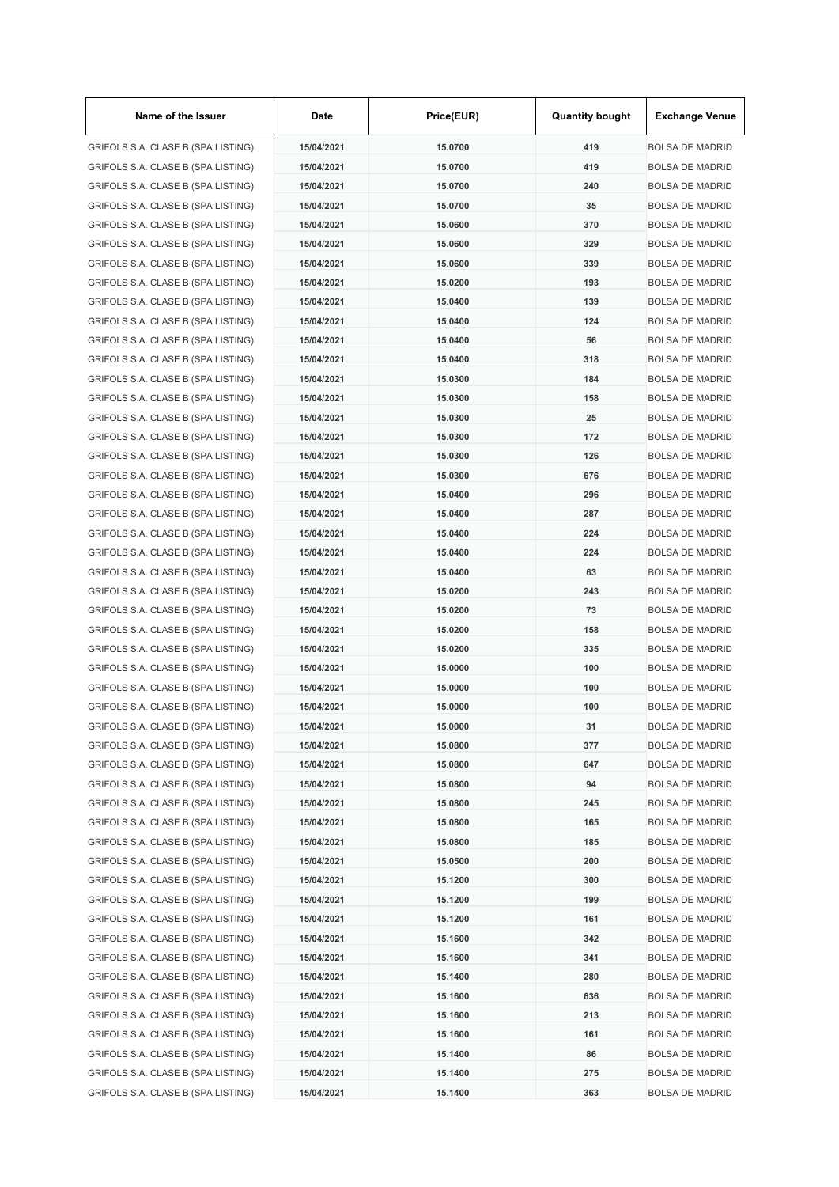| Name of the Issuer | Date | Price(EUR) | Quantity bought | Exchange Venue |
|---|---|---|---|---|
| GRIFOLS S.A. CLASE B (SPA LISTING) | 15/04/2021 | 15.0700 | 419 | BOLSA DE MADRID |
| GRIFOLS S.A. CLASE B (SPA LISTING) | 15/04/2021 | 15.0700 | 419 | BOLSA DE MADRID |
| GRIFOLS S.A. CLASE B (SPA LISTING) | 15/04/2021 | 15.0700 | 240 | BOLSA DE MADRID |
| GRIFOLS S.A. CLASE B (SPA LISTING) | 15/04/2021 | 15.0700 | 35 | BOLSA DE MADRID |
| GRIFOLS S.A. CLASE B (SPA LISTING) | 15/04/2021 | 15.0600 | 370 | BOLSA DE MADRID |
| GRIFOLS S.A. CLASE B (SPA LISTING) | 15/04/2021 | 15.0600 | 329 | BOLSA DE MADRID |
| GRIFOLS S.A. CLASE B (SPA LISTING) | 15/04/2021 | 15.0600 | 339 | BOLSA DE MADRID |
| GRIFOLS S.A. CLASE B (SPA LISTING) | 15/04/2021 | 15.0200 | 193 | BOLSA DE MADRID |
| GRIFOLS S.A. CLASE B (SPA LISTING) | 15/04/2021 | 15.0400 | 139 | BOLSA DE MADRID |
| GRIFOLS S.A. CLASE B (SPA LISTING) | 15/04/2021 | 15.0400 | 124 | BOLSA DE MADRID |
| GRIFOLS S.A. CLASE B (SPA LISTING) | 15/04/2021 | 15.0400 | 56 | BOLSA DE MADRID |
| GRIFOLS S.A. CLASE B (SPA LISTING) | 15/04/2021 | 15.0400 | 318 | BOLSA DE MADRID |
| GRIFOLS S.A. CLASE B (SPA LISTING) | 15/04/2021 | 15.0300 | 184 | BOLSA DE MADRID |
| GRIFOLS S.A. CLASE B (SPA LISTING) | 15/04/2021 | 15.0300 | 158 | BOLSA DE MADRID |
| GRIFOLS S.A. CLASE B (SPA LISTING) | 15/04/2021 | 15.0300 | 25 | BOLSA DE MADRID |
| GRIFOLS S.A. CLASE B (SPA LISTING) | 15/04/2021 | 15.0300 | 172 | BOLSA DE MADRID |
| GRIFOLS S.A. CLASE B (SPA LISTING) | 15/04/2021 | 15.0300 | 126 | BOLSA DE MADRID |
| GRIFOLS S.A. CLASE B (SPA LISTING) | 15/04/2021 | 15.0300 | 676 | BOLSA DE MADRID |
| GRIFOLS S.A. CLASE B (SPA LISTING) | 15/04/2021 | 15.0400 | 296 | BOLSA DE MADRID |
| GRIFOLS S.A. CLASE B (SPA LISTING) | 15/04/2021 | 15.0400 | 287 | BOLSA DE MADRID |
| GRIFOLS S.A. CLASE B (SPA LISTING) | 15/04/2021 | 15.0400 | 224 | BOLSA DE MADRID |
| GRIFOLS S.A. CLASE B (SPA LISTING) | 15/04/2021 | 15.0400 | 224 | BOLSA DE MADRID |
| GRIFOLS S.A. CLASE B (SPA LISTING) | 15/04/2021 | 15.0400 | 63 | BOLSA DE MADRID |
| GRIFOLS S.A. CLASE B (SPA LISTING) | 15/04/2021 | 15.0200 | 243 | BOLSA DE MADRID |
| GRIFOLS S.A. CLASE B (SPA LISTING) | 15/04/2021 | 15.0200 | 73 | BOLSA DE MADRID |
| GRIFOLS S.A. CLASE B (SPA LISTING) | 15/04/2021 | 15.0200 | 158 | BOLSA DE MADRID |
| GRIFOLS S.A. CLASE B (SPA LISTING) | 15/04/2021 | 15.0200 | 335 | BOLSA DE MADRID |
| GRIFOLS S.A. CLASE B (SPA LISTING) | 15/04/2021 | 15.0000 | 100 | BOLSA DE MADRID |
| GRIFOLS S.A. CLASE B (SPA LISTING) | 15/04/2021 | 15.0000 | 100 | BOLSA DE MADRID |
| GRIFOLS S.A. CLASE B (SPA LISTING) | 15/04/2021 | 15.0000 | 100 | BOLSA DE MADRID |
| GRIFOLS S.A. CLASE B (SPA LISTING) | 15/04/2021 | 15.0000 | 31 | BOLSA DE MADRID |
| GRIFOLS S.A. CLASE B (SPA LISTING) | 15/04/2021 | 15.0800 | 377 | BOLSA DE MADRID |
| GRIFOLS S.A. CLASE B (SPA LISTING) | 15/04/2021 | 15.0800 | 647 | BOLSA DE MADRID |
| GRIFOLS S.A. CLASE B (SPA LISTING) | 15/04/2021 | 15.0800 | 94 | BOLSA DE MADRID |
| GRIFOLS S.A. CLASE B (SPA LISTING) | 15/04/2021 | 15.0800 | 245 | BOLSA DE MADRID |
| GRIFOLS S.A. CLASE B (SPA LISTING) | 15/04/2021 | 15.0800 | 165 | BOLSA DE MADRID |
| GRIFOLS S.A. CLASE B (SPA LISTING) | 15/04/2021 | 15.0800 | 185 | BOLSA DE MADRID |
| GRIFOLS S.A. CLASE B (SPA LISTING) | 15/04/2021 | 15.0500 | 200 | BOLSA DE MADRID |
| GRIFOLS S.A. CLASE B (SPA LISTING) | 15/04/2021 | 15.1200 | 300 | BOLSA DE MADRID |
| GRIFOLS S.A. CLASE B (SPA LISTING) | 15/04/2021 | 15.1200 | 199 | BOLSA DE MADRID |
| GRIFOLS S.A. CLASE B (SPA LISTING) | 15/04/2021 | 15.1200 | 161 | BOLSA DE MADRID |
| GRIFOLS S.A. CLASE B (SPA LISTING) | 15/04/2021 | 15.1600 | 342 | BOLSA DE MADRID |
| GRIFOLS S.A. CLASE B (SPA LISTING) | 15/04/2021 | 15.1600 | 341 | BOLSA DE MADRID |
| GRIFOLS S.A. CLASE B (SPA LISTING) | 15/04/2021 | 15.1400 | 280 | BOLSA DE MADRID |
| GRIFOLS S.A. CLASE B (SPA LISTING) | 15/04/2021 | 15.1600 | 636 | BOLSA DE MADRID |
| GRIFOLS S.A. CLASE B (SPA LISTING) | 15/04/2021 | 15.1600 | 213 | BOLSA DE MADRID |
| GRIFOLS S.A. CLASE B (SPA LISTING) | 15/04/2021 | 15.1600 | 161 | BOLSA DE MADRID |
| GRIFOLS S.A. CLASE B (SPA LISTING) | 15/04/2021 | 15.1400 | 86 | BOLSA DE MADRID |
| GRIFOLS S.A. CLASE B (SPA LISTING) | 15/04/2021 | 15.1400 | 275 | BOLSA DE MADRID |
| GRIFOLS S.A. CLASE B (SPA LISTING) | 15/04/2021 | 15.1400 | 363 | BOLSA DE MADRID |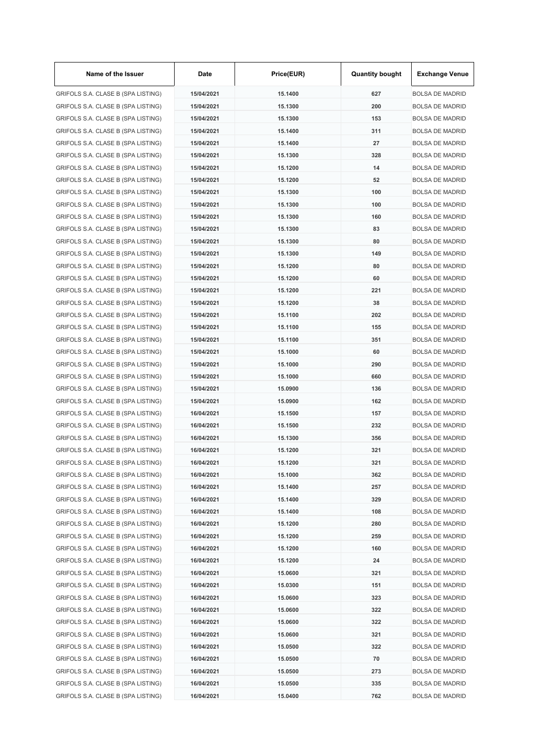| Name of the Issuer | Date | Price(EUR) | Quantity bought | Exchange Venue |
|---|---|---|---|---|
| GRIFOLS S.A. CLASE B (SPA LISTING) | 15/04/2021 | 15.1400 | 627 | BOLSA DE MADRID |
| GRIFOLS S.A. CLASE B (SPA LISTING) | 15/04/2021 | 15.1300 | 200 | BOLSA DE MADRID |
| GRIFOLS S.A. CLASE B (SPA LISTING) | 15/04/2021 | 15.1300 | 153 | BOLSA DE MADRID |
| GRIFOLS S.A. CLASE B (SPA LISTING) | 15/04/2021 | 15.1400 | 311 | BOLSA DE MADRID |
| GRIFOLS S.A. CLASE B (SPA LISTING) | 15/04/2021 | 15.1400 | 27 | BOLSA DE MADRID |
| GRIFOLS S.A. CLASE B (SPA LISTING) | 15/04/2021 | 15.1300 | 328 | BOLSA DE MADRID |
| GRIFOLS S.A. CLASE B (SPA LISTING) | 15/04/2021 | 15.1200 | 14 | BOLSA DE MADRID |
| GRIFOLS S.A. CLASE B (SPA LISTING) | 15/04/2021 | 15.1200 | 52 | BOLSA DE MADRID |
| GRIFOLS S.A. CLASE B (SPA LISTING) | 15/04/2021 | 15.1300 | 100 | BOLSA DE MADRID |
| GRIFOLS S.A. CLASE B (SPA LISTING) | 15/04/2021 | 15.1300 | 100 | BOLSA DE MADRID |
| GRIFOLS S.A. CLASE B (SPA LISTING) | 15/04/2021 | 15.1300 | 160 | BOLSA DE MADRID |
| GRIFOLS S.A. CLASE B (SPA LISTING) | 15/04/2021 | 15.1300 | 83 | BOLSA DE MADRID |
| GRIFOLS S.A. CLASE B (SPA LISTING) | 15/04/2021 | 15.1300 | 80 | BOLSA DE MADRID |
| GRIFOLS S.A. CLASE B (SPA LISTING) | 15/04/2021 | 15.1300 | 149 | BOLSA DE MADRID |
| GRIFOLS S.A. CLASE B (SPA LISTING) | 15/04/2021 | 15.1200 | 80 | BOLSA DE MADRID |
| GRIFOLS S.A. CLASE B (SPA LISTING) | 15/04/2021 | 15.1200 | 60 | BOLSA DE MADRID |
| GRIFOLS S.A. CLASE B (SPA LISTING) | 15/04/2021 | 15.1200 | 221 | BOLSA DE MADRID |
| GRIFOLS S.A. CLASE B (SPA LISTING) | 15/04/2021 | 15.1200 | 38 | BOLSA DE MADRID |
| GRIFOLS S.A. CLASE B (SPA LISTING) | 15/04/2021 | 15.1100 | 202 | BOLSA DE MADRID |
| GRIFOLS S.A. CLASE B (SPA LISTING) | 15/04/2021 | 15.1100 | 155 | BOLSA DE MADRID |
| GRIFOLS S.A. CLASE B (SPA LISTING) | 15/04/2021 | 15.1100 | 351 | BOLSA DE MADRID |
| GRIFOLS S.A. CLASE B (SPA LISTING) | 15/04/2021 | 15.1000 | 60 | BOLSA DE MADRID |
| GRIFOLS S.A. CLASE B (SPA LISTING) | 15/04/2021 | 15.1000 | 290 | BOLSA DE MADRID |
| GRIFOLS S.A. CLASE B (SPA LISTING) | 15/04/2021 | 15.1000 | 660 | BOLSA DE MADRID |
| GRIFOLS S.A. CLASE B (SPA LISTING) | 15/04/2021 | 15.0900 | 136 | BOLSA DE MADRID |
| GRIFOLS S.A. CLASE B (SPA LISTING) | 15/04/2021 | 15.0900 | 162 | BOLSA DE MADRID |
| GRIFOLS S.A. CLASE B (SPA LISTING) | 16/04/2021 | 15.1500 | 157 | BOLSA DE MADRID |
| GRIFOLS S.A. CLASE B (SPA LISTING) | 16/04/2021 | 15.1500 | 232 | BOLSA DE MADRID |
| GRIFOLS S.A. CLASE B (SPA LISTING) | 16/04/2021 | 15.1300 | 356 | BOLSA DE MADRID |
| GRIFOLS S.A. CLASE B (SPA LISTING) | 16/04/2021 | 15.1200 | 321 | BOLSA DE MADRID |
| GRIFOLS S.A. CLASE B (SPA LISTING) | 16/04/2021 | 15.1200 | 321 | BOLSA DE MADRID |
| GRIFOLS S.A. CLASE B (SPA LISTING) | 16/04/2021 | 15.1000 | 362 | BOLSA DE MADRID |
| GRIFOLS S.A. CLASE B (SPA LISTING) | 16/04/2021 | 15.1400 | 257 | BOLSA DE MADRID |
| GRIFOLS S.A. CLASE B (SPA LISTING) | 16/04/2021 | 15.1400 | 329 | BOLSA DE MADRID |
| GRIFOLS S.A. CLASE B (SPA LISTING) | 16/04/2021 | 15.1400 | 108 | BOLSA DE MADRID |
| GRIFOLS S.A. CLASE B (SPA LISTING) | 16/04/2021 | 15.1200 | 280 | BOLSA DE MADRID |
| GRIFOLS S.A. CLASE B (SPA LISTING) | 16/04/2021 | 15.1200 | 259 | BOLSA DE MADRID |
| GRIFOLS S.A. CLASE B (SPA LISTING) | 16/04/2021 | 15.1200 | 160 | BOLSA DE MADRID |
| GRIFOLS S.A. CLASE B (SPA LISTING) | 16/04/2021 | 15.1200 | 24 | BOLSA DE MADRID |
| GRIFOLS S.A. CLASE B (SPA LISTING) | 16/04/2021 | 15.0600 | 321 | BOLSA DE MADRID |
| GRIFOLS S.A. CLASE B (SPA LISTING) | 16/04/2021 | 15.0300 | 151 | BOLSA DE MADRID |
| GRIFOLS S.A. CLASE B (SPA LISTING) | 16/04/2021 | 15.0600 | 323 | BOLSA DE MADRID |
| GRIFOLS S.A. CLASE B (SPA LISTING) | 16/04/2021 | 15.0600 | 322 | BOLSA DE MADRID |
| GRIFOLS S.A. CLASE B (SPA LISTING) | 16/04/2021 | 15.0600 | 322 | BOLSA DE MADRID |
| GRIFOLS S.A. CLASE B (SPA LISTING) | 16/04/2021 | 15.0600 | 321 | BOLSA DE MADRID |
| GRIFOLS S.A. CLASE B (SPA LISTING) | 16/04/2021 | 15.0500 | 322 | BOLSA DE MADRID |
| GRIFOLS S.A. CLASE B (SPA LISTING) | 16/04/2021 | 15.0500 | 70 | BOLSA DE MADRID |
| GRIFOLS S.A. CLASE B (SPA LISTING) | 16/04/2021 | 15.0500 | 273 | BOLSA DE MADRID |
| GRIFOLS S.A. CLASE B (SPA LISTING) | 16/04/2021 | 15.0500 | 335 | BOLSA DE MADRID |
| GRIFOLS S.A. CLASE B (SPA LISTING) | 16/04/2021 | 15.0400 | 762 | BOLSA DE MADRID |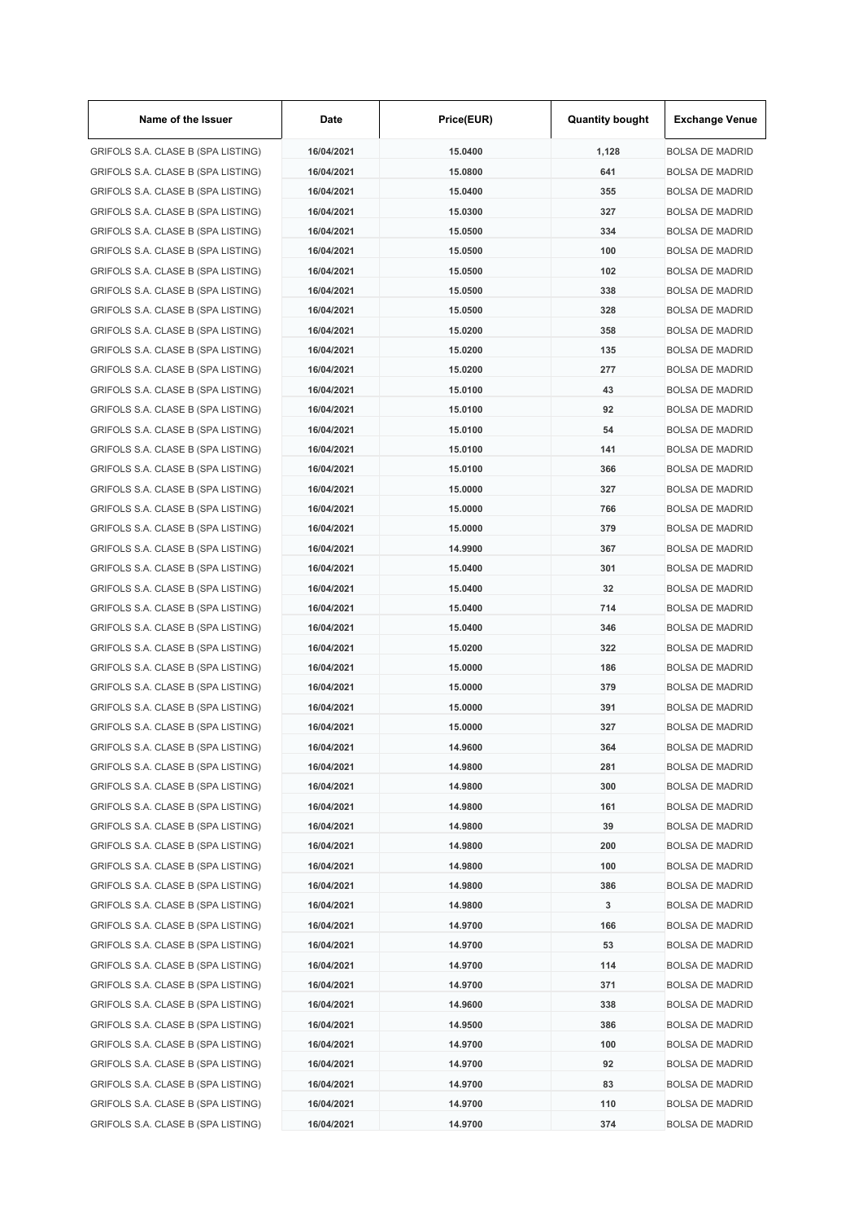| Name of the Issuer | Date | Price(EUR) | Quantity bought | Exchange Venue |
|---|---|---|---|---|
| GRIFOLS S.A. CLASE B (SPA LISTING) | 16/04/2021 | 15.0400 | 1,128 | BOLSA DE MADRID |
| GRIFOLS S.A. CLASE B (SPA LISTING) | 16/04/2021 | 15.0800 | 641 | BOLSA DE MADRID |
| GRIFOLS S.A. CLASE B (SPA LISTING) | 16/04/2021 | 15.0400 | 355 | BOLSA DE MADRID |
| GRIFOLS S.A. CLASE B (SPA LISTING) | 16/04/2021 | 15.0300 | 327 | BOLSA DE MADRID |
| GRIFOLS S.A. CLASE B (SPA LISTING) | 16/04/2021 | 15.0500 | 334 | BOLSA DE MADRID |
| GRIFOLS S.A. CLASE B (SPA LISTING) | 16/04/2021 | 15.0500 | 100 | BOLSA DE MADRID |
| GRIFOLS S.A. CLASE B (SPA LISTING) | 16/04/2021 | 15.0500 | 102 | BOLSA DE MADRID |
| GRIFOLS S.A. CLASE B (SPA LISTING) | 16/04/2021 | 15.0500 | 338 | BOLSA DE MADRID |
| GRIFOLS S.A. CLASE B (SPA LISTING) | 16/04/2021 | 15.0500 | 328 | BOLSA DE MADRID |
| GRIFOLS S.A. CLASE B (SPA LISTING) | 16/04/2021 | 15.0200 | 358 | BOLSA DE MADRID |
| GRIFOLS S.A. CLASE B (SPA LISTING) | 16/04/2021 | 15.0200 | 135 | BOLSA DE MADRID |
| GRIFOLS S.A. CLASE B (SPA LISTING) | 16/04/2021 | 15.0200 | 277 | BOLSA DE MADRID |
| GRIFOLS S.A. CLASE B (SPA LISTING) | 16/04/2021 | 15.0100 | 43 | BOLSA DE MADRID |
| GRIFOLS S.A. CLASE B (SPA LISTING) | 16/04/2021 | 15.0100 | 92 | BOLSA DE MADRID |
| GRIFOLS S.A. CLASE B (SPA LISTING) | 16/04/2021 | 15.0100 | 54 | BOLSA DE MADRID |
| GRIFOLS S.A. CLASE B (SPA LISTING) | 16/04/2021 | 15.0100 | 141 | BOLSA DE MADRID |
| GRIFOLS S.A. CLASE B (SPA LISTING) | 16/04/2021 | 15.0100 | 366 | BOLSA DE MADRID |
| GRIFOLS S.A. CLASE B (SPA LISTING) | 16/04/2021 | 15.0000 | 327 | BOLSA DE MADRID |
| GRIFOLS S.A. CLASE B (SPA LISTING) | 16/04/2021 | 15.0000 | 766 | BOLSA DE MADRID |
| GRIFOLS S.A. CLASE B (SPA LISTING) | 16/04/2021 | 15.0000 | 379 | BOLSA DE MADRID |
| GRIFOLS S.A. CLASE B (SPA LISTING) | 16/04/2021 | 14.9900 | 367 | BOLSA DE MADRID |
| GRIFOLS S.A. CLASE B (SPA LISTING) | 16/04/2021 | 15.0400 | 301 | BOLSA DE MADRID |
| GRIFOLS S.A. CLASE B (SPA LISTING) | 16/04/2021 | 15.0400 | 32 | BOLSA DE MADRID |
| GRIFOLS S.A. CLASE B (SPA LISTING) | 16/04/2021 | 15.0400 | 714 | BOLSA DE MADRID |
| GRIFOLS S.A. CLASE B (SPA LISTING) | 16/04/2021 | 15.0400 | 346 | BOLSA DE MADRID |
| GRIFOLS S.A. CLASE B (SPA LISTING) | 16/04/2021 | 15.0200 | 322 | BOLSA DE MADRID |
| GRIFOLS S.A. CLASE B (SPA LISTING) | 16/04/2021 | 15.0000 | 186 | BOLSA DE MADRID |
| GRIFOLS S.A. CLASE B (SPA LISTING) | 16/04/2021 | 15.0000 | 379 | BOLSA DE MADRID |
| GRIFOLS S.A. CLASE B (SPA LISTING) | 16/04/2021 | 15.0000 | 391 | BOLSA DE MADRID |
| GRIFOLS S.A. CLASE B (SPA LISTING) | 16/04/2021 | 15.0000 | 327 | BOLSA DE MADRID |
| GRIFOLS S.A. CLASE B (SPA LISTING) | 16/04/2021 | 14.9600 | 364 | BOLSA DE MADRID |
| GRIFOLS S.A. CLASE B (SPA LISTING) | 16/04/2021 | 14.9800 | 281 | BOLSA DE MADRID |
| GRIFOLS S.A. CLASE B (SPA LISTING) | 16/04/2021 | 14.9800 | 300 | BOLSA DE MADRID |
| GRIFOLS S.A. CLASE B (SPA LISTING) | 16/04/2021 | 14.9800 | 161 | BOLSA DE MADRID |
| GRIFOLS S.A. CLASE B (SPA LISTING) | 16/04/2021 | 14.9800 | 39 | BOLSA DE MADRID |
| GRIFOLS S.A. CLASE B (SPA LISTING) | 16/04/2021 | 14.9800 | 200 | BOLSA DE MADRID |
| GRIFOLS S.A. CLASE B (SPA LISTING) | 16/04/2021 | 14.9800 | 100 | BOLSA DE MADRID |
| GRIFOLS S.A. CLASE B (SPA LISTING) | 16/04/2021 | 14.9800 | 386 | BOLSA DE MADRID |
| GRIFOLS S.A. CLASE B (SPA LISTING) | 16/04/2021 | 14.9800 | 3 | BOLSA DE MADRID |
| GRIFOLS S.A. CLASE B (SPA LISTING) | 16/04/2021 | 14.9700 | 166 | BOLSA DE MADRID |
| GRIFOLS S.A. CLASE B (SPA LISTING) | 16/04/2021 | 14.9700 | 53 | BOLSA DE MADRID |
| GRIFOLS S.A. CLASE B (SPA LISTING) | 16/04/2021 | 14.9700 | 114 | BOLSA DE MADRID |
| GRIFOLS S.A. CLASE B (SPA LISTING) | 16/04/2021 | 14.9700 | 371 | BOLSA DE MADRID |
| GRIFOLS S.A. CLASE B (SPA LISTING) | 16/04/2021 | 14.9600 | 338 | BOLSA DE MADRID |
| GRIFOLS S.A. CLASE B (SPA LISTING) | 16/04/2021 | 14.9500 | 386 | BOLSA DE MADRID |
| GRIFOLS S.A. CLASE B (SPA LISTING) | 16/04/2021 | 14.9700 | 100 | BOLSA DE MADRID |
| GRIFOLS S.A. CLASE B (SPA LISTING) | 16/04/2021 | 14.9700 | 92 | BOLSA DE MADRID |
| GRIFOLS S.A. CLASE B (SPA LISTING) | 16/04/2021 | 14.9700 | 83 | BOLSA DE MADRID |
| GRIFOLS S.A. CLASE B (SPA LISTING) | 16/04/2021 | 14.9700 | 110 | BOLSA DE MADRID |
| GRIFOLS S.A. CLASE B (SPA LISTING) | 16/04/2021 | 14.9700 | 374 | BOLSA DE MADRID |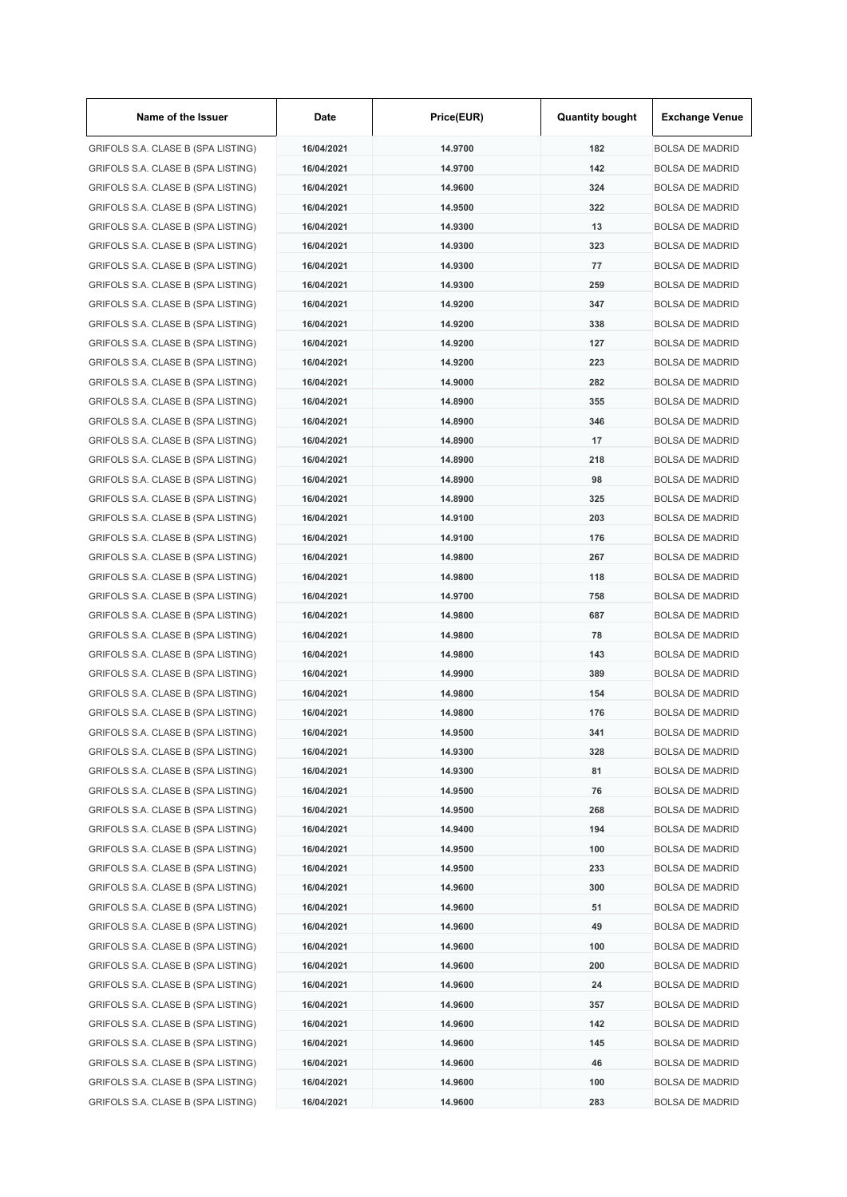| Name of the Issuer | Date | Price(EUR) | Quantity bought | Exchange Venue |
|---|---|---|---|---|
| GRIFOLS S.A. CLASE B (SPA LISTING) | 16/04/2021 | 14.9700 | 182 | BOLSA DE MADRID |
| GRIFOLS S.A. CLASE B (SPA LISTING) | 16/04/2021 | 14.9700 | 142 | BOLSA DE MADRID |
| GRIFOLS S.A. CLASE B (SPA LISTING) | 16/04/2021 | 14.9600 | 324 | BOLSA DE MADRID |
| GRIFOLS S.A. CLASE B (SPA LISTING) | 16/04/2021 | 14.9500 | 322 | BOLSA DE MADRID |
| GRIFOLS S.A. CLASE B (SPA LISTING) | 16/04/2021 | 14.9300 | 13 | BOLSA DE MADRID |
| GRIFOLS S.A. CLASE B (SPA LISTING) | 16/04/2021 | 14.9300 | 323 | BOLSA DE MADRID |
| GRIFOLS S.A. CLASE B (SPA LISTING) | 16/04/2021 | 14.9300 | 77 | BOLSA DE MADRID |
| GRIFOLS S.A. CLASE B (SPA LISTING) | 16/04/2021 | 14.9300 | 259 | BOLSA DE MADRID |
| GRIFOLS S.A. CLASE B (SPA LISTING) | 16/04/2021 | 14.9200 | 347 | BOLSA DE MADRID |
| GRIFOLS S.A. CLASE B (SPA LISTING) | 16/04/2021 | 14.9200 | 338 | BOLSA DE MADRID |
| GRIFOLS S.A. CLASE B (SPA LISTING) | 16/04/2021 | 14.9200 | 127 | BOLSA DE MADRID |
| GRIFOLS S.A. CLASE B (SPA LISTING) | 16/04/2021 | 14.9200 | 223 | BOLSA DE MADRID |
| GRIFOLS S.A. CLASE B (SPA LISTING) | 16/04/2021 | 14.9000 | 282 | BOLSA DE MADRID |
| GRIFOLS S.A. CLASE B (SPA LISTING) | 16/04/2021 | 14.8900 | 355 | BOLSA DE MADRID |
| GRIFOLS S.A. CLASE B (SPA LISTING) | 16/04/2021 | 14.8900 | 346 | BOLSA DE MADRID |
| GRIFOLS S.A. CLASE B (SPA LISTING) | 16/04/2021 | 14.8900 | 17 | BOLSA DE MADRID |
| GRIFOLS S.A. CLASE B (SPA LISTING) | 16/04/2021 | 14.8900 | 218 | BOLSA DE MADRID |
| GRIFOLS S.A. CLASE B (SPA LISTING) | 16/04/2021 | 14.8900 | 98 | BOLSA DE MADRID |
| GRIFOLS S.A. CLASE B (SPA LISTING) | 16/04/2021 | 14.8900 | 325 | BOLSA DE MADRID |
| GRIFOLS S.A. CLASE B (SPA LISTING) | 16/04/2021 | 14.9100 | 203 | BOLSA DE MADRID |
| GRIFOLS S.A. CLASE B (SPA LISTING) | 16/04/2021 | 14.9100 | 176 | BOLSA DE MADRID |
| GRIFOLS S.A. CLASE B (SPA LISTING) | 16/04/2021 | 14.9800 | 267 | BOLSA DE MADRID |
| GRIFOLS S.A. CLASE B (SPA LISTING) | 16/04/2021 | 14.9800 | 118 | BOLSA DE MADRID |
| GRIFOLS S.A. CLASE B (SPA LISTING) | 16/04/2021 | 14.9700 | 758 | BOLSA DE MADRID |
| GRIFOLS S.A. CLASE B (SPA LISTING) | 16/04/2021 | 14.9800 | 687 | BOLSA DE MADRID |
| GRIFOLS S.A. CLASE B (SPA LISTING) | 16/04/2021 | 14.9800 | 78 | BOLSA DE MADRID |
| GRIFOLS S.A. CLASE B (SPA LISTING) | 16/04/2021 | 14.9800 | 143 | BOLSA DE MADRID |
| GRIFOLS S.A. CLASE B (SPA LISTING) | 16/04/2021 | 14.9900 | 389 | BOLSA DE MADRID |
| GRIFOLS S.A. CLASE B (SPA LISTING) | 16/04/2021 | 14.9800 | 154 | BOLSA DE MADRID |
| GRIFOLS S.A. CLASE B (SPA LISTING) | 16/04/2021 | 14.9800 | 176 | BOLSA DE MADRID |
| GRIFOLS S.A. CLASE B (SPA LISTING) | 16/04/2021 | 14.9500 | 341 | BOLSA DE MADRID |
| GRIFOLS S.A. CLASE B (SPA LISTING) | 16/04/2021 | 14.9300 | 328 | BOLSA DE MADRID |
| GRIFOLS S.A. CLASE B (SPA LISTING) | 16/04/2021 | 14.9300 | 81 | BOLSA DE MADRID |
| GRIFOLS S.A. CLASE B (SPA LISTING) | 16/04/2021 | 14.9500 | 76 | BOLSA DE MADRID |
| GRIFOLS S.A. CLASE B (SPA LISTING) | 16/04/2021 | 14.9500 | 268 | BOLSA DE MADRID |
| GRIFOLS S.A. CLASE B (SPA LISTING) | 16/04/2021 | 14.9400 | 194 | BOLSA DE MADRID |
| GRIFOLS S.A. CLASE B (SPA LISTING) | 16/04/2021 | 14.9500 | 100 | BOLSA DE MADRID |
| GRIFOLS S.A. CLASE B (SPA LISTING) | 16/04/2021 | 14.9500 | 233 | BOLSA DE MADRID |
| GRIFOLS S.A. CLASE B (SPA LISTING) | 16/04/2021 | 14.9600 | 300 | BOLSA DE MADRID |
| GRIFOLS S.A. CLASE B (SPA LISTING) | 16/04/2021 | 14.9600 | 51 | BOLSA DE MADRID |
| GRIFOLS S.A. CLASE B (SPA LISTING) | 16/04/2021 | 14.9600 | 49 | BOLSA DE MADRID |
| GRIFOLS S.A. CLASE B (SPA LISTING) | 16/04/2021 | 14.9600 | 100 | BOLSA DE MADRID |
| GRIFOLS S.A. CLASE B (SPA LISTING) | 16/04/2021 | 14.9600 | 200 | BOLSA DE MADRID |
| GRIFOLS S.A. CLASE B (SPA LISTING) | 16/04/2021 | 14.9600 | 24 | BOLSA DE MADRID |
| GRIFOLS S.A. CLASE B (SPA LISTING) | 16/04/2021 | 14.9600 | 357 | BOLSA DE MADRID |
| GRIFOLS S.A. CLASE B (SPA LISTING) | 16/04/2021 | 14.9600 | 142 | BOLSA DE MADRID |
| GRIFOLS S.A. CLASE B (SPA LISTING) | 16/04/2021 | 14.9600 | 145 | BOLSA DE MADRID |
| GRIFOLS S.A. CLASE B (SPA LISTING) | 16/04/2021 | 14.9600 | 46 | BOLSA DE MADRID |
| GRIFOLS S.A. CLASE B (SPA LISTING) | 16/04/2021 | 14.9600 | 100 | BOLSA DE MADRID |
| GRIFOLS S.A. CLASE B (SPA LISTING) | 16/04/2021 | 14.9600 | 283 | BOLSA DE MADRID |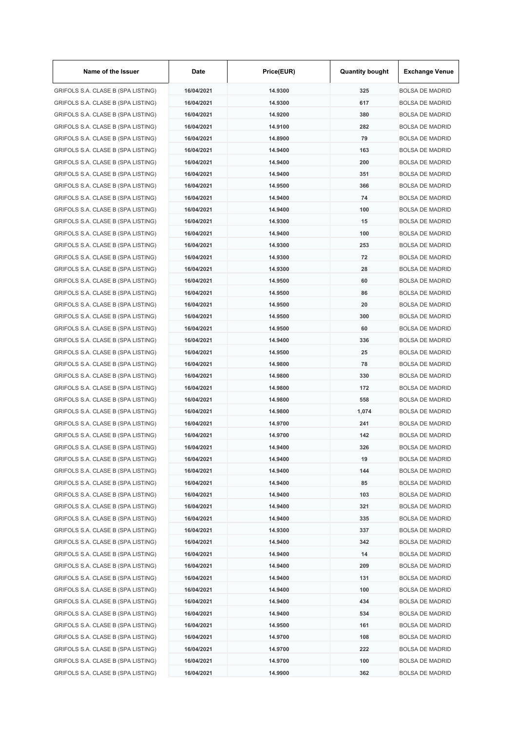| Name of the Issuer | Date | Price(EUR) | Quantity bought | Exchange Venue |
| --- | --- | --- | --- | --- |
| GRIFOLS S.A. CLASE B (SPA LISTING) | 16/04/2021 | 14.9300 | 325 | BOLSA DE MADRID |
| GRIFOLS S.A. CLASE B (SPA LISTING) | 16/04/2021 | 14.9300 | 617 | BOLSA DE MADRID |
| GRIFOLS S.A. CLASE B (SPA LISTING) | 16/04/2021 | 14.9200 | 380 | BOLSA DE MADRID |
| GRIFOLS S.A. CLASE B (SPA LISTING) | 16/04/2021 | 14.9100 | 282 | BOLSA DE MADRID |
| GRIFOLS S.A. CLASE B (SPA LISTING) | 16/04/2021 | 14.8900 | 79 | BOLSA DE MADRID |
| GRIFOLS S.A. CLASE B (SPA LISTING) | 16/04/2021 | 14.9400 | 163 | BOLSA DE MADRID |
| GRIFOLS S.A. CLASE B (SPA LISTING) | 16/04/2021 | 14.9400 | 200 | BOLSA DE MADRID |
| GRIFOLS S.A. CLASE B (SPA LISTING) | 16/04/2021 | 14.9400 | 351 | BOLSA DE MADRID |
| GRIFOLS S.A. CLASE B (SPA LISTING) | 16/04/2021 | 14.9500 | 366 | BOLSA DE MADRID |
| GRIFOLS S.A. CLASE B (SPA LISTING) | 16/04/2021 | 14.9400 | 74 | BOLSA DE MADRID |
| GRIFOLS S.A. CLASE B (SPA LISTING) | 16/04/2021 | 14.9400 | 100 | BOLSA DE MADRID |
| GRIFOLS S.A. CLASE B (SPA LISTING) | 16/04/2021 | 14.9300 | 15 | BOLSA DE MADRID |
| GRIFOLS S.A. CLASE B (SPA LISTING) | 16/04/2021 | 14.9400 | 100 | BOLSA DE MADRID |
| GRIFOLS S.A. CLASE B (SPA LISTING) | 16/04/2021 | 14.9300 | 253 | BOLSA DE MADRID |
| GRIFOLS S.A. CLASE B (SPA LISTING) | 16/04/2021 | 14.9300 | 72 | BOLSA DE MADRID |
| GRIFOLS S.A. CLASE B (SPA LISTING) | 16/04/2021 | 14.9300 | 28 | BOLSA DE MADRID |
| GRIFOLS S.A. CLASE B (SPA LISTING) | 16/04/2021 | 14.9500 | 60 | BOLSA DE MADRID |
| GRIFOLS S.A. CLASE B (SPA LISTING) | 16/04/2021 | 14.9500 | 86 | BOLSA DE MADRID |
| GRIFOLS S.A. CLASE B (SPA LISTING) | 16/04/2021 | 14.9500 | 20 | BOLSA DE MADRID |
| GRIFOLS S.A. CLASE B (SPA LISTING) | 16/04/2021 | 14.9500 | 300 | BOLSA DE MADRID |
| GRIFOLS S.A. CLASE B (SPA LISTING) | 16/04/2021 | 14.9500 | 60 | BOLSA DE MADRID |
| GRIFOLS S.A. CLASE B (SPA LISTING) | 16/04/2021 | 14.9400 | 336 | BOLSA DE MADRID |
| GRIFOLS S.A. CLASE B (SPA LISTING) | 16/04/2021 | 14.9500 | 25 | BOLSA DE MADRID |
| GRIFOLS S.A. CLASE B (SPA LISTING) | 16/04/2021 | 14.9800 | 78 | BOLSA DE MADRID |
| GRIFOLS S.A. CLASE B (SPA LISTING) | 16/04/2021 | 14.9800 | 330 | BOLSA DE MADRID |
| GRIFOLS S.A. CLASE B (SPA LISTING) | 16/04/2021 | 14.9800 | 172 | BOLSA DE MADRID |
| GRIFOLS S.A. CLASE B (SPA LISTING) | 16/04/2021 | 14.9800 | 558 | BOLSA DE MADRID |
| GRIFOLS S.A. CLASE B (SPA LISTING) | 16/04/2021 | 14.9800 | 1,074 | BOLSA DE MADRID |
| GRIFOLS S.A. CLASE B (SPA LISTING) | 16/04/2021 | 14.9700 | 241 | BOLSA DE MADRID |
| GRIFOLS S.A. CLASE B (SPA LISTING) | 16/04/2021 | 14.9700 | 142 | BOLSA DE MADRID |
| GRIFOLS S.A. CLASE B (SPA LISTING) | 16/04/2021 | 14.9400 | 326 | BOLSA DE MADRID |
| GRIFOLS S.A. CLASE B (SPA LISTING) | 16/04/2021 | 14.9400 | 19 | BOLSA DE MADRID |
| GRIFOLS S.A. CLASE B (SPA LISTING) | 16/04/2021 | 14.9400 | 144 | BOLSA DE MADRID |
| GRIFOLS S.A. CLASE B (SPA LISTING) | 16/04/2021 | 14.9400 | 85 | BOLSA DE MADRID |
| GRIFOLS S.A. CLASE B (SPA LISTING) | 16/04/2021 | 14.9400 | 103 | BOLSA DE MADRID |
| GRIFOLS S.A. CLASE B (SPA LISTING) | 16/04/2021 | 14.9400 | 321 | BOLSA DE MADRID |
| GRIFOLS S.A. CLASE B (SPA LISTING) | 16/04/2021 | 14.9400 | 335 | BOLSA DE MADRID |
| GRIFOLS S.A. CLASE B (SPA LISTING) | 16/04/2021 | 14.9300 | 337 | BOLSA DE MADRID |
| GRIFOLS S.A. CLASE B (SPA LISTING) | 16/04/2021 | 14.9400 | 342 | BOLSA DE MADRID |
| GRIFOLS S.A. CLASE B (SPA LISTING) | 16/04/2021 | 14.9400 | 14 | BOLSA DE MADRID |
| GRIFOLS S.A. CLASE B (SPA LISTING) | 16/04/2021 | 14.9400 | 209 | BOLSA DE MADRID |
| GRIFOLS S.A. CLASE B (SPA LISTING) | 16/04/2021 | 14.9400 | 131 | BOLSA DE MADRID |
| GRIFOLS S.A. CLASE B (SPA LISTING) | 16/04/2021 | 14.9400 | 100 | BOLSA DE MADRID |
| GRIFOLS S.A. CLASE B (SPA LISTING) | 16/04/2021 | 14.9400 | 434 | BOLSA DE MADRID |
| GRIFOLS S.A. CLASE B (SPA LISTING) | 16/04/2021 | 14.9400 | 534 | BOLSA DE MADRID |
| GRIFOLS S.A. CLASE B (SPA LISTING) | 16/04/2021 | 14.9500 | 161 | BOLSA DE MADRID |
| GRIFOLS S.A. CLASE B (SPA LISTING) | 16/04/2021 | 14.9700 | 108 | BOLSA DE MADRID |
| GRIFOLS S.A. CLASE B (SPA LISTING) | 16/04/2021 | 14.9700 | 222 | BOLSA DE MADRID |
| GRIFOLS S.A. CLASE B (SPA LISTING) | 16/04/2021 | 14.9700 | 100 | BOLSA DE MADRID |
| GRIFOLS S.A. CLASE B (SPA LISTING) | 16/04/2021 | 14.9900 | 362 | BOLSA DE MADRID |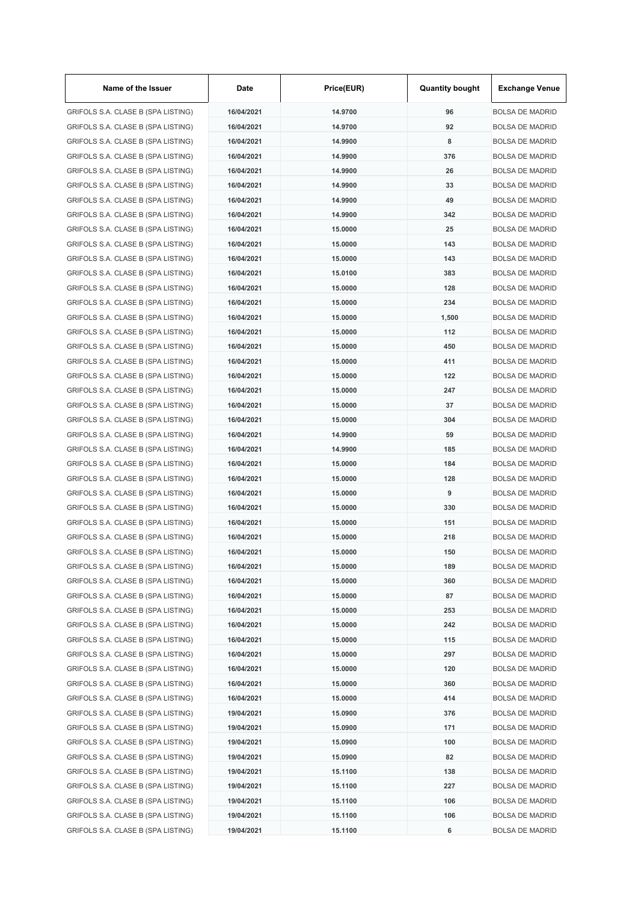| Name of the Issuer | Date | Price(EUR) | Quantity bought | Exchange Venue |
|---|---|---|---|---|
| GRIFOLS S.A. CLASE B (SPA LISTING) | 16/04/2021 | 14.9700 | 96 | BOLSA DE MADRID |
| GRIFOLS S.A. CLASE B (SPA LISTING) | 16/04/2021 | 14.9700 | 92 | BOLSA DE MADRID |
| GRIFOLS S.A. CLASE B (SPA LISTING) | 16/04/2021 | 14.9900 | 8 | BOLSA DE MADRID |
| GRIFOLS S.A. CLASE B (SPA LISTING) | 16/04/2021 | 14.9900 | 376 | BOLSA DE MADRID |
| GRIFOLS S.A. CLASE B (SPA LISTING) | 16/04/2021 | 14.9900 | 26 | BOLSA DE MADRID |
| GRIFOLS S.A. CLASE B (SPA LISTING) | 16/04/2021 | 14.9900 | 33 | BOLSA DE MADRID |
| GRIFOLS S.A. CLASE B (SPA LISTING) | 16/04/2021 | 14.9900 | 49 | BOLSA DE MADRID |
| GRIFOLS S.A. CLASE B (SPA LISTING) | 16/04/2021 | 14.9900 | 342 | BOLSA DE MADRID |
| GRIFOLS S.A. CLASE B (SPA LISTING) | 16/04/2021 | 15.0000 | 25 | BOLSA DE MADRID |
| GRIFOLS S.A. CLASE B (SPA LISTING) | 16/04/2021 | 15.0000 | 143 | BOLSA DE MADRID |
| GRIFOLS S.A. CLASE B (SPA LISTING) | 16/04/2021 | 15.0000 | 143 | BOLSA DE MADRID |
| GRIFOLS S.A. CLASE B (SPA LISTING) | 16/04/2021 | 15.0100 | 383 | BOLSA DE MADRID |
| GRIFOLS S.A. CLASE B (SPA LISTING) | 16/04/2021 | 15.0000 | 128 | BOLSA DE MADRID |
| GRIFOLS S.A. CLASE B (SPA LISTING) | 16/04/2021 | 15.0000 | 234 | BOLSA DE MADRID |
| GRIFOLS S.A. CLASE B (SPA LISTING) | 16/04/2021 | 15.0000 | 1,500 | BOLSA DE MADRID |
| GRIFOLS S.A. CLASE B (SPA LISTING) | 16/04/2021 | 15.0000 | 112 | BOLSA DE MADRID |
| GRIFOLS S.A. CLASE B (SPA LISTING) | 16/04/2021 | 15.0000 | 450 | BOLSA DE MADRID |
| GRIFOLS S.A. CLASE B (SPA LISTING) | 16/04/2021 | 15.0000 | 411 | BOLSA DE MADRID |
| GRIFOLS S.A. CLASE B (SPA LISTING) | 16/04/2021 | 15.0000 | 122 | BOLSA DE MADRID |
| GRIFOLS S.A. CLASE B (SPA LISTING) | 16/04/2021 | 15.0000 | 247 | BOLSA DE MADRID |
| GRIFOLS S.A. CLASE B (SPA LISTING) | 16/04/2021 | 15.0000 | 37 | BOLSA DE MADRID |
| GRIFOLS S.A. CLASE B (SPA LISTING) | 16/04/2021 | 15.0000 | 304 | BOLSA DE MADRID |
| GRIFOLS S.A. CLASE B (SPA LISTING) | 16/04/2021 | 14.9900 | 59 | BOLSA DE MADRID |
| GRIFOLS S.A. CLASE B (SPA LISTING) | 16/04/2021 | 14.9900 | 185 | BOLSA DE MADRID |
| GRIFOLS S.A. CLASE B (SPA LISTING) | 16/04/2021 | 15.0000 | 184 | BOLSA DE MADRID |
| GRIFOLS S.A. CLASE B (SPA LISTING) | 16/04/2021 | 15.0000 | 128 | BOLSA DE MADRID |
| GRIFOLS S.A. CLASE B (SPA LISTING) | 16/04/2021 | 15.0000 | 9 | BOLSA DE MADRID |
| GRIFOLS S.A. CLASE B (SPA LISTING) | 16/04/2021 | 15.0000 | 330 | BOLSA DE MADRID |
| GRIFOLS S.A. CLASE B (SPA LISTING) | 16/04/2021 | 15.0000 | 151 | BOLSA DE MADRID |
| GRIFOLS S.A. CLASE B (SPA LISTING) | 16/04/2021 | 15.0000 | 218 | BOLSA DE MADRID |
| GRIFOLS S.A. CLASE B (SPA LISTING) | 16/04/2021 | 15.0000 | 150 | BOLSA DE MADRID |
| GRIFOLS S.A. CLASE B (SPA LISTING) | 16/04/2021 | 15.0000 | 189 | BOLSA DE MADRID |
| GRIFOLS S.A. CLASE B (SPA LISTING) | 16/04/2021 | 15.0000 | 360 | BOLSA DE MADRID |
| GRIFOLS S.A. CLASE B (SPA LISTING) | 16/04/2021 | 15.0000 | 87 | BOLSA DE MADRID |
| GRIFOLS S.A. CLASE B (SPA LISTING) | 16/04/2021 | 15.0000 | 253 | BOLSA DE MADRID |
| GRIFOLS S.A. CLASE B (SPA LISTING) | 16/04/2021 | 15.0000 | 242 | BOLSA DE MADRID |
| GRIFOLS S.A. CLASE B (SPA LISTING) | 16/04/2021 | 15.0000 | 115 | BOLSA DE MADRID |
| GRIFOLS S.A. CLASE B (SPA LISTING) | 16/04/2021 | 15.0000 | 297 | BOLSA DE MADRID |
| GRIFOLS S.A. CLASE B (SPA LISTING) | 16/04/2021 | 15.0000 | 120 | BOLSA DE MADRID |
| GRIFOLS S.A. CLASE B (SPA LISTING) | 16/04/2021 | 15.0000 | 360 | BOLSA DE MADRID |
| GRIFOLS S.A. CLASE B (SPA LISTING) | 16/04/2021 | 15.0000 | 414 | BOLSA DE MADRID |
| GRIFOLS S.A. CLASE B (SPA LISTING) | 19/04/2021 | 15.0900 | 376 | BOLSA DE MADRID |
| GRIFOLS S.A. CLASE B (SPA LISTING) | 19/04/2021 | 15.0900 | 171 | BOLSA DE MADRID |
| GRIFOLS S.A. CLASE B (SPA LISTING) | 19/04/2021 | 15.0900 | 100 | BOLSA DE MADRID |
| GRIFOLS S.A. CLASE B (SPA LISTING) | 19/04/2021 | 15.0900 | 82 | BOLSA DE MADRID |
| GRIFOLS S.A. CLASE B (SPA LISTING) | 19/04/2021 | 15.1100 | 138 | BOLSA DE MADRID |
| GRIFOLS S.A. CLASE B (SPA LISTING) | 19/04/2021 | 15.1100 | 227 | BOLSA DE MADRID |
| GRIFOLS S.A. CLASE B (SPA LISTING) | 19/04/2021 | 15.1100 | 106 | BOLSA DE MADRID |
| GRIFOLS S.A. CLASE B (SPA LISTING) | 19/04/2021 | 15.1100 | 106 | BOLSA DE MADRID |
| GRIFOLS S.A. CLASE B (SPA LISTING) | 19/04/2021 | 15.1100 | 6 | BOLSA DE MADRID |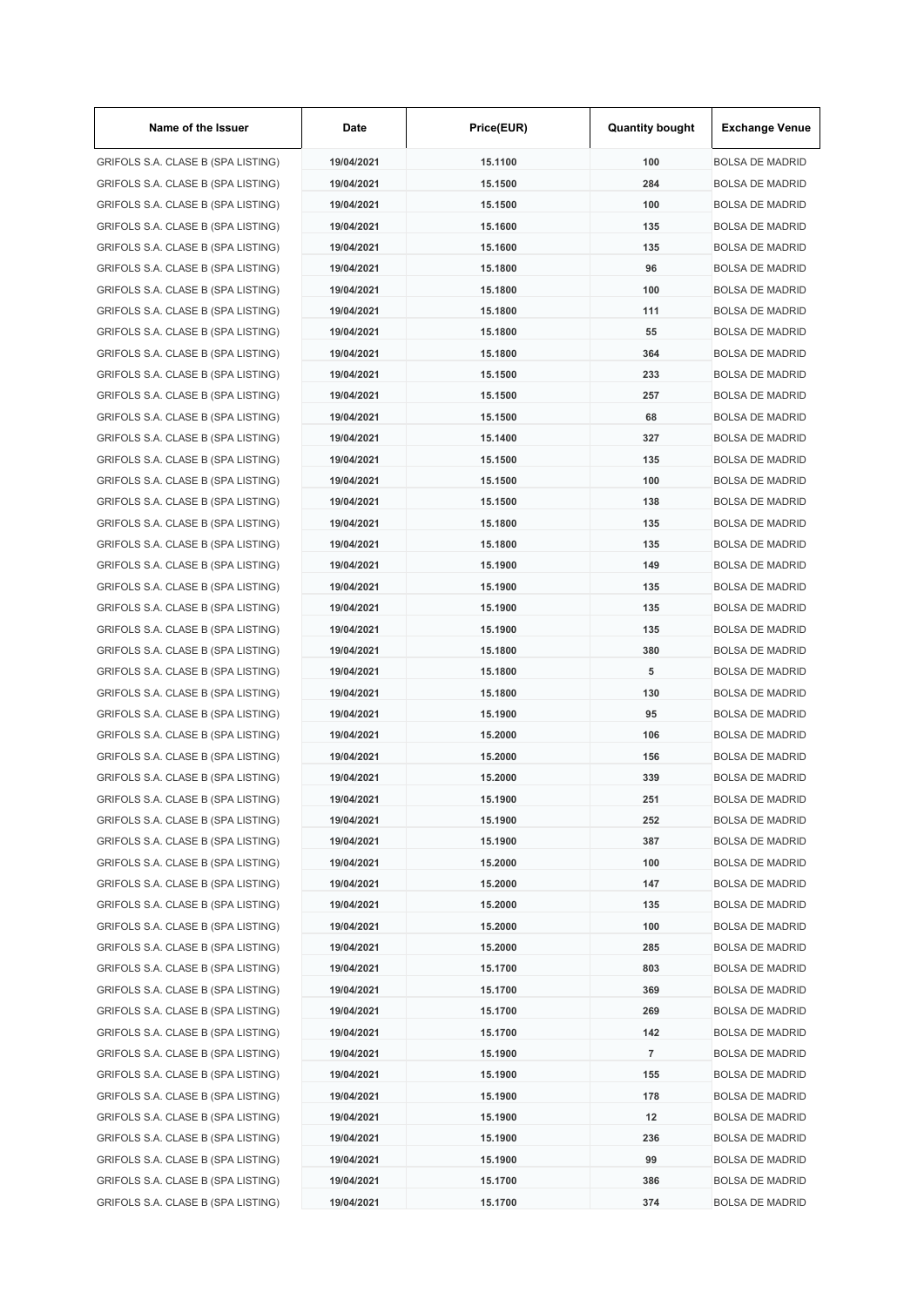| Name of the Issuer | Date | Price(EUR) | Quantity bought | Exchange Venue |
|---|---|---|---|---|
| GRIFOLS S.A. CLASE B (SPA LISTING) | 19/04/2021 | 15.1100 | 100 | BOLSA DE MADRID |
| GRIFOLS S.A. CLASE B (SPA LISTING) | 19/04/2021 | 15.1500 | 284 | BOLSA DE MADRID |
| GRIFOLS S.A. CLASE B (SPA LISTING) | 19/04/2021 | 15.1500 | 100 | BOLSA DE MADRID |
| GRIFOLS S.A. CLASE B (SPA LISTING) | 19/04/2021 | 15.1600 | 135 | BOLSA DE MADRID |
| GRIFOLS S.A. CLASE B (SPA LISTING) | 19/04/2021 | 15.1600 | 135 | BOLSA DE MADRID |
| GRIFOLS S.A. CLASE B (SPA LISTING) | 19/04/2021 | 15.1800 | 96 | BOLSA DE MADRID |
| GRIFOLS S.A. CLASE B (SPA LISTING) | 19/04/2021 | 15.1800 | 100 | BOLSA DE MADRID |
| GRIFOLS S.A. CLASE B (SPA LISTING) | 19/04/2021 | 15.1800 | 111 | BOLSA DE MADRID |
| GRIFOLS S.A. CLASE B (SPA LISTING) | 19/04/2021 | 15.1800 | 55 | BOLSA DE MADRID |
| GRIFOLS S.A. CLASE B (SPA LISTING) | 19/04/2021 | 15.1800 | 364 | BOLSA DE MADRID |
| GRIFOLS S.A. CLASE B (SPA LISTING) | 19/04/2021 | 15.1500 | 233 | BOLSA DE MADRID |
| GRIFOLS S.A. CLASE B (SPA LISTING) | 19/04/2021 | 15.1500 | 257 | BOLSA DE MADRID |
| GRIFOLS S.A. CLASE B (SPA LISTING) | 19/04/2021 | 15.1500 | 68 | BOLSA DE MADRID |
| GRIFOLS S.A. CLASE B (SPA LISTING) | 19/04/2021 | 15.1400 | 327 | BOLSA DE MADRID |
| GRIFOLS S.A. CLASE B (SPA LISTING) | 19/04/2021 | 15.1500 | 135 | BOLSA DE MADRID |
| GRIFOLS S.A. CLASE B (SPA LISTING) | 19/04/2021 | 15.1500 | 100 | BOLSA DE MADRID |
| GRIFOLS S.A. CLASE B (SPA LISTING) | 19/04/2021 | 15.1500 | 138 | BOLSA DE MADRID |
| GRIFOLS S.A. CLASE B (SPA LISTING) | 19/04/2021 | 15.1800 | 135 | BOLSA DE MADRID |
| GRIFOLS S.A. CLASE B (SPA LISTING) | 19/04/2021 | 15.1800 | 135 | BOLSA DE MADRID |
| GRIFOLS S.A. CLASE B (SPA LISTING) | 19/04/2021 | 15.1900 | 149 | BOLSA DE MADRID |
| GRIFOLS S.A. CLASE B (SPA LISTING) | 19/04/2021 | 15.1900 | 135 | BOLSA DE MADRID |
| GRIFOLS S.A. CLASE B (SPA LISTING) | 19/04/2021 | 15.1900 | 135 | BOLSA DE MADRID |
| GRIFOLS S.A. CLASE B (SPA LISTING) | 19/04/2021 | 15.1900 | 135 | BOLSA DE MADRID |
| GRIFOLS S.A. CLASE B (SPA LISTING) | 19/04/2021 | 15.1800 | 380 | BOLSA DE MADRID |
| GRIFOLS S.A. CLASE B (SPA LISTING) | 19/04/2021 | 15.1800 | 5 | BOLSA DE MADRID |
| GRIFOLS S.A. CLASE B (SPA LISTING) | 19/04/2021 | 15.1800 | 130 | BOLSA DE MADRID |
| GRIFOLS S.A. CLASE B (SPA LISTING) | 19/04/2021 | 15.1900 | 95 | BOLSA DE MADRID |
| GRIFOLS S.A. CLASE B (SPA LISTING) | 19/04/2021 | 15.2000 | 106 | BOLSA DE MADRID |
| GRIFOLS S.A. CLASE B (SPA LISTING) | 19/04/2021 | 15.2000 | 156 | BOLSA DE MADRID |
| GRIFOLS S.A. CLASE B (SPA LISTING) | 19/04/2021 | 15.2000 | 339 | BOLSA DE MADRID |
| GRIFOLS S.A. CLASE B (SPA LISTING) | 19/04/2021 | 15.1900 | 251 | BOLSA DE MADRID |
| GRIFOLS S.A. CLASE B (SPA LISTING) | 19/04/2021 | 15.1900 | 252 | BOLSA DE MADRID |
| GRIFOLS S.A. CLASE B (SPA LISTING) | 19/04/2021 | 15.1900 | 387 | BOLSA DE MADRID |
| GRIFOLS S.A. CLASE B (SPA LISTING) | 19/04/2021 | 15.2000 | 100 | BOLSA DE MADRID |
| GRIFOLS S.A. CLASE B (SPA LISTING) | 19/04/2021 | 15.2000 | 147 | BOLSA DE MADRID |
| GRIFOLS S.A. CLASE B (SPA LISTING) | 19/04/2021 | 15.2000 | 135 | BOLSA DE MADRID |
| GRIFOLS S.A. CLASE B (SPA LISTING) | 19/04/2021 | 15.2000 | 100 | BOLSA DE MADRID |
| GRIFOLS S.A. CLASE B (SPA LISTING) | 19/04/2021 | 15.2000 | 285 | BOLSA DE MADRID |
| GRIFOLS S.A. CLASE B (SPA LISTING) | 19/04/2021 | 15.1700 | 803 | BOLSA DE MADRID |
| GRIFOLS S.A. CLASE B (SPA LISTING) | 19/04/2021 | 15.1700 | 369 | BOLSA DE MADRID |
| GRIFOLS S.A. CLASE B (SPA LISTING) | 19/04/2021 | 15.1700 | 269 | BOLSA DE MADRID |
| GRIFOLS S.A. CLASE B (SPA LISTING) | 19/04/2021 | 15.1700 | 142 | BOLSA DE MADRID |
| GRIFOLS S.A. CLASE B (SPA LISTING) | 19/04/2021 | 15.1900 | 7 | BOLSA DE MADRID |
| GRIFOLS S.A. CLASE B (SPA LISTING) | 19/04/2021 | 15.1900 | 155 | BOLSA DE MADRID |
| GRIFOLS S.A. CLASE B (SPA LISTING) | 19/04/2021 | 15.1900 | 178 | BOLSA DE MADRID |
| GRIFOLS S.A. CLASE B (SPA LISTING) | 19/04/2021 | 15.1900 | 12 | BOLSA DE MADRID |
| GRIFOLS S.A. CLASE B (SPA LISTING) | 19/04/2021 | 15.1900 | 236 | BOLSA DE MADRID |
| GRIFOLS S.A. CLASE B (SPA LISTING) | 19/04/2021 | 15.1900 | 99 | BOLSA DE MADRID |
| GRIFOLS S.A. CLASE B (SPA LISTING) | 19/04/2021 | 15.1700 | 386 | BOLSA DE MADRID |
| GRIFOLS S.A. CLASE B (SPA LISTING) | 19/04/2021 | 15.1700 | 374 | BOLSA DE MADRID |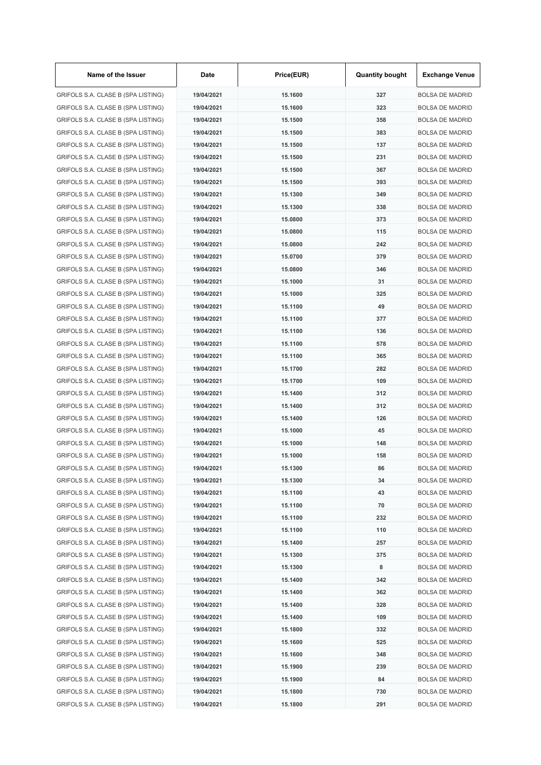| Name of the Issuer | Date | Price(EUR) | Quantity bought | Exchange Venue |
|---|---|---|---|---|
| GRIFOLS S.A. CLASE B (SPA LISTING) | 19/04/2021 | 15.1600 | 327 | BOLSA DE MADRID |
| GRIFOLS S.A. CLASE B (SPA LISTING) | 19/04/2021 | 15.1600 | 323 | BOLSA DE MADRID |
| GRIFOLS S.A. CLASE B (SPA LISTING) | 19/04/2021 | 15.1500 | 358 | BOLSA DE MADRID |
| GRIFOLS S.A. CLASE B (SPA LISTING) | 19/04/2021 | 15.1500 | 383 | BOLSA DE MADRID |
| GRIFOLS S.A. CLASE B (SPA LISTING) | 19/04/2021 | 15.1500 | 137 | BOLSA DE MADRID |
| GRIFOLS S.A. CLASE B (SPA LISTING) | 19/04/2021 | 15.1500 | 231 | BOLSA DE MADRID |
| GRIFOLS S.A. CLASE B (SPA LISTING) | 19/04/2021 | 15.1500 | 367 | BOLSA DE MADRID |
| GRIFOLS S.A. CLASE B (SPA LISTING) | 19/04/2021 | 15.1500 | 393 | BOLSA DE MADRID |
| GRIFOLS S.A. CLASE B (SPA LISTING) | 19/04/2021 | 15.1300 | 349 | BOLSA DE MADRID |
| GRIFOLS S.A. CLASE B (SPA LISTING) | 19/04/2021 | 15.1300 | 338 | BOLSA DE MADRID |
| GRIFOLS S.A. CLASE B (SPA LISTING) | 19/04/2021 | 15.0800 | 373 | BOLSA DE MADRID |
| GRIFOLS S.A. CLASE B (SPA LISTING) | 19/04/2021 | 15.0800 | 115 | BOLSA DE MADRID |
| GRIFOLS S.A. CLASE B (SPA LISTING) | 19/04/2021 | 15.0800 | 242 | BOLSA DE MADRID |
| GRIFOLS S.A. CLASE B (SPA LISTING) | 19/04/2021 | 15.0700 | 379 | BOLSA DE MADRID |
| GRIFOLS S.A. CLASE B (SPA LISTING) | 19/04/2021 | 15.0800 | 346 | BOLSA DE MADRID |
| GRIFOLS S.A. CLASE B (SPA LISTING) | 19/04/2021 | 15.1000 | 31 | BOLSA DE MADRID |
| GRIFOLS S.A. CLASE B (SPA LISTING) | 19/04/2021 | 15.1000 | 325 | BOLSA DE MADRID |
| GRIFOLS S.A. CLASE B (SPA LISTING) | 19/04/2021 | 15.1100 | 49 | BOLSA DE MADRID |
| GRIFOLS S.A. CLASE B (SPA LISTING) | 19/04/2021 | 15.1100 | 377 | BOLSA DE MADRID |
| GRIFOLS S.A. CLASE B (SPA LISTING) | 19/04/2021 | 15.1100 | 136 | BOLSA DE MADRID |
| GRIFOLS S.A. CLASE B (SPA LISTING) | 19/04/2021 | 15.1100 | 578 | BOLSA DE MADRID |
| GRIFOLS S.A. CLASE B (SPA LISTING) | 19/04/2021 | 15.1100 | 365 | BOLSA DE MADRID |
| GRIFOLS S.A. CLASE B (SPA LISTING) | 19/04/2021 | 15.1700 | 282 | BOLSA DE MADRID |
| GRIFOLS S.A. CLASE B (SPA LISTING) | 19/04/2021 | 15.1700 | 109 | BOLSA DE MADRID |
| GRIFOLS S.A. CLASE B (SPA LISTING) | 19/04/2021 | 15.1400 | 312 | BOLSA DE MADRID |
| GRIFOLS S.A. CLASE B (SPA LISTING) | 19/04/2021 | 15.1400 | 312 | BOLSA DE MADRID |
| GRIFOLS S.A. CLASE B (SPA LISTING) | 19/04/2021 | 15.1400 | 126 | BOLSA DE MADRID |
| GRIFOLS S.A. CLASE B (SPA LISTING) | 19/04/2021 | 15.1000 | 45 | BOLSA DE MADRID |
| GRIFOLS S.A. CLASE B (SPA LISTING) | 19/04/2021 | 15.1000 | 148 | BOLSA DE MADRID |
| GRIFOLS S.A. CLASE B (SPA LISTING) | 19/04/2021 | 15.1000 | 158 | BOLSA DE MADRID |
| GRIFOLS S.A. CLASE B (SPA LISTING) | 19/04/2021 | 15.1300 | 86 | BOLSA DE MADRID |
| GRIFOLS S.A. CLASE B (SPA LISTING) | 19/04/2021 | 15.1300 | 34 | BOLSA DE MADRID |
| GRIFOLS S.A. CLASE B (SPA LISTING) | 19/04/2021 | 15.1100 | 43 | BOLSA DE MADRID |
| GRIFOLS S.A. CLASE B (SPA LISTING) | 19/04/2021 | 15.1100 | 70 | BOLSA DE MADRID |
| GRIFOLS S.A. CLASE B (SPA LISTING) | 19/04/2021 | 15.1100 | 232 | BOLSA DE MADRID |
| GRIFOLS S.A. CLASE B (SPA LISTING) | 19/04/2021 | 15.1100 | 110 | BOLSA DE MADRID |
| GRIFOLS S.A. CLASE B (SPA LISTING) | 19/04/2021 | 15.1400 | 257 | BOLSA DE MADRID |
| GRIFOLS S.A. CLASE B (SPA LISTING) | 19/04/2021 | 15.1300 | 375 | BOLSA DE MADRID |
| GRIFOLS S.A. CLASE B (SPA LISTING) | 19/04/2021 | 15.1300 | 8 | BOLSA DE MADRID |
| GRIFOLS S.A. CLASE B (SPA LISTING) | 19/04/2021 | 15.1400 | 342 | BOLSA DE MADRID |
| GRIFOLS S.A. CLASE B (SPA LISTING) | 19/04/2021 | 15.1400 | 362 | BOLSA DE MADRID |
| GRIFOLS S.A. CLASE B (SPA LISTING) | 19/04/2021 | 15.1400 | 328 | BOLSA DE MADRID |
| GRIFOLS S.A. CLASE B (SPA LISTING) | 19/04/2021 | 15.1400 | 109 | BOLSA DE MADRID |
| GRIFOLS S.A. CLASE B (SPA LISTING) | 19/04/2021 | 15.1800 | 332 | BOLSA DE MADRID |
| GRIFOLS S.A. CLASE B (SPA LISTING) | 19/04/2021 | 15.1600 | 525 | BOLSA DE MADRID |
| GRIFOLS S.A. CLASE B (SPA LISTING) | 19/04/2021 | 15.1600 | 348 | BOLSA DE MADRID |
| GRIFOLS S.A. CLASE B (SPA LISTING) | 19/04/2021 | 15.1900 | 239 | BOLSA DE MADRID |
| GRIFOLS S.A. CLASE B (SPA LISTING) | 19/04/2021 | 15.1900 | 84 | BOLSA DE MADRID |
| GRIFOLS S.A. CLASE B (SPA LISTING) | 19/04/2021 | 15.1800 | 730 | BOLSA DE MADRID |
| GRIFOLS S.A. CLASE B (SPA LISTING) | 19/04/2021 | 15.1800 | 291 | BOLSA DE MADRID |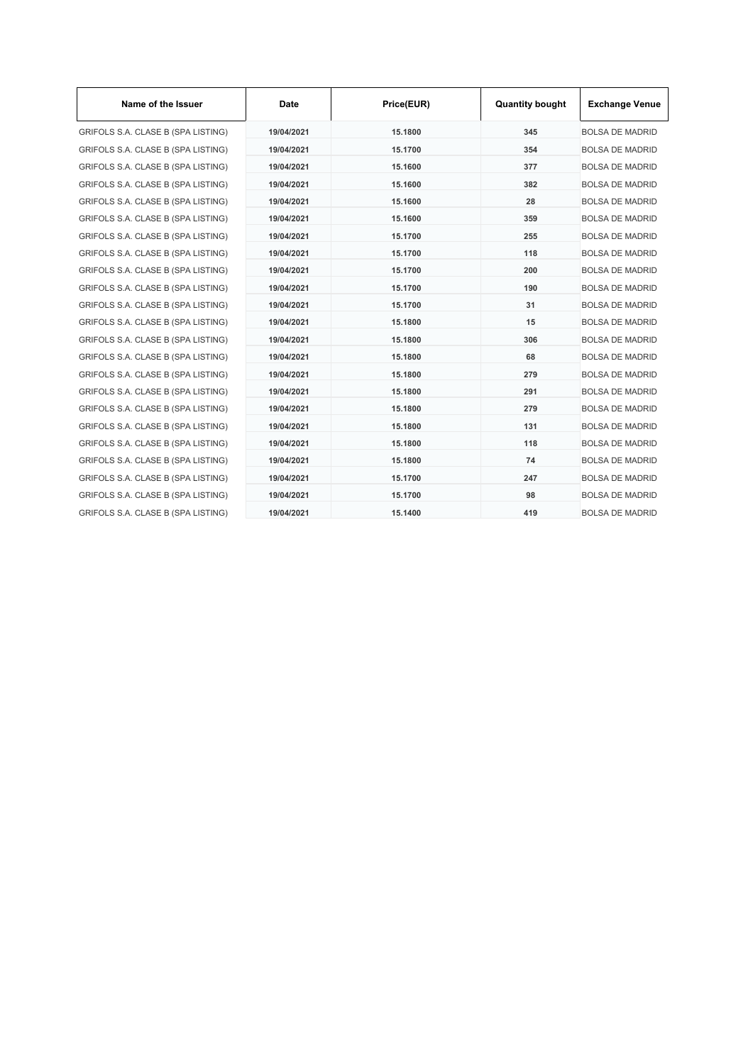| Name of the Issuer | Date | Price(EUR) | Quantity bought | Exchange Venue |
|---|---|---|---|---|
| GRIFOLS S.A. CLASE B (SPA LISTING) | 19/04/2021 | 15.1800 | 345 | BOLSA DE MADRID |
| GRIFOLS S.A. CLASE B (SPA LISTING) | 19/04/2021 | 15.1700 | 354 | BOLSA DE MADRID |
| GRIFOLS S.A. CLASE B (SPA LISTING) | 19/04/2021 | 15.1600 | 377 | BOLSA DE MADRID |
| GRIFOLS S.A. CLASE B (SPA LISTING) | 19/04/2021 | 15.1600 | 382 | BOLSA DE MADRID |
| GRIFOLS S.A. CLASE B (SPA LISTING) | 19/04/2021 | 15.1600 | 28 | BOLSA DE MADRID |
| GRIFOLS S.A. CLASE B (SPA LISTING) | 19/04/2021 | 15.1600 | 359 | BOLSA DE MADRID |
| GRIFOLS S.A. CLASE B (SPA LISTING) | 19/04/2021 | 15.1700 | 255 | BOLSA DE MADRID |
| GRIFOLS S.A. CLASE B (SPA LISTING) | 19/04/2021 | 15.1700 | 118 | BOLSA DE MADRID |
| GRIFOLS S.A. CLASE B (SPA LISTING) | 19/04/2021 | 15.1700 | 200 | BOLSA DE MADRID |
| GRIFOLS S.A. CLASE B (SPA LISTING) | 19/04/2021 | 15.1700 | 190 | BOLSA DE MADRID |
| GRIFOLS S.A. CLASE B (SPA LISTING) | 19/04/2021 | 15.1700 | 31 | BOLSA DE MADRID |
| GRIFOLS S.A. CLASE B (SPA LISTING) | 19/04/2021 | 15.1800 | 15 | BOLSA DE MADRID |
| GRIFOLS S.A. CLASE B (SPA LISTING) | 19/04/2021 | 15.1800 | 306 | BOLSA DE MADRID |
| GRIFOLS S.A. CLASE B (SPA LISTING) | 19/04/2021 | 15.1800 | 68 | BOLSA DE MADRID |
| GRIFOLS S.A. CLASE B (SPA LISTING) | 19/04/2021 | 15.1800 | 279 | BOLSA DE MADRID |
| GRIFOLS S.A. CLASE B (SPA LISTING) | 19/04/2021 | 15.1800 | 291 | BOLSA DE MADRID |
| GRIFOLS S.A. CLASE B (SPA LISTING) | 19/04/2021 | 15.1800 | 279 | BOLSA DE MADRID |
| GRIFOLS S.A. CLASE B (SPA LISTING) | 19/04/2021 | 15.1800 | 131 | BOLSA DE MADRID |
| GRIFOLS S.A. CLASE B (SPA LISTING) | 19/04/2021 | 15.1800 | 118 | BOLSA DE MADRID |
| GRIFOLS S.A. CLASE B (SPA LISTING) | 19/04/2021 | 15.1800 | 74 | BOLSA DE MADRID |
| GRIFOLS S.A. CLASE B (SPA LISTING) | 19/04/2021 | 15.1700 | 247 | BOLSA DE MADRID |
| GRIFOLS S.A. CLASE B (SPA LISTING) | 19/04/2021 | 15.1700 | 98 | BOLSA DE MADRID |
| GRIFOLS S.A. CLASE B (SPA LISTING) | 19/04/2021 | 15.1400 | 419 | BOLSA DE MADRID |